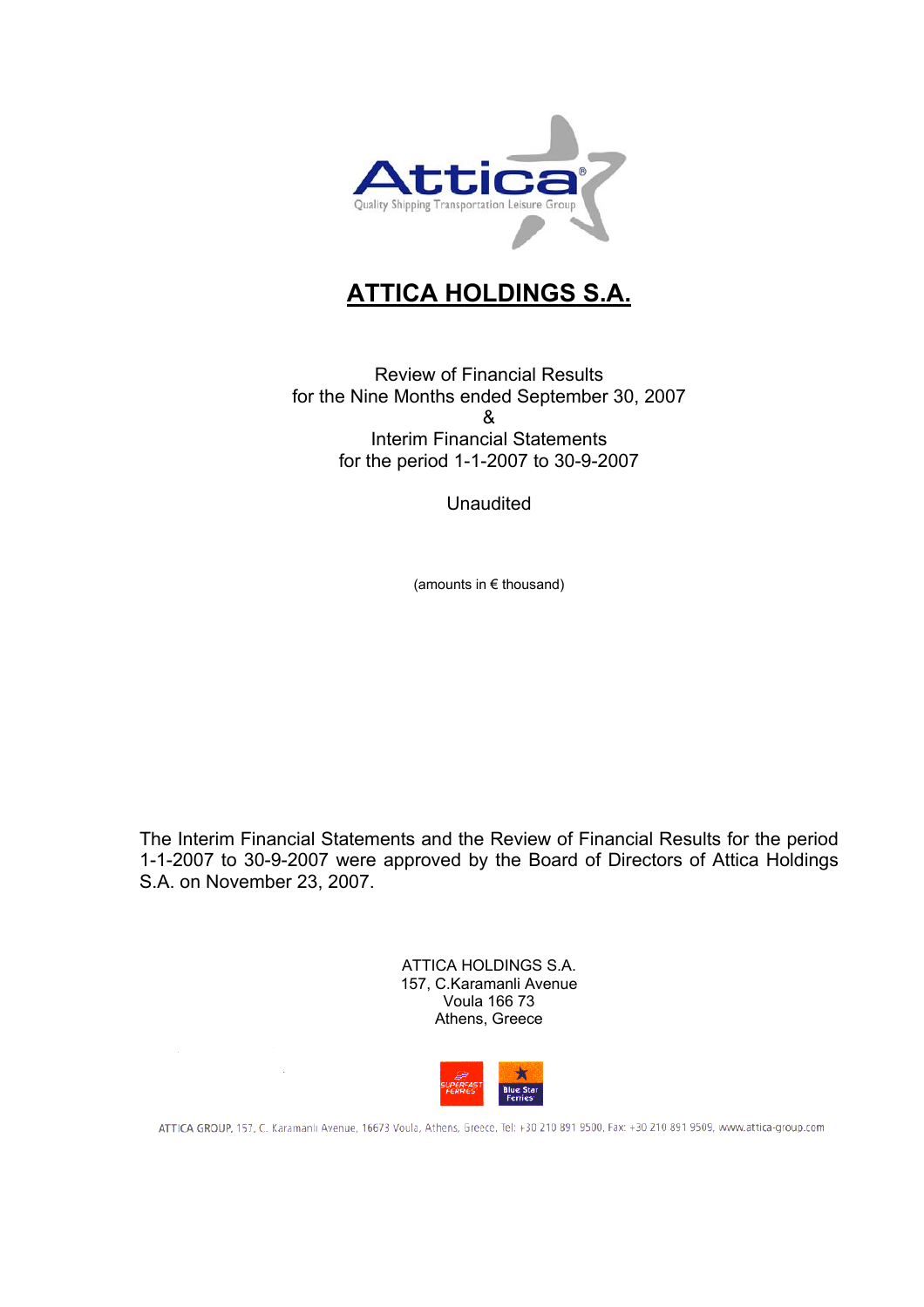# ATTICA HOLDINGS S.A.

Review of Financial Results
for the Nine Months ended September 30, 2007
&
Interim Financial Statements
for the period 1-1-2007 to 30-9-2007

Unaudited

(amounts in € thousand)

The Interim Financial Statements and the Review of Financial Results for the period 1-1-2007 to 30-9-2007 were approved by the Board of Directors of Attica Holdings S.A. on November 23, 2007.

ATTICA HOLDINGS S.A.
157, C.Karamanli Avenue
Voula 166 73
Athens, Greece

ATTICA GROUP, 157, C. Karamanli Avenue, 16673 Voula, Athens, Greece, Tel: +30 210 891 9500, Fax: +30 210 891 9509, www.attica-group.com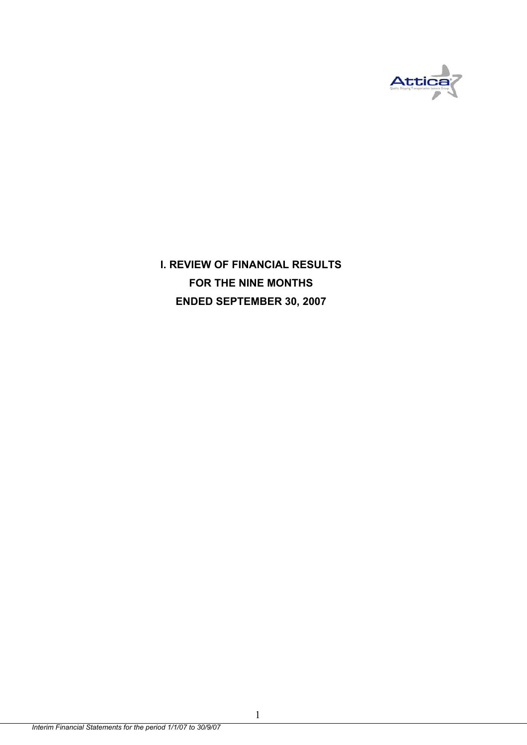# I. REVIEW OF FINANCIAL RESULTS FOR THE NINE MONTHS ENDED SEPTEMBER 30, 2007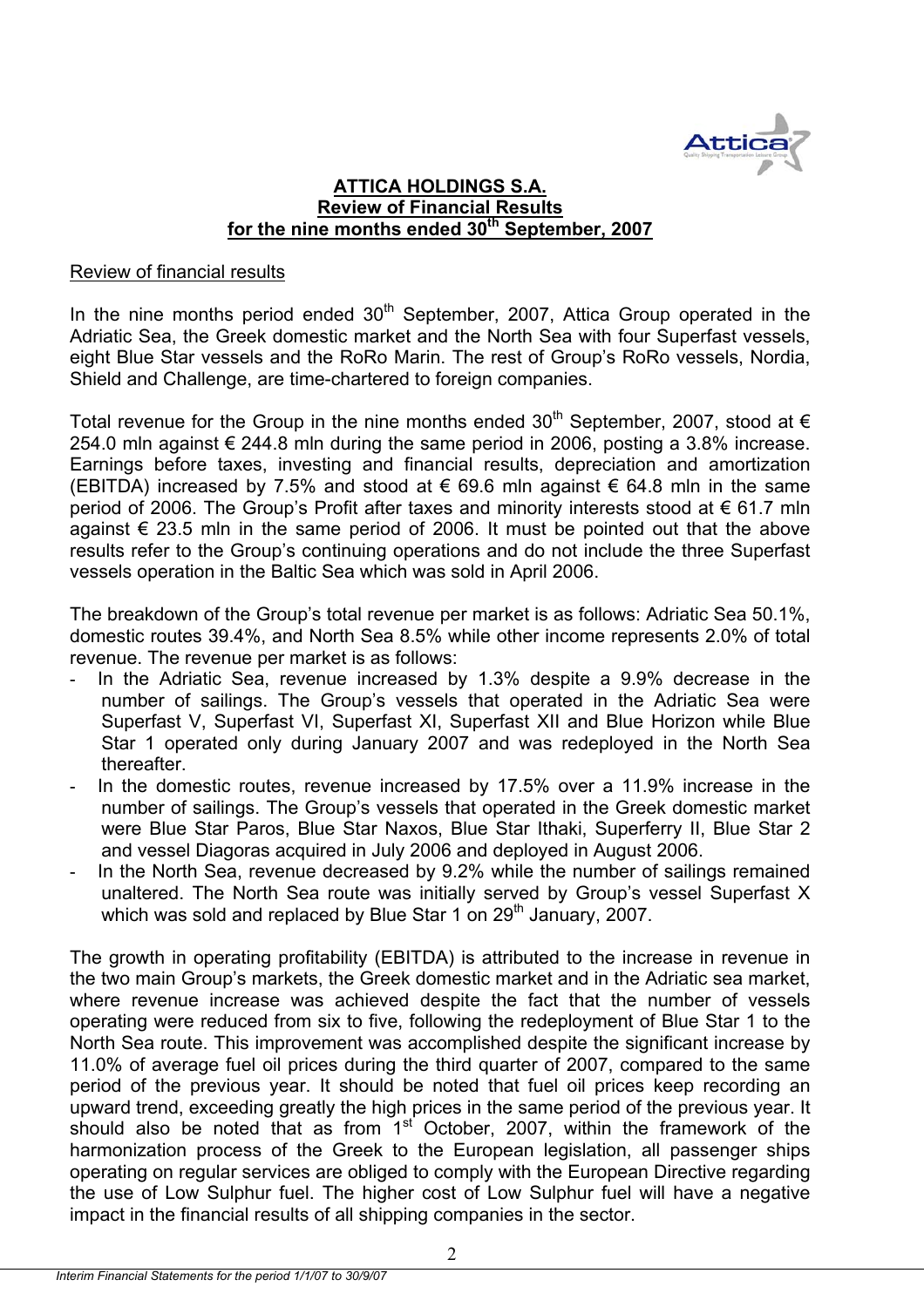**ATTICA HOLDINGS S.A.**
**Review of Financial Results**
**for the nine months ended 30th September, 2007**

Review of financial results

In the nine months period ended 30th September, 2007, Attica Group operated in the Adriatic Sea, the Greek domestic market and the North Sea with four Superfast vessels, eight Blue Star vessels and the RoRo Marin. The rest of Group's RoRo vessels, Nordia, Shield and Challenge, are time-chartered to foreign companies.

Total revenue for the Group in the nine months ended 30th September, 2007, stood at € 254.0 mln against € 244.8 mln during the same period in 2006, posting a 3.8% increase. Earnings before taxes, investing and financial results, depreciation and amortization (EBITDA) increased by 7.5% and stood at € 69.6 mln against € 64.8 mln in the same period of 2006. The Group's Profit after taxes and minority interests stood at € 61.7 mln against € 23.5 mln in the same period of 2006. It must be pointed out that the above results refer to the Group's continuing operations and do not include the three Superfast vessels operation in the Baltic Sea which was sold in April 2006.

The breakdown of the Group's total revenue per market is as follows: Adriatic Sea 50.1%, domestic routes 39.4%, and North Sea 8.5% while other income represents 2.0% of total revenue. The revenue per market is as follows:

- In the Adriatic Sea, revenue increased by 1.3% despite a 9.9% decrease in the number of sailings. The Group's vessels that operated in the Adriatic Sea were Superfast V, Superfast VI, Superfast XI, Superfast XII and Blue Horizon while Blue Star 1 operated only during January 2007 and was redeployed in the North Sea thereafter.
- In the domestic routes, revenue increased by 17.5% over a 11.9% increase in the number of sailings. The Group's vessels that operated in the Greek domestic market were Blue Star Paros, Blue Star Naxos, Blue Star Ithaki, Superferry II, Blue Star 2 and vessel Diagoras acquired in July 2006 and deployed in August 2006.
- In the North Sea, revenue decreased by 9.2% while the number of sailings remained unaltered. The North Sea route was initially served by Group's vessel Superfast X which was sold and replaced by Blue Star 1 on 29th January, 2007.

The growth in operating profitability (EBITDA) is attributed to the increase in revenue in the two main Group's markets, the Greek domestic market and in the Adriatic sea market, where revenue increase was achieved despite the fact that the number of vessels operating were reduced from six to five, following the redeployment of Blue Star 1 to the North Sea route. This improvement was accomplished despite the significant increase by 11.0% of average fuel oil prices during the third quarter of 2007, compared to the same period of the previous year. It should be noted that fuel oil prices keep recording an upward trend, exceeding greatly the high prices in the same period of the previous year. It should also be noted that as from 1st October, 2007, within the framework of the harmonization process of the Greek to the European legislation, all passenger ships operating on regular services are obliged to comply with the European Directive regarding the use of Low Sulphur fuel. The higher cost of Low Sulphur fuel will have a negative impact in the financial results of all shipping companies in the sector.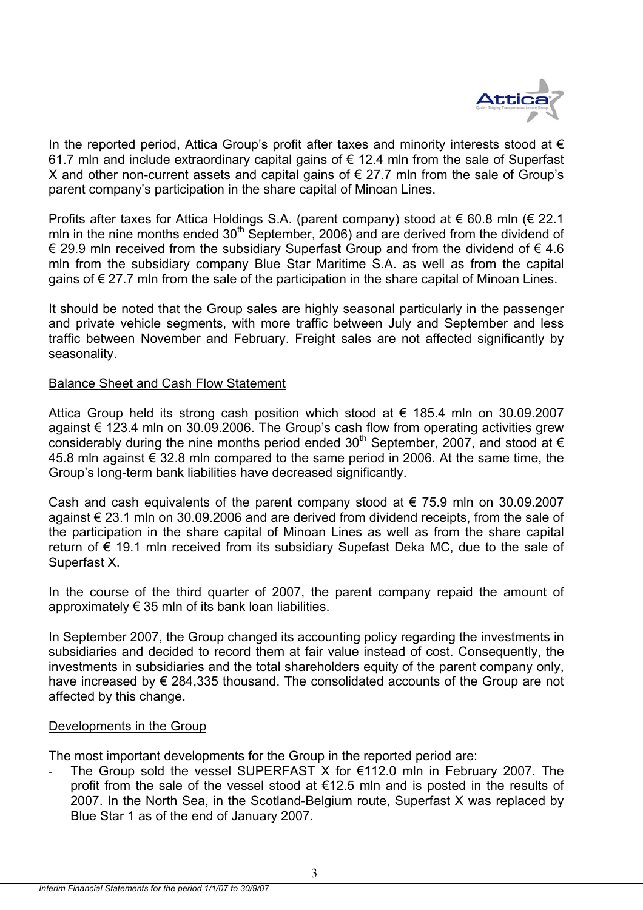In the reported period, Attica Group's profit after taxes and minority interests stood at € 61.7 mln and include extraordinary capital gains of € 12.4 mln from the sale of Superfast X and other non-current assets and capital gains of € 27.7 mln from the sale of Group's parent company's participation in the share capital of Minoan Lines.

Profits after taxes for Attica Holdings S.A. (parent company) stood at € 60.8 mln (€ 22.1 mln in the nine months ended 30th September, 2006) and are derived from the dividend of € 29.9 mln received from the subsidiary Superfast Group and from the dividend of € 4.6 mln from the subsidiary company Blue Star Maritime S.A. as well as from the capital gains of € 27.7 mln from the sale of the participation in the share capital of Minoan Lines.

It should be noted that the Group sales are highly seasonal particularly in the passenger and private vehicle segments, with more traffic between July and September and less traffic between November and February. Freight sales are not affected significantly by seasonality.

## Balance Sheet and Cash Flow Statement

Attica Group held its strong cash position which stood at € 185.4 mln on 30.09.2007 against € 123.4 mln on 30.09.2006. The Group's cash flow from operating activities grew considerably during the nine months period ended 30th September, 2007, and stood at € 45.8 mln against € 32.8 mln compared to the same period in 2006. At the same time, the Group's long-term bank liabilities have decreased significantly.

Cash and cash equivalents of the parent company stood at € 75.9 mln on 30.09.2007 against € 23.1 mln on 30.09.2006 and are derived from dividend receipts, from the sale of the participation in the share capital of Minoan Lines as well as from the share capital return of € 19.1 mln received from its subsidiary Supefast Deka MC, due to the sale of Superfast X.

In the course of the third quarter of 2007, the parent company repaid the amount of approximately € 35 mln of its bank loan liabilities.

In September 2007, the Group changed its accounting policy regarding the investments in subsidiaries and decided to record them at fair value instead of cost. Consequently, the investments in subsidiaries and the total shareholders equity of the parent company only, have increased by € 284,335 thousand. The consolidated accounts of the Group are not affected by this change.

## Developments in the Group

The most important developments for the Group in the reported period are:

- The Group sold the vessel SUPERFAST X for €112.0 mln in February 2007. The profit from the sale of the vessel stood at €12.5 mln and is posted in the results of 2007. In the North Sea, in the Scotland-Belgium route, Superfast X was replaced by Blue Star 1 as of the end of January 2007.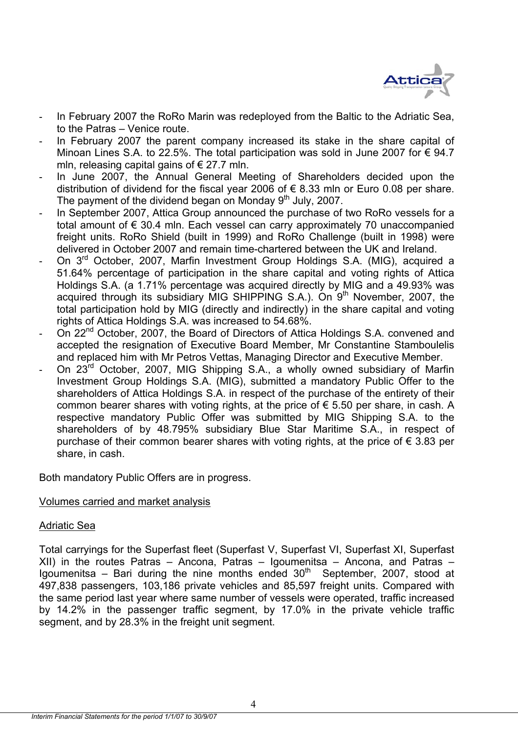- In February 2007 the RoRo Marin was redeployed from the Baltic to the Adriatic Sea, to the Patras – Venice route.
- In February 2007 the parent company increased its stake in the share capital of Minoan Lines S.A. to 22.5%. The total participation was sold in June 2007 for € 94.7 mln, releasing capital gains of € 27.7 mln.
- In June 2007, the Annual General Meeting of Shareholders decided upon the distribution of dividend for the fiscal year 2006 of € 8.33 mln or Euro 0.08 per share. The payment of the dividend began on Monday 9th July, 2007.
- In September 2007, Attica Group announced the purchase of two RoRo vessels for a total amount of € 30.4 mln. Each vessel can carry approximately 70 unaccompanied freight units. RoRo Shield (built in 1999) and RoRo Challenge (built in 1998) were delivered in October 2007 and remain time-chartered between the UK and Ireland.
- On 3rd October, 2007, Marfin Investment Group Holdings S.A. (MIG), acquired a 51.64% percentage of participation in the share capital and voting rights of Attica Holdings S.A. (a 1.71% percentage was acquired directly by MIG and a 49.93% was acquired through its subsidiary MIG SHIPPING S.A.). On 9th November, 2007, the total participation hold by MIG (directly and indirectly) in the share capital and voting rights of Attica Holdings S.A. was increased to 54.68%.
- On 22nd October, 2007, the Board of Directors of Attica Holdings S.A. convened and accepted the resignation of Executive Board Member, Mr Constantine Stamboulelis and replaced him with Mr Petros Vettas, Managing Director and Executive Member.
- On 23rd October, 2007, MIG Shipping S.A., a wholly owned subsidiary of Marfin Investment Group Holdings S.A. (MIG), submitted a mandatory Public Offer to the shareholders of Attica Holdings S.A. in respect of the purchase of the entirety of their common bearer shares with voting rights, at the price of € 5.50 per share, in cash. A respective mandatory Public Offer was submitted by MIG Shipping S.A. to the shareholders of by 48.795% subsidiary Blue Star Maritime S.A., in respect of purchase of their common bearer shares with voting rights, at the price of € 3.83 per share, in cash.

Both mandatory Public Offers are in progress.

Volumes carried and market analysis

Adriatic Sea

Total carryings for the Superfast fleet (Superfast V, Superfast VI, Superfast XI, Superfast XII) in the routes Patras – Ancona, Patras – Igoumenitsa – Ancona, and Patras – Igoumenitsa – Bari during the nine months ended 30th September, 2007, stood at 497,838 passengers, 103,186 private vehicles and 85,597 freight units. Compared with the same period last year where same number of vessels were operated, traffic increased by 14.2% in the passenger traffic segment, by 17.0% in the private vehicle traffic segment, and by 28.3% in the freight unit segment.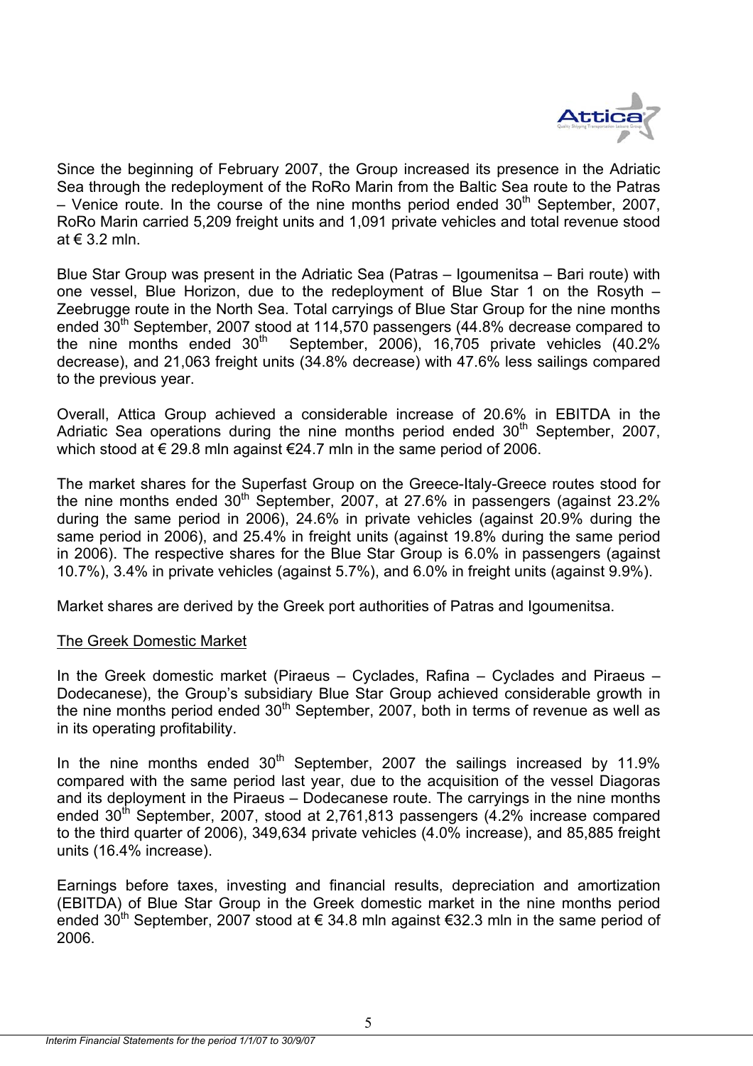Since the beginning of February 2007, the Group increased its presence in the Adriatic Sea through the redeployment of the RoRo Marin from the Baltic Sea route to the Patras – Venice route. In the course of the nine months period ended 30th September, 2007, RoRo Marin carried 5,209 freight units and 1,091 private vehicles and total revenue stood at € 3.2 mln.

Blue Star Group was present in the Adriatic Sea (Patras – Igoumenitsa – Bari route) with one vessel, Blue Horizon, due to the redeployment of Blue Star 1 on the Rosyth – Zeebrugge route in the North Sea. Total carryings of Blue Star Group for the nine months ended 30th September, 2007 stood at 114,570 passengers (44.8% decrease compared to the nine months ended 30th September, 2006), 16,705 private vehicles (40.2% decrease), and 21,063 freight units (34.8% decrease) with 47.6% less sailings compared to the previous year.

Overall, Attica Group achieved a considerable increase of 20.6% in EBITDA in the Adriatic Sea operations during the nine months period ended 30th September, 2007, which stood at € 29.8 mln against €24.7 mln in the same period of 2006.

The market shares for the Superfast Group on the Greece-Italy-Greece routes stood for the nine months ended 30th September, 2007, at 27.6% in passengers (against 23.2% during the same period in 2006), 24.6% in private vehicles (against 20.9% during the same period in 2006), and 25.4% in freight units (against 19.8% during the same period in 2006). The respective shares for the Blue Star Group is 6.0% in passengers (against 10.7%), 3.4% in private vehicles (against 5.7%), and 6.0% in freight units (against 9.9%).

Market shares are derived by the Greek port authorities of Patras and Igoumenitsa.

## The Greek Domestic Market

In the Greek domestic market (Piraeus – Cyclades, Rafina – Cyclades and Piraeus – Dodecanese), the Group's subsidiary Blue Star Group achieved considerable growth in the nine months period ended 30th September, 2007, both in terms of revenue as well as in its operating profitability.

In the nine months ended 30th September, 2007 the sailings increased by 11.9% compared with the same period last year, due to the acquisition of the vessel Diagoras and its deployment in the Piraeus – Dodecanese route. The carryings in the nine months ended 30th September, 2007, stood at 2,761,813 passengers (4.2% increase compared to the third quarter of 2006), 349,634 private vehicles (4.0% increase), and 85,885 freight units (16.4% increase).

Earnings before taxes, investing and financial results, depreciation and amortization (EBITDA) of Blue Star Group in the Greek domestic market in the nine months period ended 30th September, 2007 stood at € 34.8 mln against €32.3 mln in the same period of 2006.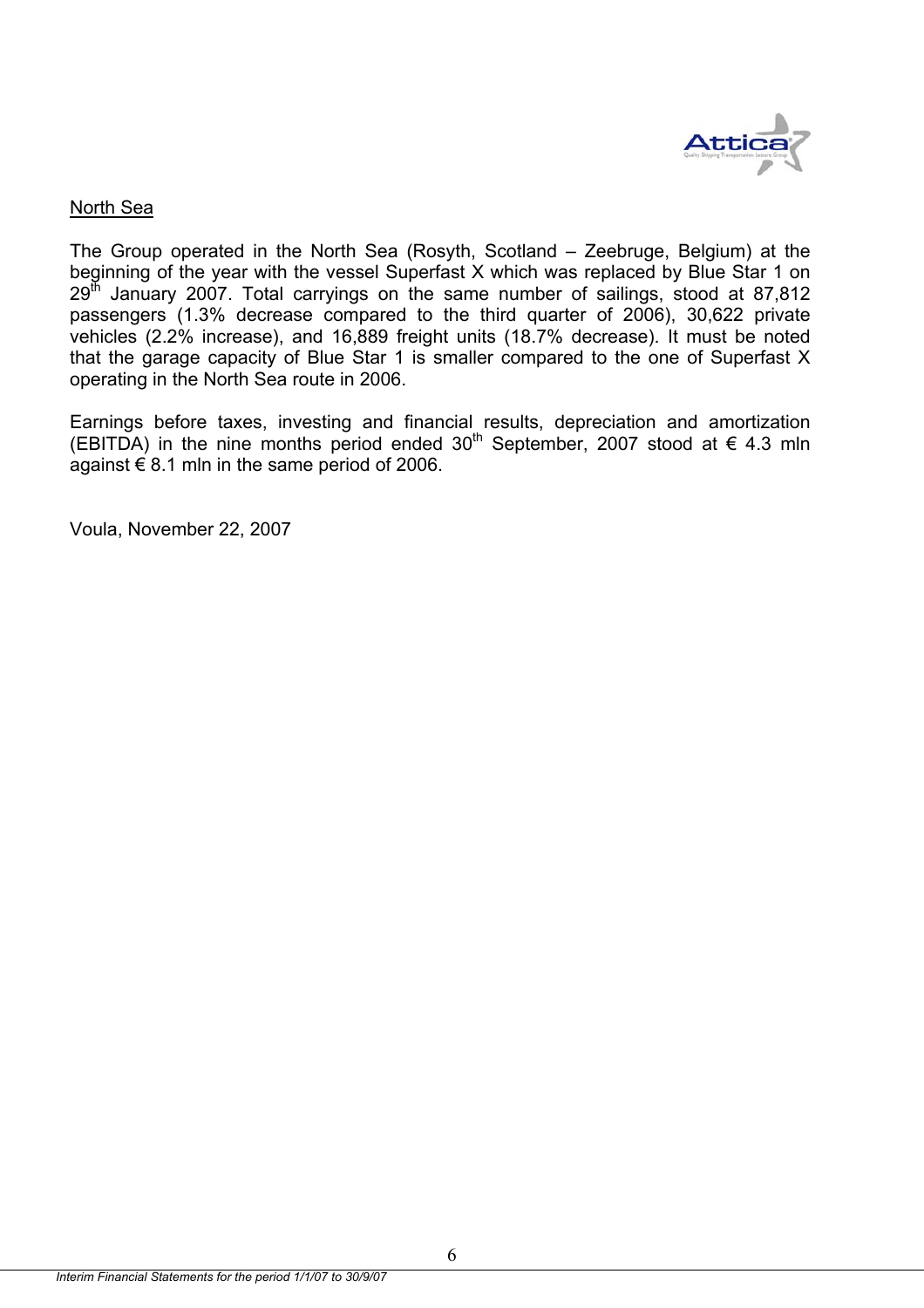North Sea

The Group operated in the North Sea (Rosyth, Scotland – Zeebruge, Belgium) at the beginning of the year with the vessel Superfast X which was replaced by Blue Star 1 on 29th January 2007. Total carryings on the same number of sailings, stood at 87,812 passengers (1.3% decrease compared to the third quarter of 2006), 30,622 private vehicles (2.2% increase), and 16,889 freight units (18.7% decrease). It must be noted that the garage capacity of Blue Star 1 is smaller compared to the one of Superfast X operating in the North Sea route in 2006.

Earnings before taxes, investing and financial results, depreciation and amortization (EBITDA) in the nine months period ended 30th September, 2007 stood at € 4.3 mln against € 8.1 mln in the same period of 2006.

Voula, November 22, 2007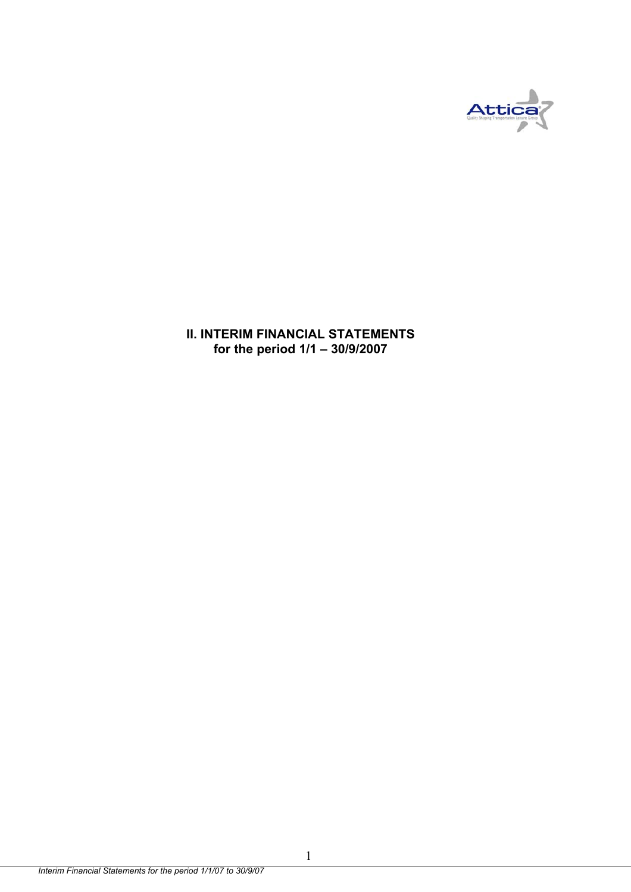# II. INTERIM FINANCIAL STATEMENTS for the period 1/1 – 30/9/2007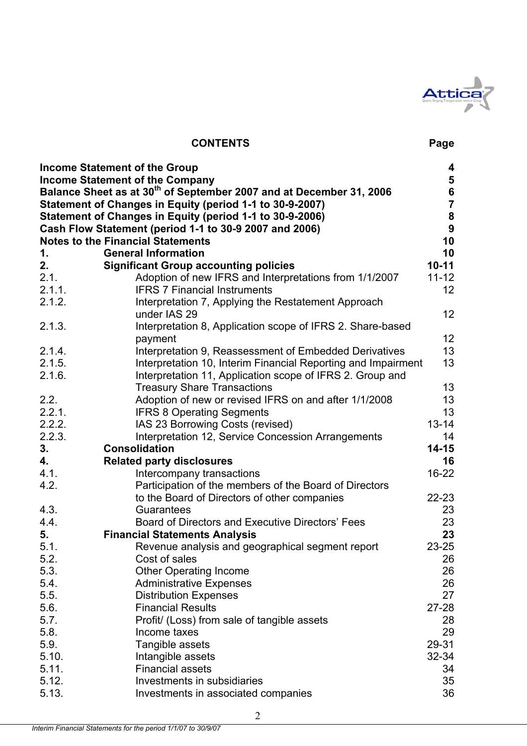## CONTENTS

| | | Page |
|---|---|---|
| **Income Statement of the Group** | | **4** |
| **Income Statement of the Company** | | **5** |
| **Balance Sheet as at 30th of September 2007 and at December 31, 2006** | | **6** |
| **Statement of Changes in Equity (period 1-1 to 30-9-2007)** | | **7** |
| **Statement of Changes in Equity (period 1-1 to 30-9-2006)** | | **8** |
| **Cash Flow Statement (period 1-1 to 30-9 2007 and 2006)** | | **9** |
| **Notes to the Financial Statements** | | **10** |
| **1.** | **General Information** | **10** |
| **2.** | **Significant Group accounting policies** | **10-11** |
| 2.1. | Adoption of new IFRS and Interpretations from 1/1/2007 | 11-12 |
| 2.1.1. | IFRS 7 Financial Instruments | 12 |
| 2.1.2. | Interpretation 7, Applying the Restatement Approach under IAS 29 | 12 |
| 2.1.3. | Interpretation 8, Application scope of IFRS 2. Share-based payment | 12 |
| 2.1.4. | Interpretation 9, Reassessment of Embedded Derivatives | 13 |
| 2.1.5. | Interpretation 10, Interim Financial Reporting and Impairment | 13 |
| 2.1.6. | Interpretation 11, Application scope of IFRS 2. Group and Treasury Share Transactions | 13 |
| 2.2. | Adoption of new or revised IFRS on and after 1/1/2008 | 13 |
| 2.2.1. | IFRS 8 Operating Segments | 13 |
| 2.2.2. | IAS 23 Borrowing Costs (revised) | 13-14 |
| 2.2.3. | Interpretation 12, Service Concession Arrangements | 14 |
| **3.** | **Consolidation** | **14-15** |
| **4.** | **Related party disclosures** | **16** |
| 4.1. | Intercompany transactions | 16-22 |
| 4.2. | Participation of the members of the Board of Directors to the Board of Directors of other companies | 22-23 |
| 4.3. | Guarantees | 23 |
| 4.4. | Board of Directors and Executive Directors' Fees | 23 |
| **5.** | **Financial Statements Analysis** | **23** |
| 5.1. | Revenue analysis and geographical segment report | 23-25 |
| 5.2. | Cost of sales | 26 |
| 5.3. | Other Operating Income | 26 |
| 5.4. | Administrative Expenses | 26 |
| 5.5. | Distribution Expenses | 27 |
| 5.6. | Financial Results | 27-28 |
| 5.7. | Profit/ (Loss) from sale of tangible assets | 28 |
| 5.8. | Income taxes | 29 |
| 5.9. | Tangible assets | 29-31 |
| 5.10. | Intangible assets | 32-34 |
| 5.11. | Financial assets | 34 |
| 5.12. | Investments in subsidiaries | 35 |
| 5.13. | Investments in associated companies | 36 |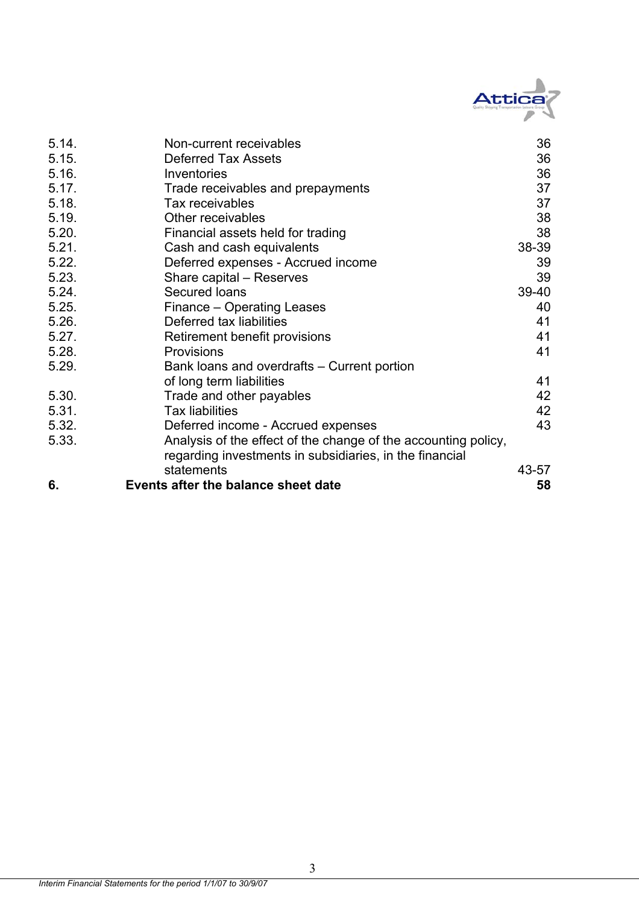| | | |
|---|---|---|
| 5.14. | Non-current receivables | 36 |
| 5.15. | Deferred Tax Assets | 36 |
| 5.16. | Inventories | 36 |
| 5.17. | Trade receivables and prepayments | 37 |
| 5.18. | Tax receivables | 37 |
| 5.19. | Other receivables | 38 |
| 5.20. | Financial assets held for trading | 38 |
| 5.21. | Cash and cash equivalents | 38-39 |
| 5.22. | Deferred expenses - Accrued income | 39 |
| 5.23. | Share capital – Reserves | 39 |
| 5.24. | Secured loans | 39-40 |
| 5.25. | Finance – Operating Leases | 40 |
| 5.26. | Deferred tax liabilities | 41 |
| 5.27. | Retirement benefit provisions | 41 |
| 5.28. | Provisions | 41 |
| 5.29. | Bank loans and overdrafts – Current portion of long term liabilities | 41 |
| 5.30. | Trade and other payables | 42 |
| 5.31. | Tax liabilities | 42 |
| 5.32. | Deferred income - Accrued expenses | 43 |
| 5.33. | Analysis of the effect of the change of the accounting policy, regarding investments in subsidiaries, in the financial statements | 43-57 |
| **6.** | **Events after the balance sheet date** | **58** |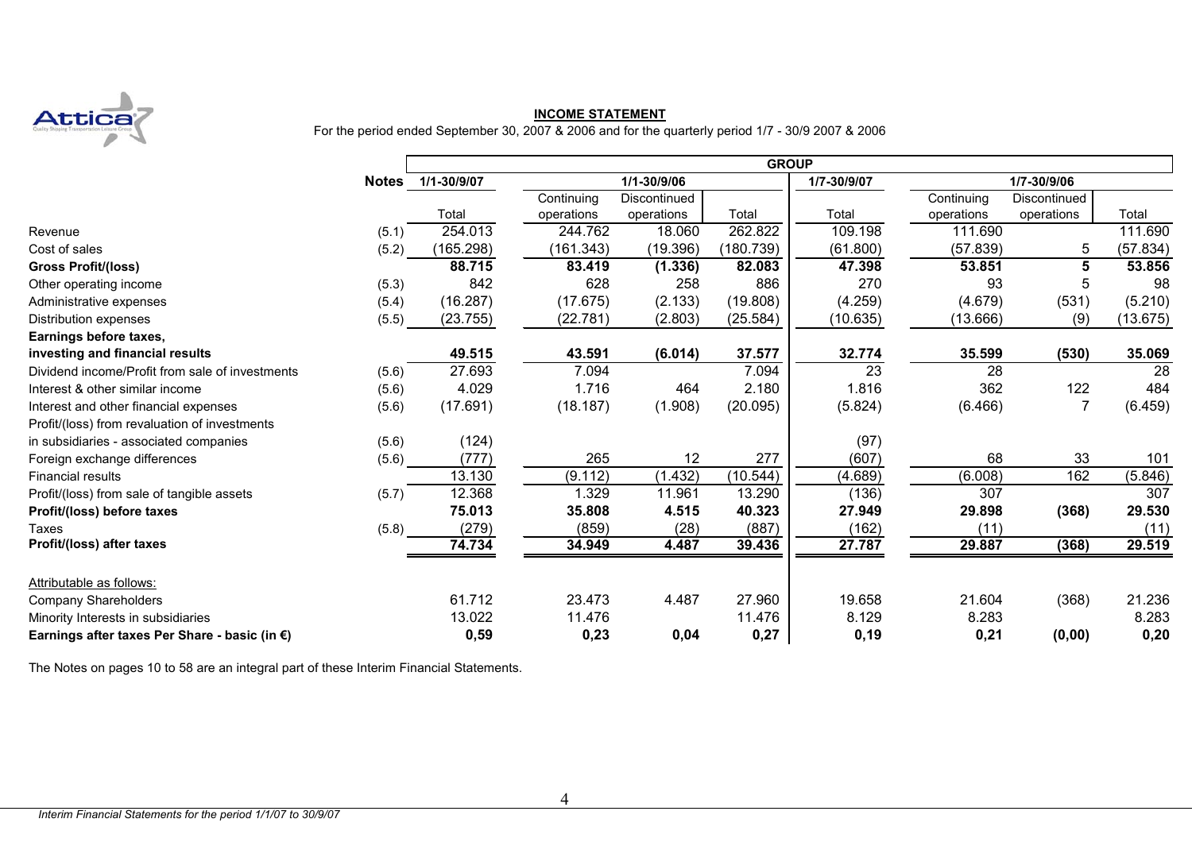## INCOME STATEMENT

For the period ended September 30, 2007 & 2006 and for the quarterly period 1/7 - 30/9 2007 & 2006

| | Notes | GROUP | | | | | | | |
|---|---|---|---|---|---|---|---|---|---|
| | | 1/1-30/9/07 | 1/1-30/9/06 | | | 1/7-30/9/07 | 1/7-30/9/06 | | |
| | | Total | Continuing operations | Discontinued operations | Total | Total | Continuing operations | Discontinued operations | Total |
| Revenue | (5.1) | 254.013 | 244.762 | 18.060 | 262.822 | 109.198 | 111.690 | | 111.690 |
| Cost of sales | (5.2) | (165.298) | (161.343) | (19.396) | (180.739) | (61.800) | (57.839) | 5 | (57.834) |
| **Gross Profit/(loss)** | | **88.715** | **83.419** | **(1.336)** | **82.083** | **47.398** | **53.851** | **5** | **53.856** |
| Other operating income | (5.3) | 842 | 628 | 258 | 886 | 270 | 93 | 5 | 98 |
| Administrative expenses | (5.4) | (16.287) | (17.675) | (2.133) | (19.808) | (4.259) | (4.679) | (531) | (5.210) |
| Distribution expenses | (5.5) | (23.755) | (22.781) | (2.803) | (25.584) | (10.635) | (13.666) | (9) | (13.675) |
| **Earnings before taxes, investing and financial results** | | **49.515** | **43.591** | **(6.014)** | **37.577** | **32.774** | **35.599** | **(530)** | **35.069** |
| Dividend income/Profit from sale of investments | (5.6) | 27.693 | 7.094 | | 7.094 | 23 | 28 | | 28 |
| Interest & other similar income | (5.6) | 4.029 | 1.716 | 464 | 2.180 | 1.816 | 362 | 122 | 484 |
| Interest and other financial expenses | (5.6) | (17.691) | (18.187) | (1.908) | (20.095) | (5.824) | (6.466) | 7 | (6.459) |
| Profit/(loss) from revaluation of investments in subsidiaries - associated companies | (5.6) | (124) | | | | (97) | | | |
| Foreign exchange differences | (5.6) | (777) | 265 | 12 | 277 | (607) | 68 | 33 | 101 |
| Financial results | | 13.130 | (9.112) | (1.432) | (10.544) | (4.689) | (6.008) | 162 | (5.846) |
| Profit/(loss) from sale of tangible assets | (5.7) | 12.368 | 1.329 | 11.961 | 13.290 | (136) | 307 | | 307 |
| **Profit/(loss) before taxes** | | **75.013** | **35.808** | **4.515** | **40.323** | **27.949** | **29.898** | **(368)** | **29.530** |
| Taxes | (5.8) | (279) | (859) | (28) | (887) | (162) | (11) | | (11) |
| **Profit/(loss) after taxes** | | **74.734** | **34.949** | **4.487** | **39.436** | **27.787** | **29.887** | **(368)** | **29.519** |
| Attributable as follows: | | | | | | | | | |
| Company Shareholders | | 61.712 | 23.473 | 4.487 | 27.960 | 19.658 | 21.604 | (368) | 21.236 |
| Minority Interests in subsidiaries | | 13.022 | 11.476 | | 11.476 | 8.129 | 8.283 | | 8.283 |
| **Earnings after taxes Per Share - basic (in €)** | | **0,59** | **0,23** | **0,04** | **0,27** | **0,19** | **0,21** | **(0,00)** | **0,20** |

The Notes on pages 10 to 58 are an integral part of these Interim Financial Statements.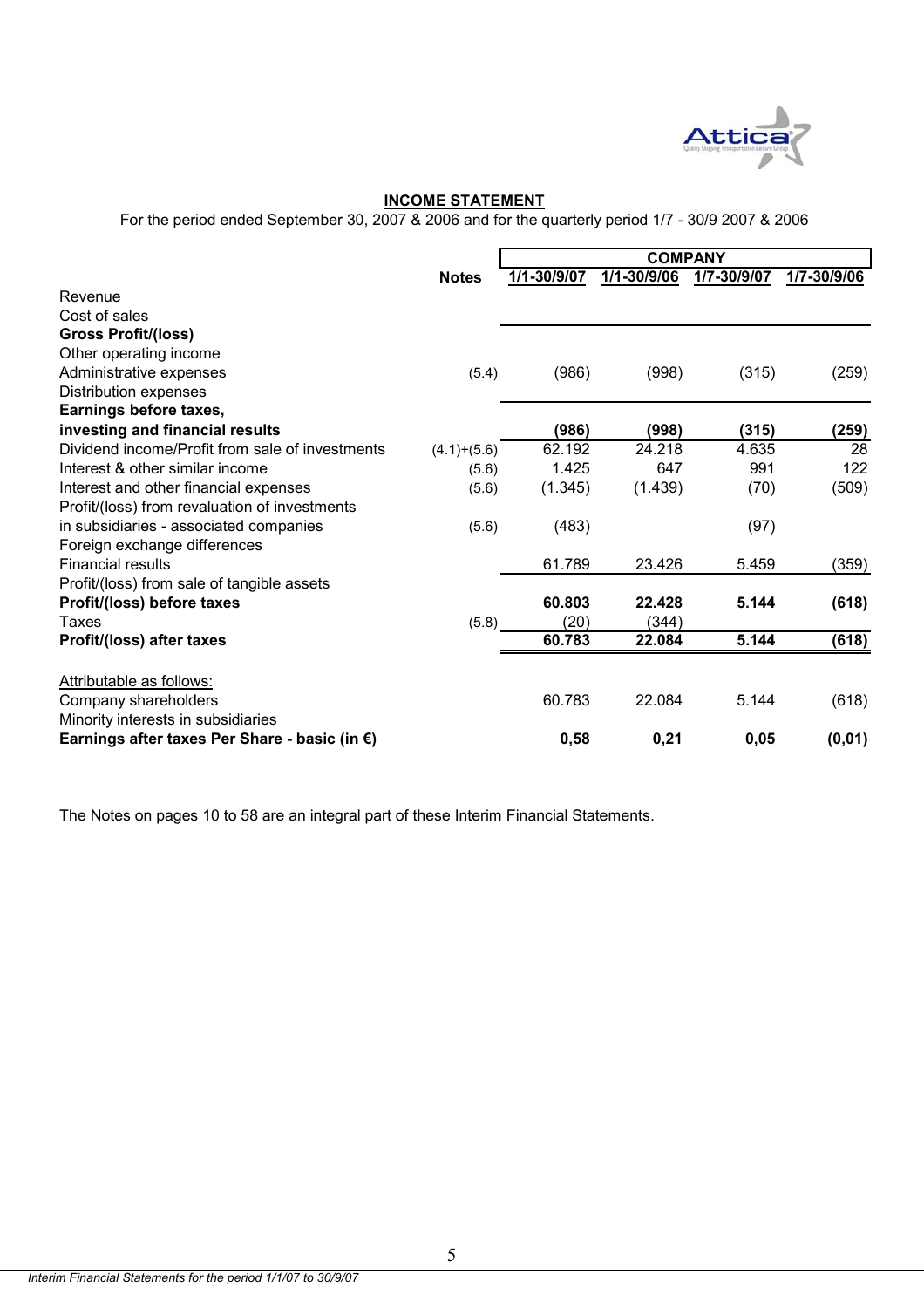## INCOME STATEMENT

For the period ended September 30, 2007 & 2006 and for the quarterly period 1/7 - 30/9 2007 & 2006

| | Notes | COMPANY | | | |
|---|---|---|---|---|---|
| | | 1/1-30/9/07 | 1/1-30/9/06 | 1/7-30/9/07 | 1/7-30/9/06 |
| Revenue | | | | | |
| Cost of sales | | | | | |
| **Gross Profit/(loss)** | | | | | |
| Other operating income | | | | | |
| Administrative expenses | (5.4) | (986) | (998) | (315) | (259) |
| Distribution expenses | | | | | |
| **Earnings before taxes, investing and financial results** | | **(986)** | **(998)** | **(315)** | **(259)** |
| Dividend income/Profit from sale of investments | (4.1)+(5.6) | 62.192 | 24.218 | 4.635 | 28 |
| Interest & other similar income | (5.6) | 1.425 | 647 | 991 | 122 |
| Interest and other financial expenses | (5.6) | (1.345) | (1.439) | (70) | (509) |
| Profit/(loss) from revaluation of investments in subsidiaries - associated companies | (5.6) | (483) | | (97) | |
| Foreign exchange differences | | | | | |
| Financial results | | 61.789 | 23.426 | 5.459 | (359) |
| Profit/(loss) from sale of tangible assets | | | | | |
| **Profit/(loss) before taxes** | | **60.803** | **22.428** | **5.144** | **(618)** |
| Taxes | (5.8) | (20) | (344) | | |
| **Profit/(loss) after taxes** | | **60.783** | **22.084** | **5.144** | **(618)** |
| | | | | | |
| Attributable as follows: | | | | | |
| Company shareholders | | 60.783 | 22.084 | 5.144 | (618) |
| Minority interests in subsidiaries | | | | | |
| **Earnings after taxes Per Share - basic (in €)** | | **0,58** | **0,21** | **0,05** | **(0,01)** |

The Notes on pages 10 to 58 are an integral part of these Interim Financial Statements.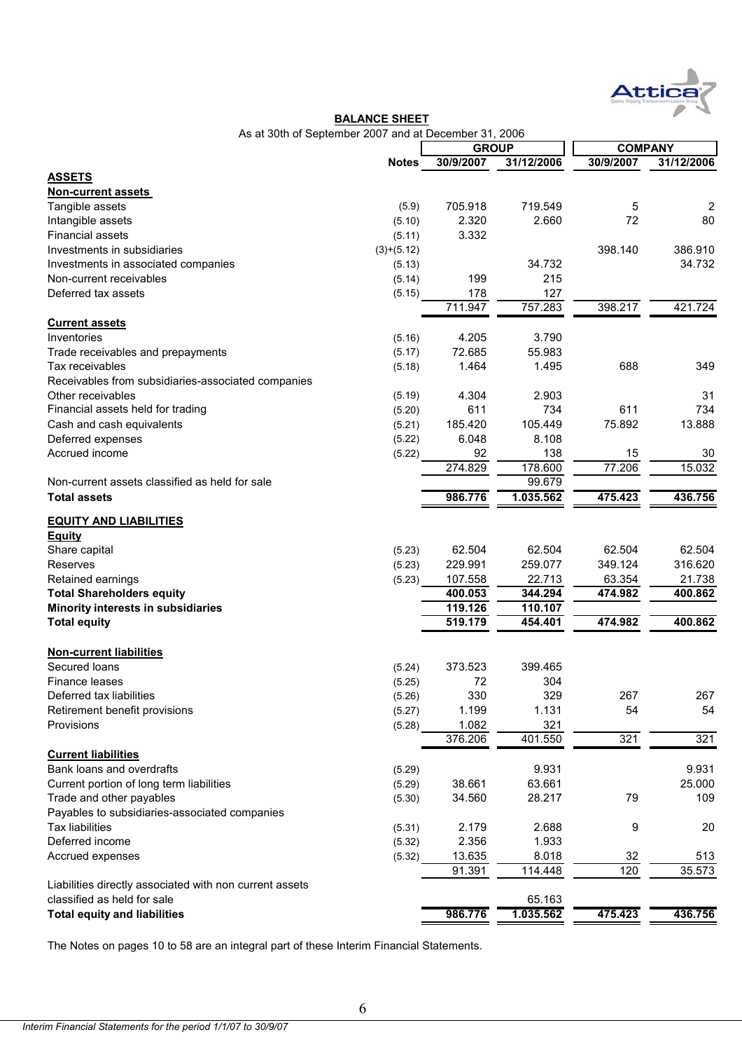## BALANCE SHEET

As at 30th of September 2007 and at December 31, 2006

| | Notes | GROUP | | COMPANY | |
|---|---|---|---|---|---|
| | | 30/9/2007 | 31/12/2006 | 30/9/2007 | 31/12/2006 |
| **ASSETS** | | | | | |
| **Non-current assets** | | | | | |
| Tangible assets | (5.9) | 705.918 | 719.549 | 5 | 2 |
| Intangible assets | (5.10) | 2.320 | 2.660 | 72 | 80 |
| Financial assets | (5.11) | 3.332 | | | |
| Investments in subsidiaries | (3)+(5.12) | | | 398.140 | 386.910 |
| Investments in associated companies | (5.13) | | 34.732 | | 34.732 |
| Non-current receivables | (5.14) | 199 | 215 | | |
| Deferred tax assets | (5.15) | 178 | 127 | | |
| | | 711.947 | 757.283 | 398.217 | 421.724 |
| **Current assets** | | | | | |
| Inventories | (5.16) | 4.205 | 3.790 | | |
| Trade receivables and prepayments | (5.17) | 72.685 | 55.983 | | |
| Tax receivables | (5.18) | 1.464 | 1.495 | 688 | 349 |
| Receivables from subsidiaries-associated companies | | | | | |
| Other receivables | (5.19) | 4.304 | 2.903 | | 31 |
| Financial assets held for trading | (5.20) | 611 | 734 | 611 | 734 |
| Cash and cash equivalents | (5.21) | 185.420 | 105.449 | 75.892 | 13.888 |
| Deferred expenses | (5.22) | 6.048 | 8.108 | | |
| Accrued income | (5.22) | 92 | 138 | 15 | 30 |
| | | 274.829 | 178.600 | 77.206 | 15.032 |
| Non-current assets classified as held for sale | | | 99.679 | | |
| **Total assets** | | **986.776** | **1.035.562** | **475.423** | **436.756** |
| **EQUITY AND LIABILITIES** | | | | | |
| **Equity** | | | | | |
| Share capital | (5.23) | 62.504 | 62.504 | 62.504 | 62.504 |
| Reserves | (5.23) | 229.991 | 259.077 | 349.124 | 316.620 |
| Retained earnings | (5.23) | 107.558 | 22.713 | 63.354 | 21.738 |
| **Total Shareholders equity** | | **400.053** | **344.294** | **474.982** | **400.862** |
| **Minority interests in subsidiaries** | | **119.126** | **110.107** | | |
| **Total equity** | | **519.179** | **454.401** | **474.982** | **400.862** |
| **Non-current liabilities** | | | | | |
| Secured loans | (5.24) | 373.523 | 399.465 | | |
| Finance leases | (5.25) | 72 | 304 | | |
| Deferred tax liabilities | (5.26) | 330 | 329 | 267 | 267 |
| Retirement benefit provisions | (5.27) | 1.199 | 1.131 | 54 | 54 |
| Provisions | (5.28) | 1.082 | 321 | | |
| | | 376.206 | 401.550 | 321 | 321 |
| **Current liabilities** | | | | | |
| Bank loans and overdrafts | (5.29) | | 9.931 | | 9.931 |
| Current portion of long term liabilities | (5.29) | 38.661 | 63.661 | | 25.000 |
| Trade and other payables | (5.30) | 34.560 | 28.217 | 79 | 109 |
| Payables to subsidiaries-associated companies | | | | | |
| Tax liabilities | (5.31) | 2.179 | 2.688 | 9 | 20 |
| Deferred income | (5.32) | 2.356 | 1.933 | | |
| Accrued expenses | (5.32) | 13.635 | 8.018 | 32 | 513 |
| | | 91.391 | 114.448 | 120 | 35.573 |
| Liabilities directly associated with non current assets classified as held for sale | | | 65.163 | | |
| **Total equity and liabilities** | | **986.776** | **1.035.562** | **475.423** | **436.756** |

The Notes on pages 10 to 58 are an integral part of these Interim Financial Statements.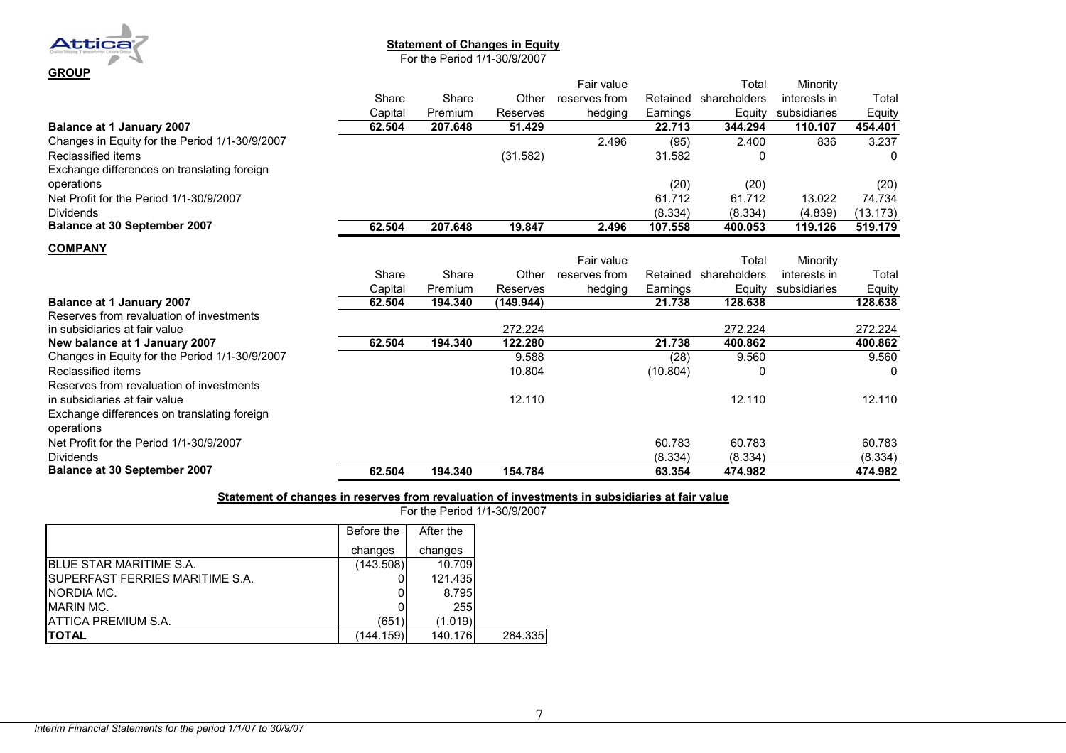## Statement of Changes in Equity

For the Period 1/1-30/9/2007

**GROUP**

| | Share Capital | Share Premium | Other Reserves | Fair value reserves from hedging | Retained Earnings | Total shareholders Equity | Minority interests in subsidiaries | Total Equity |
|---|---|---|---|---|---|---|---|---|
| **Balance at 1 January 2007** | **62.504** | **207.648** | **51.429** | | **22.713** | **344.294** | **110.107** | **454.401** |
| Changes in Equity for the Period 1/1-30/9/2007 | | | | 2.496 | (95) | 2.400 | 836 | 3.237 |
| Reclassified items | | | (31.582) | | 31.582 | 0 | | 0 |
| Exchange differences on translating foreign operations | | | | | (20) | (20) | | (20) |
| Net Profit for the Period 1/1-30/9/2007 | | | | | 61.712 | 61.712 | 13.022 | 74.734 |
| Dividends | | | | | (8.334) | (8.334) | (4.839) | (13.173) |
| **Balance at 30 September 2007** | **62.504** | **207.648** | **19.847** | **2.496** | **107.558** | **400.053** | **119.126** | **519.179** |

**COMPANY**

| | Share Capital | Share Premium | Other Reserves | Fair value reserves from hedging | Retained Earnings | Total shareholders Equity | Minority interests in subsidiaries | Total Equity |
|---|---|---|---|---|---|---|---|---|
| **Balance at 1 January 2007** | **62.504** | **194.340** | **(149.944)** | | **21.738** | **128.638** | | **128.638** |
| Reserves from revaluation of investments in subsidiaries at fair value | | | 272.224 | | | 272.224 | | 272.224 |
| **New balance at 1 January 2007** | **62.504** | **194.340** | **122.280** | | **21.738** | **400.862** | | **400.862** |
| Changes in Equity for the Period 1/1-30/9/2007 | | | 9.588 | | (28) | 9.560 | | 9.560 |
| Reclassified items | | | 10.804 | | (10.804) | 0 | | 0 |
| Reserves from revaluation of investments in subsidiaries at fair value | | | 12.110 | | | 12.110 | | 12.110 |
| Exchange differences on translating foreign operations | | | | | | | | |
| Net Profit for the Period 1/1-30/9/2007 | | | | | 60.783 | 60.783 | | 60.783 |
| Dividends | | | | | (8.334) | (8.334) | | (8.334) |
| **Balance at 30 September 2007** | **62.504** | **194.340** | **154.784** | | **63.354** | **474.982** | | **474.982** |

**Statement of changes in reserves from revaluation of investments in subsidiaries at fair value**

For the Period 1/1-30/9/2007

| | Before the changes | After the changes | |
|---|---|---|---|
| BLUE STAR MARITIME S.A. | (143.508) | 10.709 | |
| SUPERFAST FERRIES MARITIME S.A. | 0 | 121.435 | |
| NORDIA MC. | 0 | 8.795 | |
| MARIN MC. | 0 | 255 | |
| ATTICA PREMIUM S.A. | (651) | (1.019) | |
| **TOTAL** | (144.159) | 140.176 | 284.335 |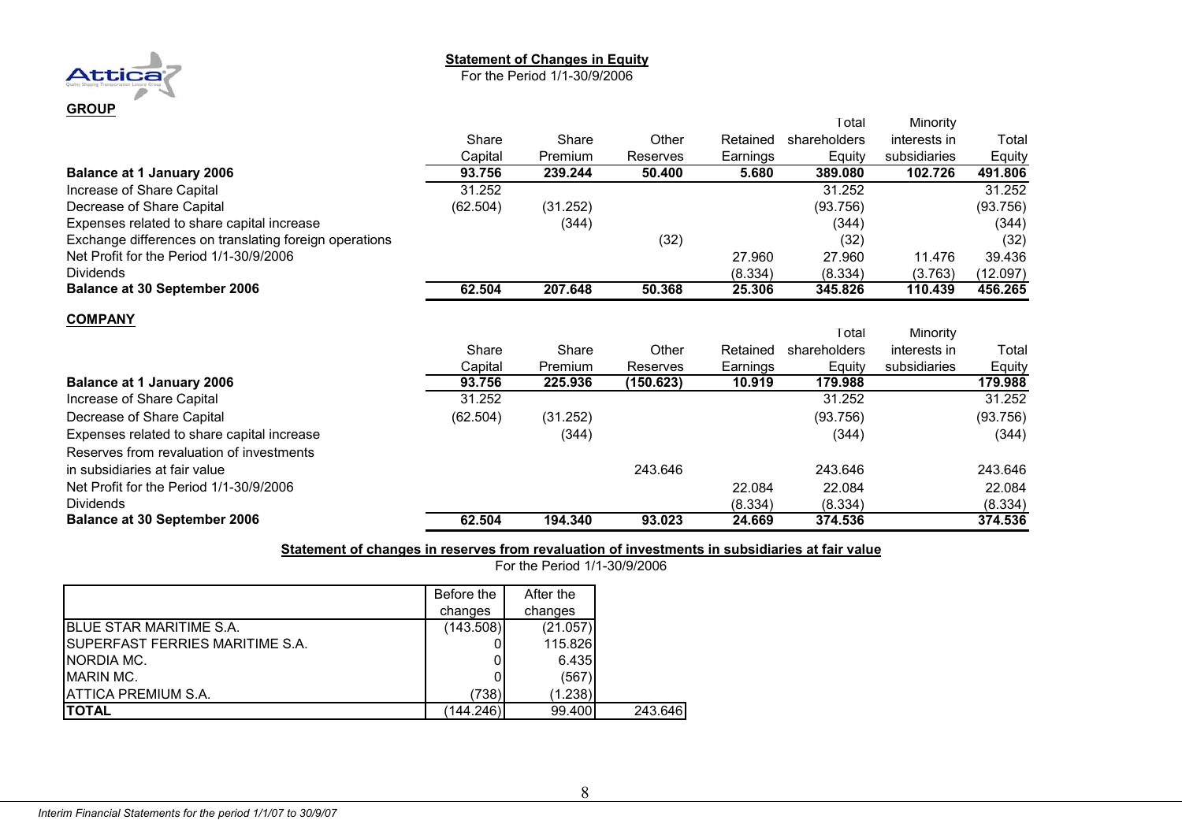## Statement of Changes in Equity

For the Period 1/1-30/9/2006

### GROUP

| | Share Capital | Share Premium | Other Reserves | Retained Earnings | Total shareholders Equity | Minority interests in subsidiaries | Total Equity |
|---|---|---|---|---|---|---|---|
| **Balance at 1 January 2006** | **93.756** | **239.244** | **50.400** | **5.680** | **389.080** | **102.726** | **491.806** |
| Increase of Share Capital | 31.252 | | | | 31.252 | | 31.252 |
| Decrease of Share Capital | (62.504) | (31.252) | | | (93.756) | | (93.756) |
| Expenses related to share capital increase | | (344) | | | (344) | | (344) |
| Exchange differences on translating foreign operations | | | (32) | | (32) | | (32) |
| Net Profit for the Period 1/1-30/9/2006 | | | | 27.960 | 27.960 | 11.476 | 39.436 |
| Dividends | | | | (8.334) | (8.334) | (3.763) | (12.097) |
| **Balance at 30 September 2006** | **62.504** | **207.648** | **50.368** | **25.306** | **345.826** | **110.439** | **456.265** |

### COMPANY

| | Share Capital | Share Premium | Other Reserves | Retained Earnings | Total shareholders Equity | Minority interests in subsidiaries | Total Equity |
|---|---|---|---|---|---|---|---|
| **Balance at 1 January 2006** | **93.756** | **225.936** | **(150.623)** | **10.919** | **179.988** | | **179.988** |
| Increase of Share Capital | 31.252 | | | | 31.252 | | 31.252 |
| Decrease of Share Capital | (62.504) | (31.252) | | | (93.756) | | (93.756) |
| Expenses related to share capital increase | | (344) | | | (344) | | (344) |
| Reserves from revaluation of investments in subsidiaries at fair value | | | 243.646 | | 243.646 | | 243.646 |
| Net Profit for the Period 1/1-30/9/2006 | | | | 22.084 | 22.084 | | 22.084 |
| Dividends | | | | (8.334) | (8.334) | | (8.334) |
| **Balance at 30 September 2006** | **62.504** | **194.340** | **93.023** | **24.669** | **374.536** | | **374.536** |

## Statement of changes in reserves from revaluation of investments in subsidiaries at fair value

For the Period 1/1-30/9/2006

| | Before the changes | After the changes | |
|---|---|---|---|
| BLUE STAR MARITIME S.A. | (143.508) | (21.057) | |
| SUPERFAST FERRIES MARITIME S.A. | 0 | 115.826 | |
| NORDIA MC. | 0 | 6.435 | |
| MARIN MC. | 0 | (567) | |
| ATTICA PREMIUM S.A. | (738) | (1.238) | |
| **TOTAL** | (144.246) | 99.400 | 243.646 |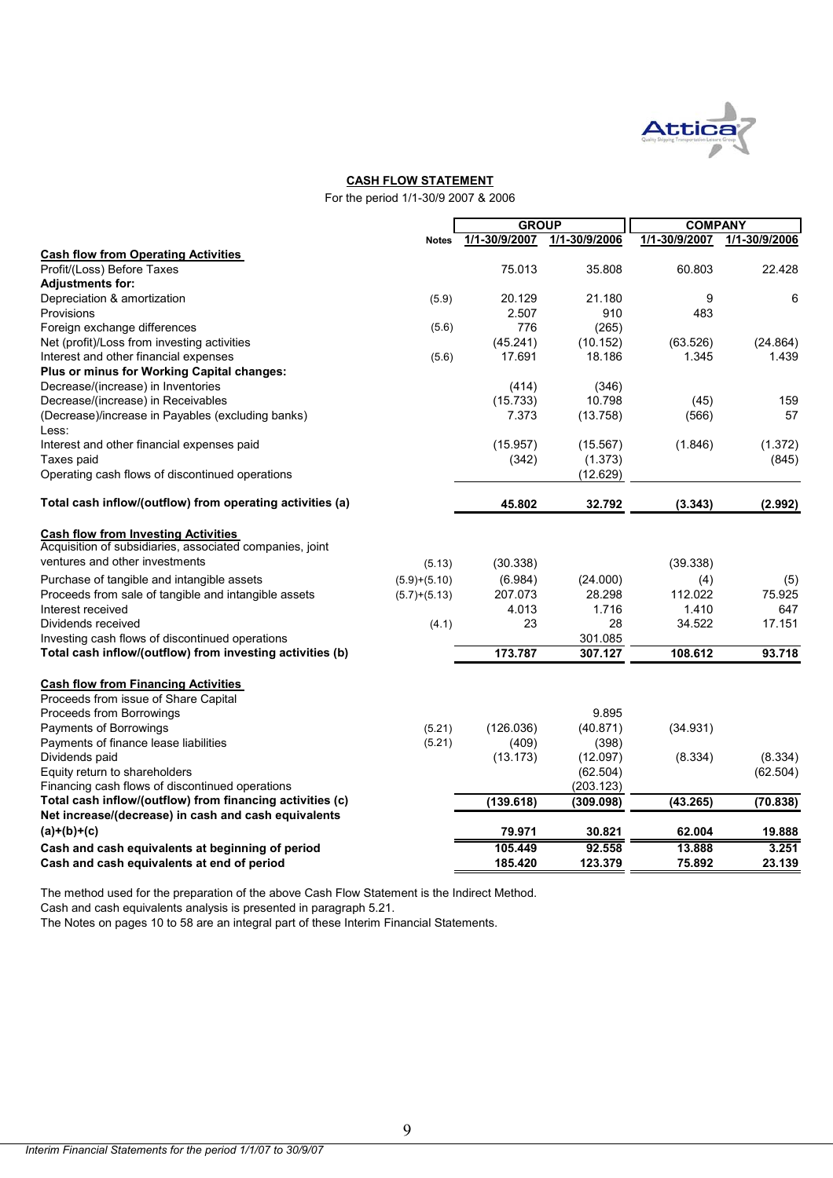## CASH FLOW STATEMENT

For the period 1/1-30/9 2007 & 2006

| | Notes | GROUP | | COMPANY | |
|---|---|---|---|---|---|
| | | 1/1-30/9/2007 | 1/1-30/9/2006 | 1/1-30/9/2007 | 1/1-30/9/2006 |
| **Cash flow from Operating Activities** | | | | | |
| Profit/(Loss) Before Taxes | | 75.013 | 35.808 | 60.803 | 22.428 |
| **Adjustments for:** | | | | | |
| Depreciation & amortization | (5.9) | 20.129 | 21.180 | 9 | 6 |
| Provisions | | 2.507 | 910 | 483 | |
| Foreign exchange differences | (5.6) | 776 | (265) | | |
| Net (profit)/Loss from investing activities | | (45.241) | (10.152) | (63.526) | (24.864) |
| Interest and other financial expenses | (5.6) | 17.691 | 18.186 | 1.345 | 1.439 |
| **Plus or minus for Working Capital changes:** | | | | | |
| Decrease/(increase) in Inventories | | (414) | (346) | | |
| Decrease/(increase) in Receivables | | (15.733) | 10.798 | (45) | 159 |
| (Decrease)/increase in Payables (excluding banks) | | 7.373 | (13.758) | (566) | 57 |
| Less: | | | | | |
| Interest and other financial expenses paid | | (15.957) | (15.567) | (1.846) | (1.372) |
| Taxes paid | | (342) | (1.373) | | (845) |
| Operating cash flows of discontinued operations | | | (12.629) | | |
| **Total cash inflow/(outflow) from operating activities (a)** | | **45.802** | **32.792** | **(3.343)** | **(2.992)** |
| **Cash flow from Investing Activities** | | | | | |
| Acquisition of subsidiaries, associated companies, joint ventures and other investments | (5.13) | (30.338) | | (39.338) | |
| Purchase of tangible and intangible assets | (5.9)+(5.10) | (6.984) | (24.000) | (4) | (5) |
| Proceeds from sale of tangible and intangible assets | (5.7)+(5.13) | 207.073 | 28.298 | 112.022 | 75.925 |
| Interest received | | 4.013 | 1.716 | 1.410 | 647 |
| Dividends received | (4.1) | 23 | 28 | 34.522 | 17.151 |
| Investing cash flows of discontinued operations | | | 301.085 | | |
| **Total cash inflow/(outflow) from investing activities (b)** | | **173.787** | **307.127** | **108.612** | **93.718** |
| **Cash flow from Financing Activities** | | | | | |
| Proceeds from issue of Share Capital | | | | | |
| Proceeds from Borrowings | | | 9.895 | | |
| Payments of Borrowings | (5.21) | (126.036) | (40.871) | (34.931) | |
| Payments of finance lease liabilities | (5.21) | (409) | (398) | | |
| Dividends paid | | (13.173) | (12.097) | (8.334) | (8.334) |
| Equity return to shareholders | | | (62.504) | | (62.504) |
| Financing cash flows of discontinued operations | | | (203.123) | | |
| **Total cash inflow/(outflow) from financing activities (c)** | | **(139.618)** | **(309.098)** | **(43.265)** | **(70.838)** |
| **Net increase/(decrease) in cash and cash equivalents (a)+(b)+(c)** | | **79.971** | **30.821** | **62.004** | **19.888** |
| **Cash and cash equivalents at beginning of period** | | **105.449** | **92.558** | **13.888** | **3.251** |
| **Cash and cash equivalents at end of period** | | **185.420** | **123.379** | **75.892** | **23.139** |

The method used for the preparation of the above Cash Flow Statement is the Indirect Method.
Cash and cash equivalents analysis is presented in paragraph 5.21.
The Notes on pages 10 to 58 are an integral part of these Interim Financial Statements.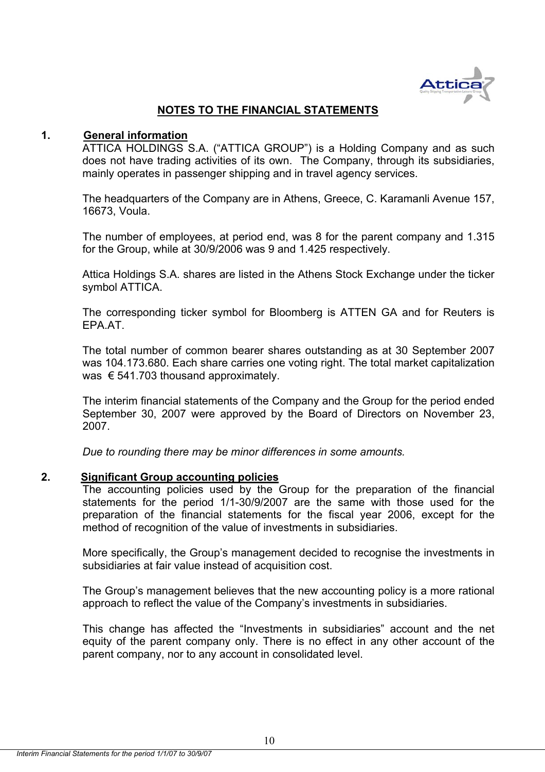# NOTES TO THE FINANCIAL STATEMENTS

## 1. General information

ATTICA HOLDINGS S.A. ("ATTICA GROUP") is a Holding Company and as such does not have trading activities of its own. The Company, through its subsidiaries, mainly operates in passenger shipping and in travel agency services.

The headquarters of the Company are in Athens, Greece, C. Karamanli Avenue 157, 16673, Voula.

The number of employees, at period end, was 8 for the parent company and 1.315 for the Group, while at 30/9/2006 was 9 and 1.425 respectively.

Attica Holdings S.A. shares are listed in the Athens Stock Exchange under the ticker symbol ATTICA.

The corresponding ticker symbol for Bloomberg is ATTEN GA and for Reuters is EPA.AT.

The total number of common bearer shares outstanding as at 30 September 2007 was 104.173.680. Each share carries one voting right. The total market capitalization was € 541.703 thousand approximately.

The interim financial statements of the Company and the Group for the period ended September 30, 2007 were approved by the Board of Directors on November 23, 2007.

*Due to rounding there may be minor differences in some amounts.*

## 2. Significant Group accounting policies

The accounting policies used by the Group for the preparation of the financial statements for the period 1/1-30/9/2007 are the same with those used for the preparation of the financial statements for the fiscal year 2006, except for the method of recognition of the value of investments in subsidiaries.

More specifically, the Group's management decided to recognise the investments in subsidiaries at fair value instead of acquisition cost.

The Group's management believes that the new accounting policy is a more rational approach to reflect the value of the Company's investments in subsidiaries.

This change has affected the "Investments in subsidiaries" account and the net equity of the parent company only. There is no effect in any other account of the parent company, nor to any account in consolidated level.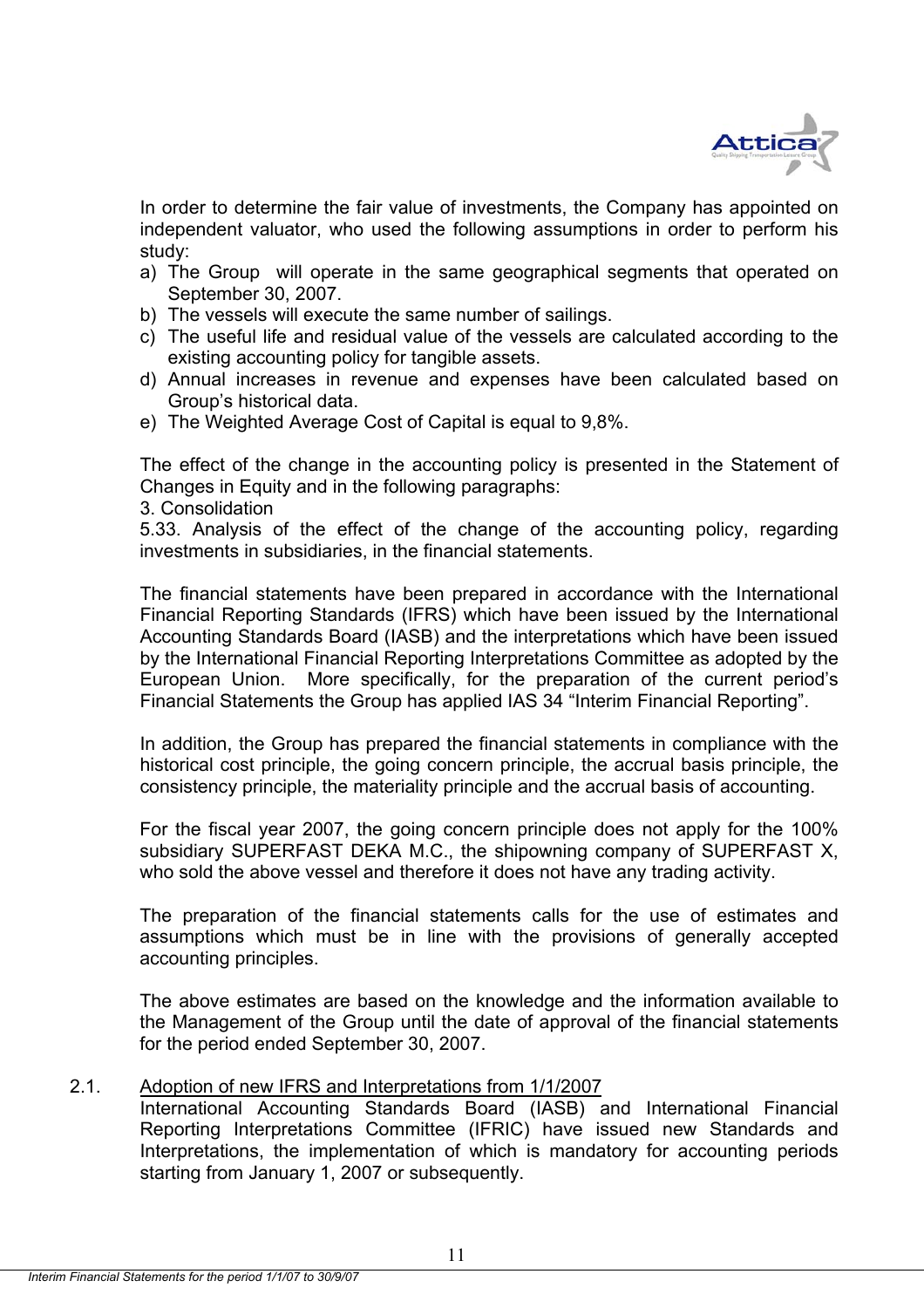In order to determine the fair value of investments, the Company has appointed on independent valuator, who used the following assumptions in order to perform his study:

a) The Group will operate in the same geographical segments that operated on September 30, 2007.
b) The vessels will execute the same number of sailings.
c) The useful life and residual value of the vessels are calculated according to the existing accounting policy for tangible assets.
d) Annual increases in revenue and expenses have been calculated based on Group's historical data.
e) The Weighted Average Cost of Capital is equal to 9,8%.

The effect of the change in the accounting policy is presented in the Statement of Changes in Equity and in the following paragraphs:
3. Consolidation
5.33. Analysis of the effect of the change of the accounting policy, regarding investments in subsidiaries, in the financial statements.

The financial statements have been prepared in accordance with the International Financial Reporting Standards (IFRS) which have been issued by the International Accounting Standards Board (IASB) and the interpretations which have been issued by the International Financial Reporting Interpretations Committee as adopted by the European Union. More specifically, for the preparation of the current period's Financial Statements the Group has applied IAS 34 "Interim Financial Reporting".

In addition, the Group has prepared the financial statements in compliance with the historical cost principle, the going concern principle, the accrual basis principle, the consistency principle, the materiality principle and the accrual basis of accounting.

For the fiscal year 2007, the going concern principle does not apply for the 100% subsidiary SUPERFAST DEKA M.C., the shipowning company of SUPERFAST X, who sold the above vessel and therefore it does not have any trading activity.

The preparation of the financial statements calls for the use of estimates and assumptions which must be in line with the provisions of generally accepted accounting principles.

The above estimates are based on the knowledge and the information available to the Management of the Group until the date of approval of the financial statements for the period ended September 30, 2007.

2.1. <u>Adoption of new IFRS and Interpretations from 1/1/2007</u>

International Accounting Standards Board (IASB) and International Financial Reporting Interpretations Committee (IFRIC) have issued new Standards and Interpretations, the implementation of which is mandatory for accounting periods starting from January 1, 2007 or subsequently.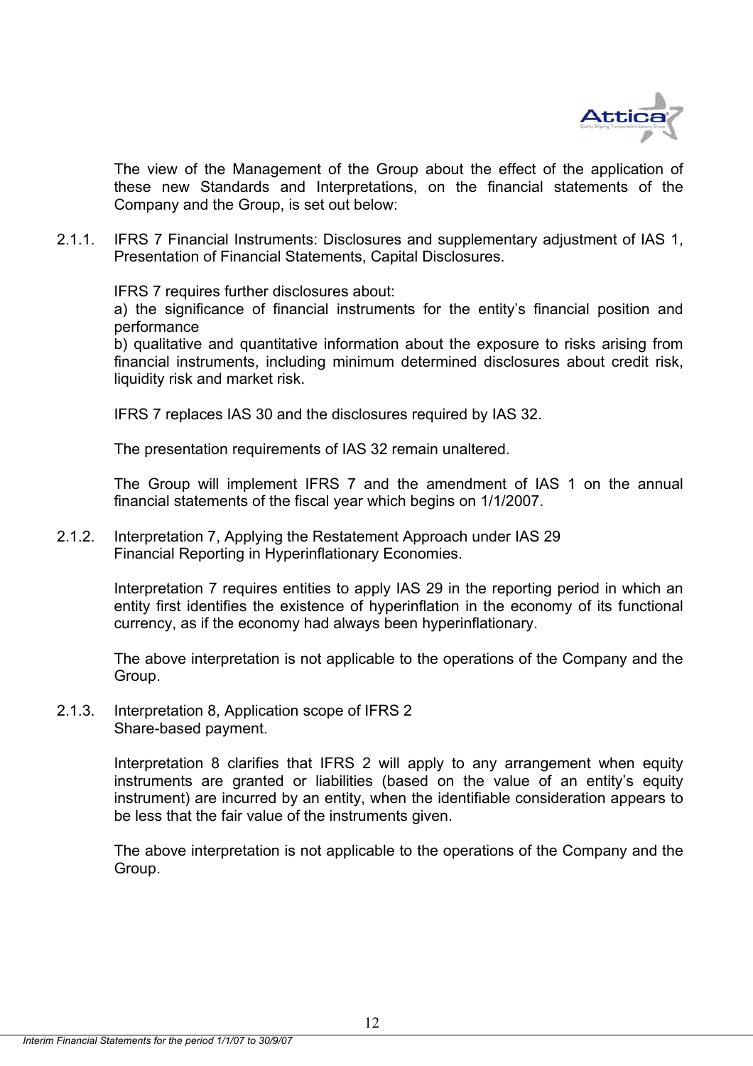The view of the Management of the Group about the effect of the application of these new Standards and Interpretations, on the financial statements of the Company and the Group, is set out below:

2.1.1. IFRS 7 Financial Instruments: Disclosures and supplementary adjustment of IAS 1, Presentation of Financial Statements, Capital Disclosures.

IFRS 7 requires further disclosures about:
a) the significance of financial instruments for the entity's financial position and performance
b) qualitative and quantitative information about the exposure to risks arising from financial instruments, including minimum determined disclosures about credit risk, liquidity risk and market risk.

IFRS 7 replaces IAS 30 and the disclosures required by IAS 32.

The presentation requirements of IAS 32 remain unaltered.

The Group will implement IFRS 7 and the amendment of IAS 1 on the annual financial statements of the fiscal year which begins on 1/1/2007.

2.1.2. Interpretation 7, Applying the Restatement Approach under IAS 29 Financial Reporting in Hyperinflationary Economies.

Interpretation 7 requires entities to apply IAS 29 in the reporting period in which an entity first identifies the existence of hyperinflation in the economy of its functional currency, as if the economy had always been hyperinflationary.

The above interpretation is not applicable to the operations of the Company and the Group.

2.1.3. Interpretation 8, Application scope of IFRS 2 Share-based payment.

Interpretation 8 clarifies that IFRS 2 will apply to any arrangement when equity instruments are granted or liabilities (based on the value of an entity's equity instrument) are incurred by an entity, when the identifiable consideration appears to be less that the fair value of the instruments given.

The above interpretation is not applicable to the operations of the Company and the Group.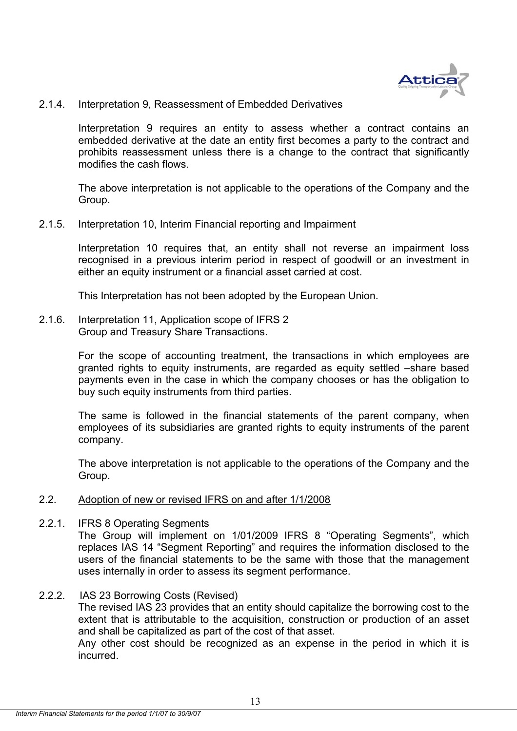2.1.4. Interpretation 9, Reassessment of Embedded Derivatives

Interpretation 9 requires an entity to assess whether a contract contains an embedded derivative at the date an entity first becomes a party to the contract and prohibits reassessment unless there is a change to the contract that significantly modifies the cash flows.

The above interpretation is not applicable to the operations of the Company and the Group.

2.1.5. Interpretation 10, Interim Financial reporting and Impairment

Interpretation 10 requires that, an entity shall not reverse an impairment loss recognised in a previous interim period in respect of goodwill or an investment in either an equity instrument or a financial asset carried at cost.

This Interpretation has not been adopted by the European Union.

2.1.6. Interpretation 11, Application scope of IFRS 2
Group and Treasury Share Transactions.

For the scope of accounting treatment, the transactions in which employees are granted rights to equity instruments, are regarded as equity settled –share based payments even in the case in which the company chooses or has the obligation to buy such equity instruments from third parties.

The same is followed in the financial statements of the parent company, when employees of its subsidiaries are granted rights to equity instruments of the parent company.

The above interpretation is not applicable to the operations of the Company and the Group.

2.2. Adoption of new or revised IFRS on and after 1/1/2008

2.2.1. IFRS 8 Operating Segments
The Group will implement on 1/01/2009 IFRS 8 "Operating Segments", which replaces IAS 14 "Segment Reporting" and requires the information disclosed to the users of the financial statements to be the same with those that the management uses internally in order to assess its segment performance.

2.2.2. IAS 23 Borrowing Costs (Revised)
The revised IAS 23 provides that an entity should capitalize the borrowing cost to the extent that is attributable to the acquisition, construction or production of an asset and shall be capitalized as part of the cost of that asset.
Any other cost should be recognized as an expense in the period in which it is incurred.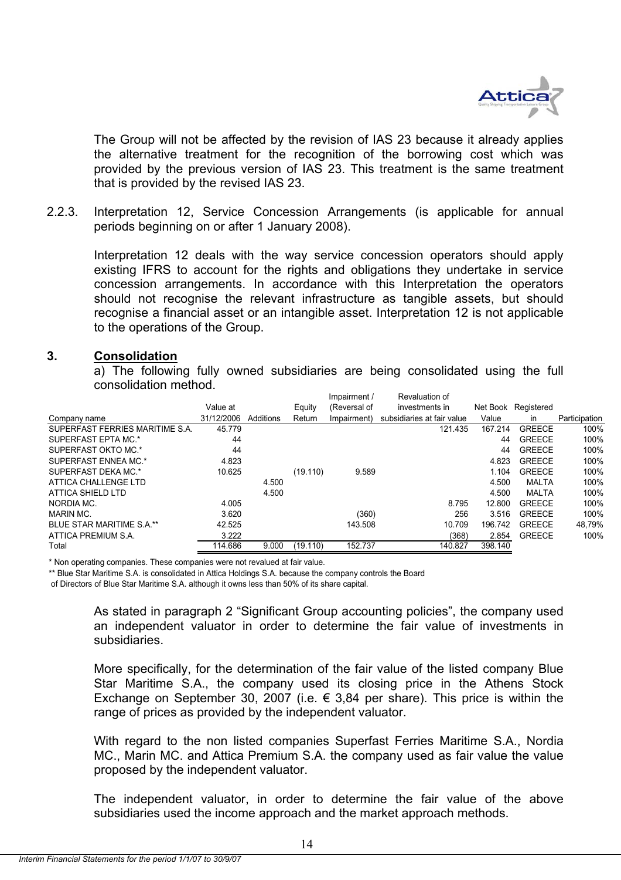The Group will not be affected by the revision of IAS 23 because it already applies the alternative treatment for the recognition of the borrowing cost which was provided by the previous version of IAS 23. This treatment is the same treatment that is provided by the revised IAS 23.

2.2.3. Interpretation 12, Service Concession Arrangements (is applicable for annual periods beginning on or after 1 January 2008).

Interpretation 12 deals with the way service concession operators should apply existing IFRS to account for the rights and obligations they undertake in service concession arrangements. In accordance with this Interpretation the operators should not recognise the relevant infrastructure as tangible assets, but should recognise a financial asset or an intangible asset. Interpretation 12 is not applicable to the operations of the Group.

## 3. Consolidation

a) The following fully owned subsidiaries are being consolidated using the full consolidation method.

| Company name | Value at 31/12/2006 | Additions | Equity Return | Impairment / (Reversal of Impairment) | Revaluation of investments in subsidiaries at fair value | Net Book Value | Registered in | Participation |
|---|---|---|---|---|---|---|---|---|
| SUPERFAST FERRIES MARITIME S.A. | 45.779 | | | | 121.435 | 167.214 | GREECE | 100% |
| SUPERFAST EPTA MC.* | 44 | | | | | 44 | GREECE | 100% |
| SUPERFAST OKTO MC.* | 44 | | | | | 44 | GREECE | 100% |
| SUPERFAST ENNEA MC.* | 4.823 | | | | | 4.823 | GREECE | 100% |
| SUPERFAST DEKA MC.* | 10.625 | | (19.110) | 9.589 | | 1.104 | GREECE | 100% |
| ATTICA CHALLENGE LTD | | 4.500 | | | | 4.500 | MALTA | 100% |
| ATTICA SHIELD LTD | | 4.500 | | | | 4.500 | MALTA | 100% |
| NORDIA MC. | 4.005 | | | | 8.795 | 12.800 | GREECE | 100% |
| MARIN MC. | 3.620 | | | (360) | 256 | 3.516 | GREECE | 100% |
| BLUE STAR MARITIME S.A.** | 42.525 | | | 143.508 | 10.709 | 196.742 | GREECE | 48,79% |
| ATTICA PREMIUM S.A. | 3.222 | | | | (368) | 2.854 | GREECE | 100% |
| Total | 114.686 | 9.000 | (19.110) | 152.737 | 140.827 | 398.140 | | |

\* Non operating companies. These companies were not revalued at fair value.

\** Blue Star Maritime S.A. is consolidated in Attica Holdings S.A. because the company controls the Board of Directors of Blue Star Maritime S.A. although it owns less than 50% of its share capital.

As stated in paragraph 2 "Significant Group accounting policies", the company used an independent valuator in order to determine the fair value of investments in subsidiaries.

More specifically, for the determination of the fair value of the listed company Blue Star Maritime S.A., the company used its closing price in the Athens Stock Exchange on September 30, 2007 (i.e. € 3,84 per share). This price is within the range of prices as provided by the independent valuator.

With regard to the non listed companies Superfast Ferries Maritime S.A., Nordia MC., Marin MC. and Attica Premium S.A. the company used as fair value the value proposed by the independent valuator.

The independent valuator, in order to determine the fair value of the above subsidiaries used the income approach and the market approach methods.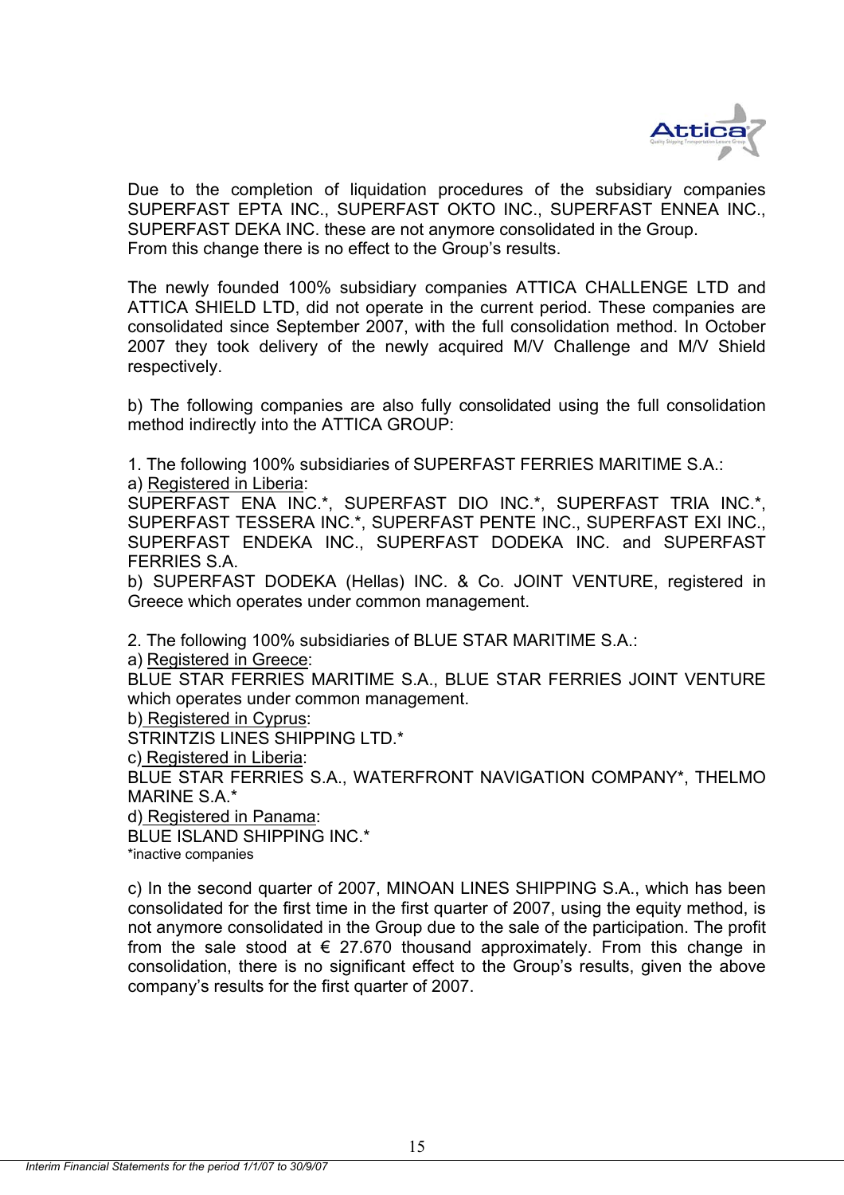Due to the completion of liquidation procedures of the subsidiary companies SUPERFAST EPTA INC., SUPERFAST OKTO INC., SUPERFAST ENNEA INC., SUPERFAST DEKA INC. these are not anymore consolidated in the Group.
From this change there is no effect to the Group's results.

The newly founded 100% subsidiary companies ATTICA CHALLENGE LTD and ATTICA SHIELD LTD, did not operate in the current period. These companies are consolidated since September 2007, with the full consolidation method. In October 2007 they took delivery of the newly acquired M/V Challenge and M/V Shield respectively.

b) The following companies are also fully consolidated using the full consolidation method indirectly into the ATTICA GROUP:

1. The following 100% subsidiaries of SUPERFAST FERRIES MARITIME S.A.:

a) Registered in Liberia:
SUPERFAST ENA INC.*, SUPERFAST DIO INC.*, SUPERFAST TRIA INC.*, SUPERFAST TESSERA INC.*, SUPERFAST PENTE INC., SUPERFAST EXI INC., SUPERFAST ENDEKA INC., SUPERFAST DODEKA INC. and SUPERFAST FERRIES S.A.

b) SUPERFAST DODEKA (Hellas) INC. & Co. JOINT VENTURE, registered in Greece which operates under common management.

2. The following 100% subsidiaries of BLUE STAR MARITIME S.A.:

a) Registered in Greece:
BLUE STAR FERRIES MARITIME S.A., BLUE STAR FERRIES JOINT VENTURE which operates under common management.

b) Registered in Cyprus:
STRINTZIS LINES SHIPPING LTD.*

c) Registered in Liberia:
BLUE STAR FERRIES S.A., WATERFRONT NAVIGATION COMPANY*, THELMO MARINE S.A.*

d) Registered in Panama:
BLUE ISLAND SHIPPING INC.*

*inactive companies

c) In the second quarter of 2007, MINOAN LINES SHIPPING S.A., which has been consolidated for the first time in the first quarter of 2007, using the equity method, is not anymore consolidated in the Group due to the sale of the participation. The profit from the sale stood at € 27.670 thousand approximately. From this change in consolidation, there is no significant effect to the Group's results, given the above company's results for the first quarter of 2007.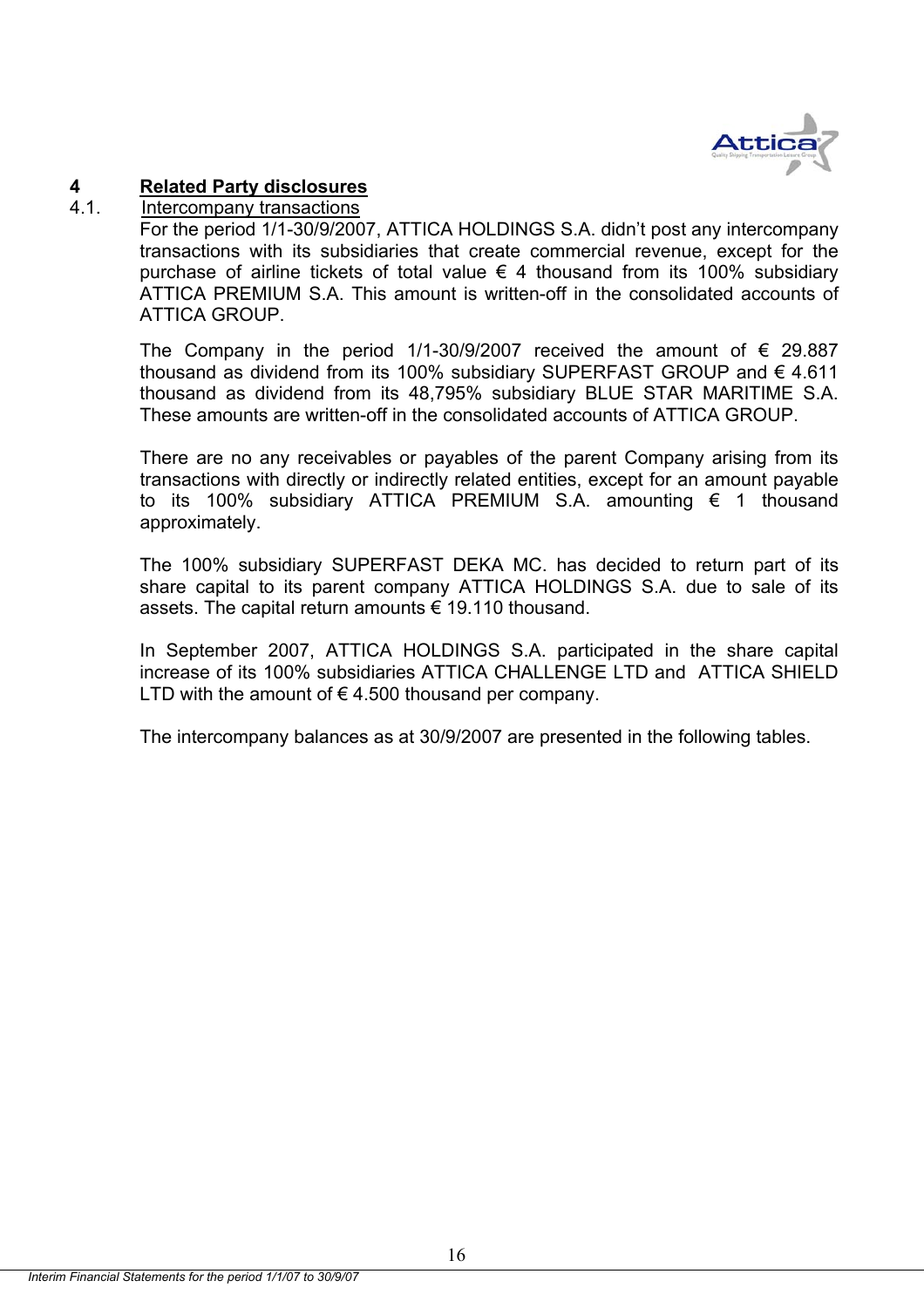# 4 Related Party disclosures

## 4.1. Intercompany transactions

For the period 1/1-30/9/2007, ATTICA HOLDINGS S.A. didn't post any intercompany transactions with its subsidiaries that create commercial revenue, except for the purchase of airline tickets of total value € 4 thousand from its 100% subsidiary ATTICA PREMIUM S.A. This amount is written-off in the consolidated accounts of ATTICA GROUP.

The Company in the period 1/1-30/9/2007 received the amount of € 29.887 thousand as dividend from its 100% subsidiary SUPERFAST GROUP and € 4.611 thousand as dividend from its 48,795% subsidiary BLUE STAR MARITIME S.A. These amounts are written-off in the consolidated accounts of ATTICA GROUP.

There are no any receivables or payables of the parent Company arising from its transactions with directly or indirectly related entities, except for an amount payable to its 100% subsidiary ATTICA PREMIUM S.A. amounting € 1 thousand approximately.

The 100% subsidiary SUPERFAST DEKA MC. has decided to return part of its share capital to its parent company ATTICA HOLDINGS S.A. due to sale of its assets. The capital return amounts € 19.110 thousand.

In September 2007, ATTICA HOLDINGS S.A. participated in the share capital increase of its 100% subsidiaries ATTICA CHALLENGE LTD and ATTICA SHIELD LTD with the amount of € 4.500 thousand per company.

The intercompany balances as at 30/9/2007 are presented in the following tables.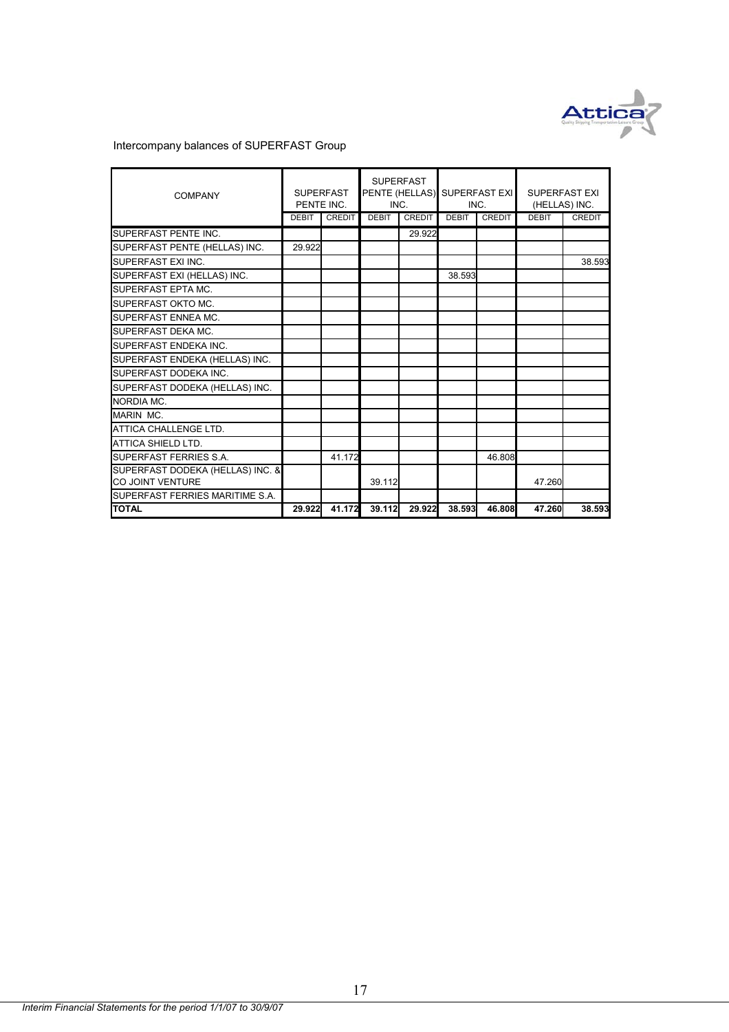Intercompany balances of SUPERFAST Group

| COMPANY | SUPERFAST PENTE INC. | | SUPERFAST PENTE (HELLAS) INC. | | SUPERFAST EXI INC. | | SUPERFAST EXI (HELLAS) INC. | |
|---|---|---|---|---|---|---|---|---|
| | DEBIT | CREDIT | DEBIT | CREDIT | DEBIT | CREDIT | DEBIT | CREDIT |
| SUPERFAST PENTE INC. | | | | 29.922 | | | | |
| SUPERFAST PENTE (HELLAS) INC. | 29.922 | | | | | | | |
| SUPERFAST EXI INC. | | | | | | | | 38.593 |
| SUPERFAST EXI (HELLAS) INC. | | | | | 38.593 | | | |
| SUPERFAST EPTA MC. | | | | | | | | |
| SUPERFAST OKTO MC. | | | | | | | | |
| SUPERFAST ENNEA MC. | | | | | | | | |
| SUPERFAST DEKA MC. | | | | | | | | |
| SUPERFAST ENDEKA INC. | | | | | | | | |
| SUPERFAST ENDEKA (HELLAS) INC. | | | | | | | | |
| SUPERFAST DODEKA INC. | | | | | | | | |
| SUPERFAST DODEKA (HELLAS) INC. | | | | | | | | |
| NORDIA MC. | | | | | | | | |
| MARIN MC. | | | | | | | | |
| ATTICA CHALLENGE LTD. | | | | | | | | |
| ATTICA SHIELD LTD. | | | | | | | | |
| SUPERFAST FERRIES S.A. | | 41.172 | | | | 46.808 | | |
| SUPERFAST DODEKA (HELLAS) INC. & CO JOINT VENTURE | | | 39.112 | | | | 47.260 | |
| SUPERFAST FERRIES MARITIME S.A. | | | | | | | | |
| **TOTAL** | **29.922** | **41.172** | **39.112** | **29.922** | **38.593** | **46.808** | **47.260** | **38.593** |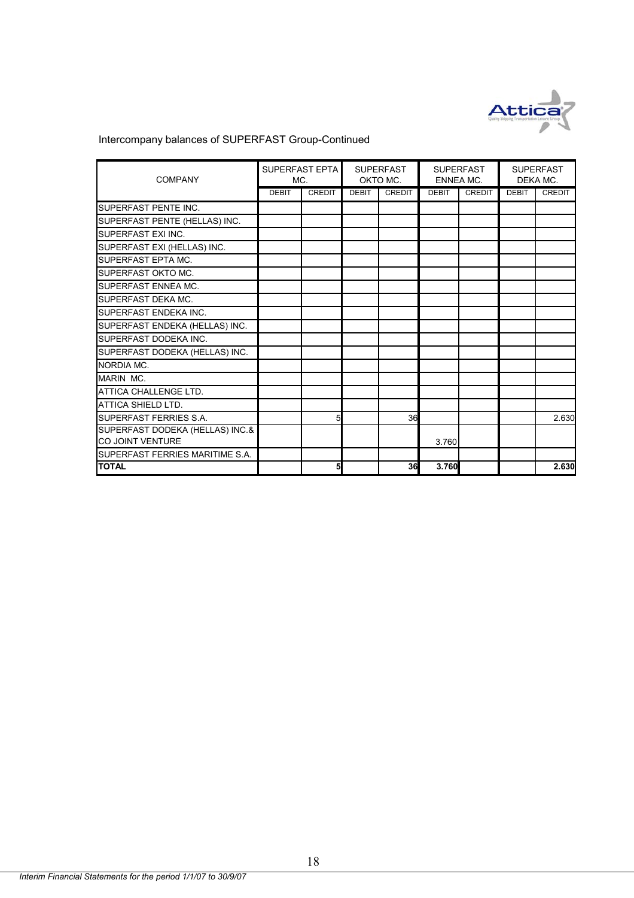Intercompany balances of SUPERFAST Group-Continued

| COMPANY | SUPERFAST EPTA MC. | | SUPERFAST OKTO MC. | | SUPERFAST ENNEA MC. | | SUPERFAST DEKA MC. | |
|---|---|---|---|---|---|---|---|---|
| | DEBIT | CREDIT | DEBIT | CREDIT | DEBIT | CREDIT | DEBIT | CREDIT |
| SUPERFAST PENTE INC. | | | | | | | | |
| SUPERFAST PENTE (HELLAS) INC. | | | | | | | | |
| SUPERFAST EXI INC. | | | | | | | | |
| SUPERFAST EXI (HELLAS) INC. | | | | | | | | |
| SUPERFAST EPTA MC. | | | | | | | | |
| SUPERFAST OKTO MC. | | | | | | | | |
| SUPERFAST ENNEA MC. | | | | | | | | |
| SUPERFAST DEKA MC. | | | | | | | | |
| SUPERFAST ENDEKA INC. | | | | | | | | |
| SUPERFAST ENDEKA (HELLAS) INC. | | | | | | | | |
| SUPERFAST DODEKA INC. | | | | | | | | |
| SUPERFAST DODEKA (HELLAS) INC. | | | | | | | | |
| NORDIA MC. | | | | | | | | |
| MARIN MC. | | | | | | | | |
| ATTICA CHALLENGE LTD. | | | | | | | | |
| ATTICA SHIELD LTD. | | | | | | | | |
| SUPERFAST FERRIES S.A. | | 5 | | 36 | | | | 2.630 |
| SUPERFAST DODEKA (HELLAS) INC.& CO JOINT VENTURE | | | | | 3.760 | | | |
| SUPERFAST FERRIES MARITIME S.A. | | | | | | | | |
| **TOTAL** | | **5** | | **36** | **3.760** | | | **2.630** |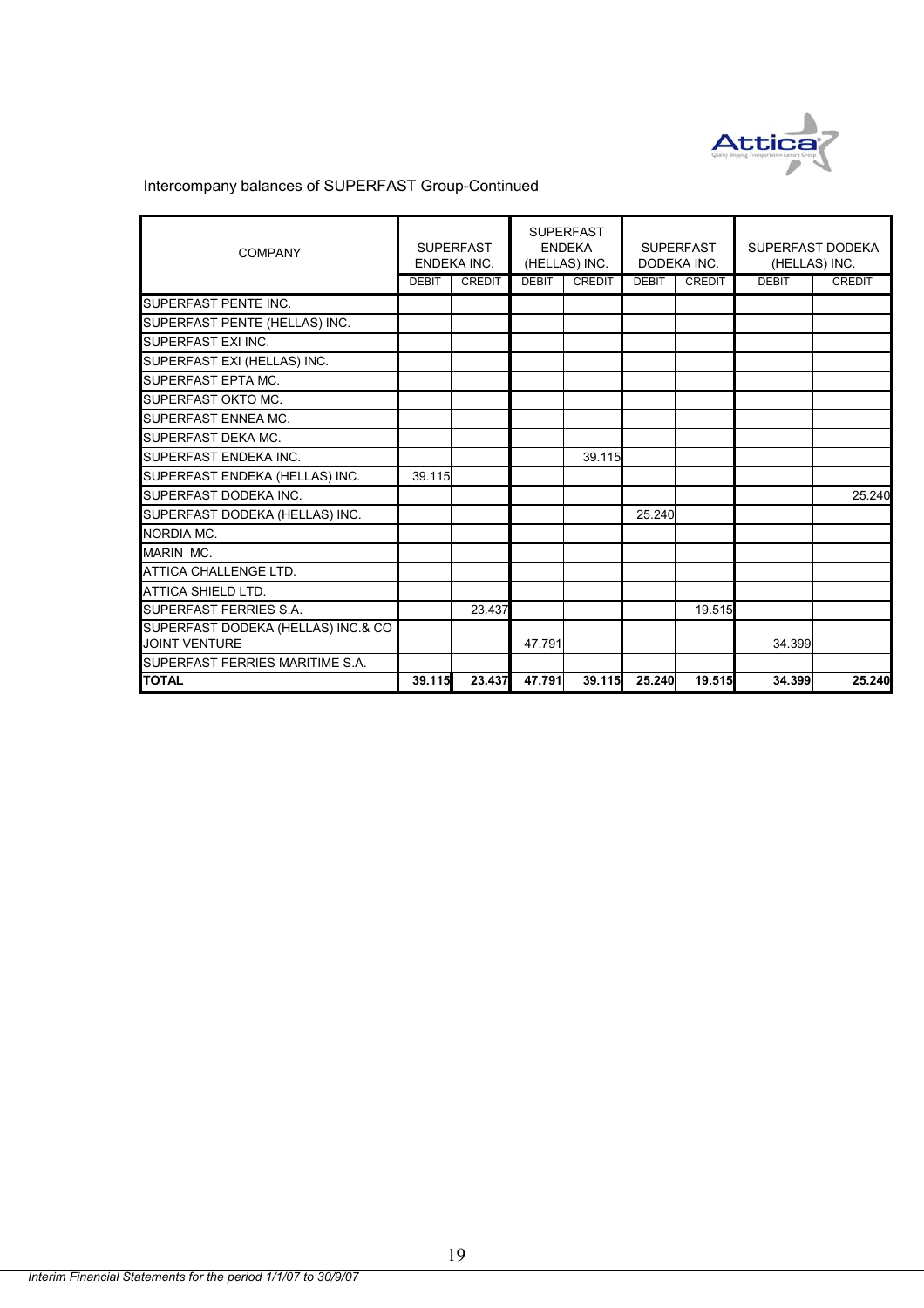Intercompany balances of SUPERFAST Group-Continued

| COMPANY | SUPERFAST ENDEKA INC. | | SUPERFAST ENDEKA (HELLAS) INC. | | SUPERFAST DODEKA INC. | | SUPERFAST DODEKA (HELLAS) INC. | |
|---|---|---|---|---|---|---|---|---|
| | DEBIT | CREDIT | DEBIT | CREDIT | DEBIT | CREDIT | DEBIT | CREDIT |
| SUPERFAST PENTE INC. | | | | | | | | |
| SUPERFAST PENTE (HELLAS) INC. | | | | | | | | |
| SUPERFAST EXI INC. | | | | | | | | |
| SUPERFAST EXI (HELLAS) INC. | | | | | | | | |
| SUPERFAST EPTA MC. | | | | | | | | |
| SUPERFAST OKTO MC. | | | | | | | | |
| SUPERFAST ENNEA MC. | | | | | | | | |
| SUPERFAST DEKA MC. | | | | | | | | |
| SUPERFAST ENDEKA INC. | | | | 39.115 | | | | |
| SUPERFAST ENDEKA (HELLAS) INC. | 39.115 | | | | | | | |
| SUPERFAST DODEKA INC. | | | | | | | | 25.240 |
| SUPERFAST DODEKA (HELLAS) INC. | | | | | 25.240 | | | |
| NORDIA MC. | | | | | | | | |
| MARIN MC. | | | | | | | | |
| ATTICA CHALLENGE LTD. | | | | | | | | |
| ATTICA SHIELD LTD. | | | | | | | | |
| SUPERFAST FERRIES S.A. | | 23.437 | | | | 19.515 | | |
| SUPERFAST DODEKA (HELLAS) INC.& CO JOINT VENTURE | | | 47.791 | | | | 34.399 | |
| SUPERFAST FERRIES MARITIME S.A. | | | | | | | | |
| **TOTAL** | **39.115** | **23.437** | **47.791** | **39.115** | **25.240** | **19.515** | **34.399** | **25.240** |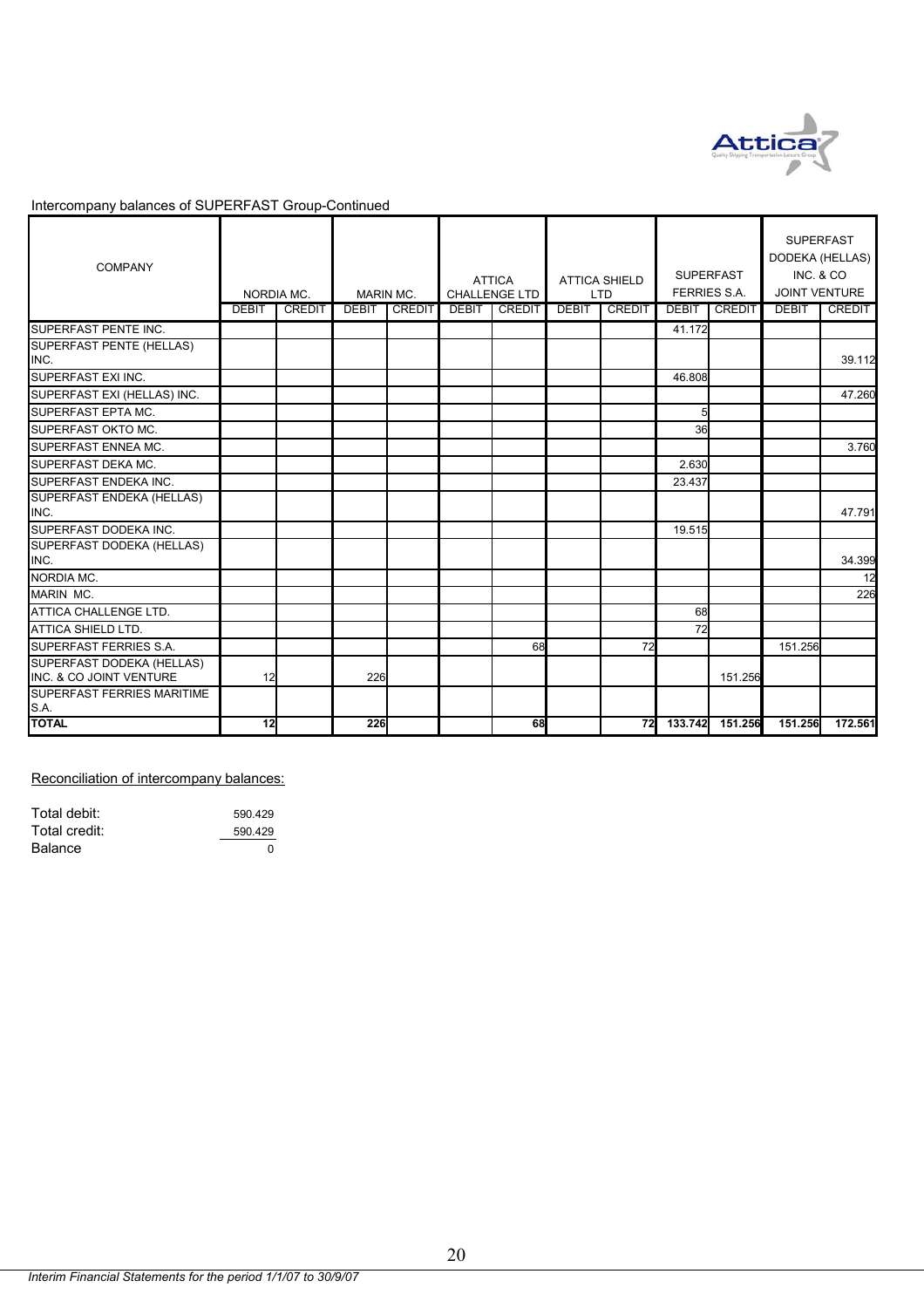Intercompany balances of SUPERFAST Group-Continued

| COMPANY | NORDIA MC. | | MARIN MC. | | ATTICA CHALLENGE LTD | | ATTICA SHIELD LTD | | SUPERFAST FERRIES S.A. | | SUPERFAST DODEKA (HELLAS) INC. & CO JOINT VENTURE | |
|---|---|---|---|---|---|---|---|---|---|---|---|---|
| | DEBIT | CREDIT | DEBIT | CREDIT | DEBIT | CREDIT | DEBIT | CREDIT | DEBIT | CREDIT | DEBIT | CREDIT |
| SUPERFAST PENTE INC. | | | | | | | | | 41.172 | | | |
| SUPERFAST PENTE (HELLAS) INC. | | | | | | | | | | | | 39.112 |
| SUPERFAST EXI INC. | | | | | | | | | 46.808 | | | |
| SUPERFAST EXI (HELLAS) INC. | | | | | | | | | | | | 47.260 |
| SUPERFAST EPTA MC. | | | | | | | | | 5 | | | |
| SUPERFAST OKTO MC. | | | | | | | | | 36 | | | |
| SUPERFAST ENNEA MC. | | | | | | | | | | | | 3.760 |
| SUPERFAST DEKA MC. | | | | | | | | | 2.630 | | | |
| SUPERFAST ENDEKA INC. | | | | | | | | | 23.437 | | | |
| SUPERFAST ENDEKA (HELLAS) INC. | | | | | | | | | | | | 47.791 |
| SUPERFAST DODEKA INC. | | | | | | | | | 19.515 | | | |
| SUPERFAST DODEKA (HELLAS) INC. | | | | | | | | | | | | 34.399 |
| NORDIA MC. | | | | | | | | | | | | 12 |
| MARIN MC. | | | | | | | | | | | | 226 |
| ATTICA CHALLENGE LTD. | | | | | | | | | 68 | | | |
| ATTICA SHIELD LTD. | | | | | | | | | 72 | | | |
| SUPERFAST FERRIES S.A. | | | | | | 68 | | 72 | | | 151.256 | |
| SUPERFAST DODEKA (HELLAS) INC. & CO JOINT VENTURE | 12 | | 226 | | | | | | | 151.256 | | |
| SUPERFAST FERRIES MARITIME S.A. | | | | | | | | | | | | |
| **TOTAL** | **12** | | **226** | | | **68** | | **72** | **133.742** | **151.256** | **151.256** | **172.561** |

Reconciliation of intercompany balances:

| | |
|---|---|
| Total debit: | 590.429 |
| Total credit: | 590.429 |
| Balance | 0 |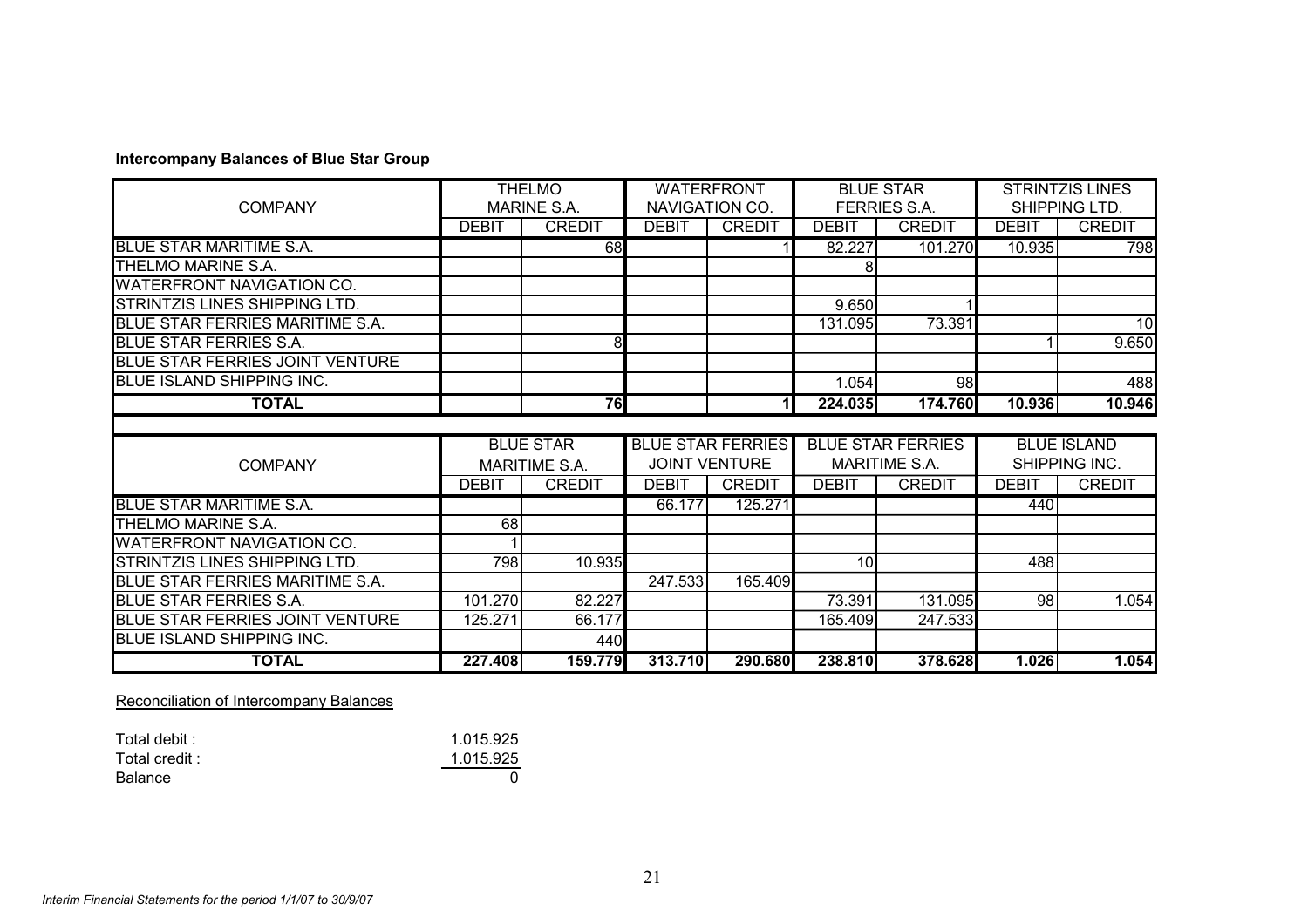**Intercompany Balances of Blue Star Group**

| COMPANY | THELMO MARINE S.A. | | WATERFRONT NAVIGATION CO. | | BLUE STAR FERRIES S.A. | | STRINTZIS LINES SHIPPING LTD. | |
|---|---|---|---|---|---|---|---|---|
| | DEBIT | CREDIT | DEBIT | CREDIT | DEBIT | CREDIT | DEBIT | CREDIT |
| BLUE STAR MARITIME S.A. | | 68 | | 1 | 82.227 | 101.270 | 10.935 | 798 |
| THELMO MARINE S.A. | | | | | 8 | | | |
| WATERFRONT NAVIGATION CO. | | | | | | | | |
| STRINTZIS LINES SHIPPING LTD. | | | | | 9.650 | 1 | | |
| BLUE STAR FERRIES MARITIME S.A. | | | | | 131.095 | 73.391 | | 10 |
| BLUE STAR FERRIES S.A. | | 8 | | | | | 1 | 9.650 |
| BLUE STAR FERRIES JOINT VENTURE | | | | | | | | |
| BLUE ISLAND SHIPPING INC. | | | | | 1.054 | 98 | | 488 |
| **TOTAL** | | **76** | | **1** | **224.035** | **174.760** | **10.936** | **10.946** |

| COMPANY | BLUE STAR MARITIME S.A. | | BLUE STAR FERRIES JOINT VENTURE | | BLUE STAR FERRIES MARITIME S.A. | | BLUE ISLAND SHIPPING INC. | |
|---|---|---|---|---|---|---|---|---|
| | DEBIT | CREDIT | DEBIT | CREDIT | DEBIT | CREDIT | DEBIT | CREDIT |
| BLUE STAR MARITIME S.A. | | | 66.177 | 125.271 | | | 440 | |
| THELMO MARINE S.A. | 68 | | | | | | | |
| WATERFRONT NAVIGATION CO. | 1 | | | | | | | |
| STRINTZIS LINES SHIPPING LTD. | 798 | 10.935 | | | 10 | | 488 | |
| BLUE STAR FERRIES MARITIME S.A. | | | 247.533 | 165.409 | | | | |
| BLUE STAR FERRIES S.A. | 101.270 | 82.227 | | | 73.391 | 131.095 | 98 | 1.054 |
| BLUE STAR FERRIES JOINT VENTURE | 125.271 | 66.177 | | | 165.409 | 247.533 | | |
| BLUE ISLAND SHIPPING INC. | | 440 | | | | | | |
| **TOTAL** | **227.408** | **159.779** | **313.710** | **290.680** | **238.810** | **378.628** | **1.026** | **1.054** |

Reconciliation of Intercompany Balances

| | |
|---|---|
| Total debit : | 1.015.925 |
| Total credit : | 1.015.925 |
| Balance | 0 |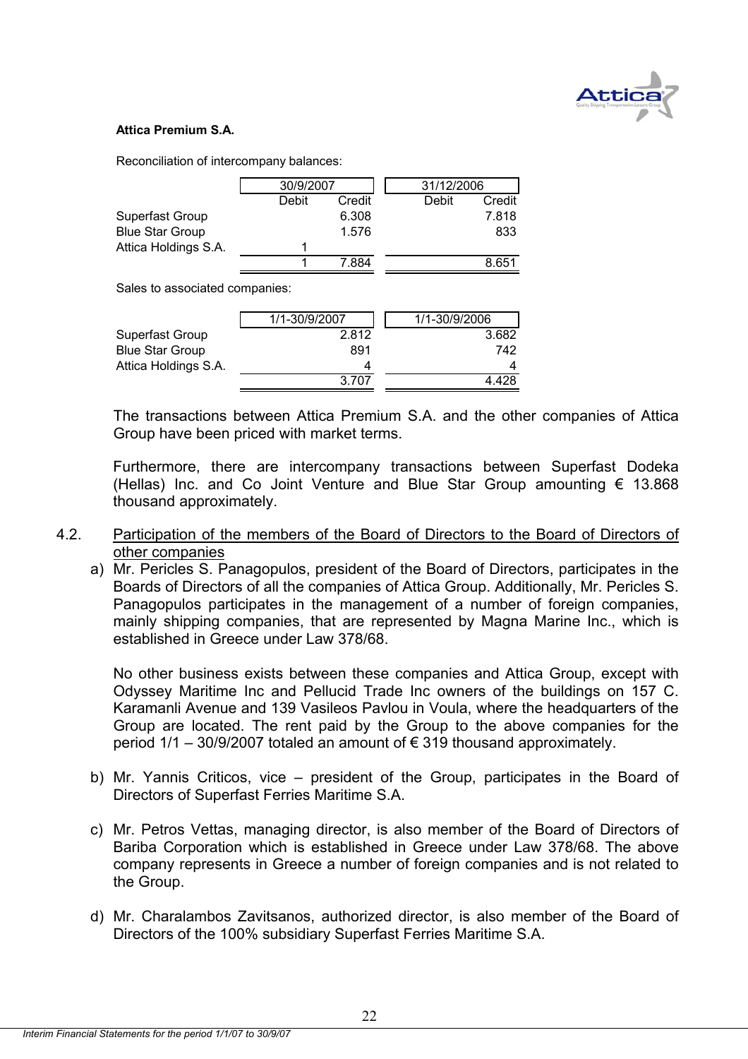**Attica Premium S.A.**

Reconciliation of intercompany balances:

| | 30/9/2007 | | 31/12/2006 | |
|---|---|---|---|---|
| | Debit | Credit | Debit | Credit |
| Superfast Group | | 6.308 | | 7.818 |
| Blue Star Group | | 1.576 | | 833 |
| Attica Holdings S.A. | 1 | | | |
| | 1 | 7.884 | | 8.651 |

Sales to associated companies:

| | 1/1-30/9/2007 | 1/1-30/9/2006 |
|---|---|---|
| Superfast Group | 2.812 | 3.682 |
| Blue Star Group | 891 | 742 |
| Attica Holdings S.A. | 4 | 4 |
| | 3.707 | 4.428 |

The transactions between Attica Premium S.A. and the other companies of Attica Group have been priced with market terms.

Furthermore, there are intercompany transactions between Superfast Dodeka (Hellas) Inc. and Co Joint Venture and Blue Star Group amounting € 13.868 thousand approximately.

4.2. Participation of the members of the Board of Directors to the Board of Directors of other companies

a) Mr. Pericles S. Panagopulos, president of the Board of Directors, participates in the Boards of Directors of all the companies of Attica Group. Additionally, Mr. Pericles S. Panagopulos participates in the management of a number of foreign companies, mainly shipping companies, that are represented by Magna Marine Inc., which is established in Greece under Law 378/68.

No other business exists between these companies and Attica Group, except with Odyssey Maritime Inc and Pellucid Trade Inc owners of the buildings on 157 C. Karamanli Avenue and 139 Vasileos Pavlou in Voula, where the headquarters of the Group are located. The rent paid by the Group to the above companies for the period 1/1 – 30/9/2007 totaled an amount of € 319 thousand approximately.

b) Mr. Yannis Criticos, vice – president of the Group, participates in the Board of Directors of Superfast Ferries Maritime S.A.

c) Mr. Petros Vettas, managing director, is also member of the Board of Directors of Bariba Corporation which is established in Greece under Law 378/68. The above company represents in Greece a number of foreign companies and is not related to the Group.

d) Mr. Charalambos Zavitsanos, authorized director, is also member of the Board of Directors of the 100% subsidiary Superfast Ferries Maritime S.A.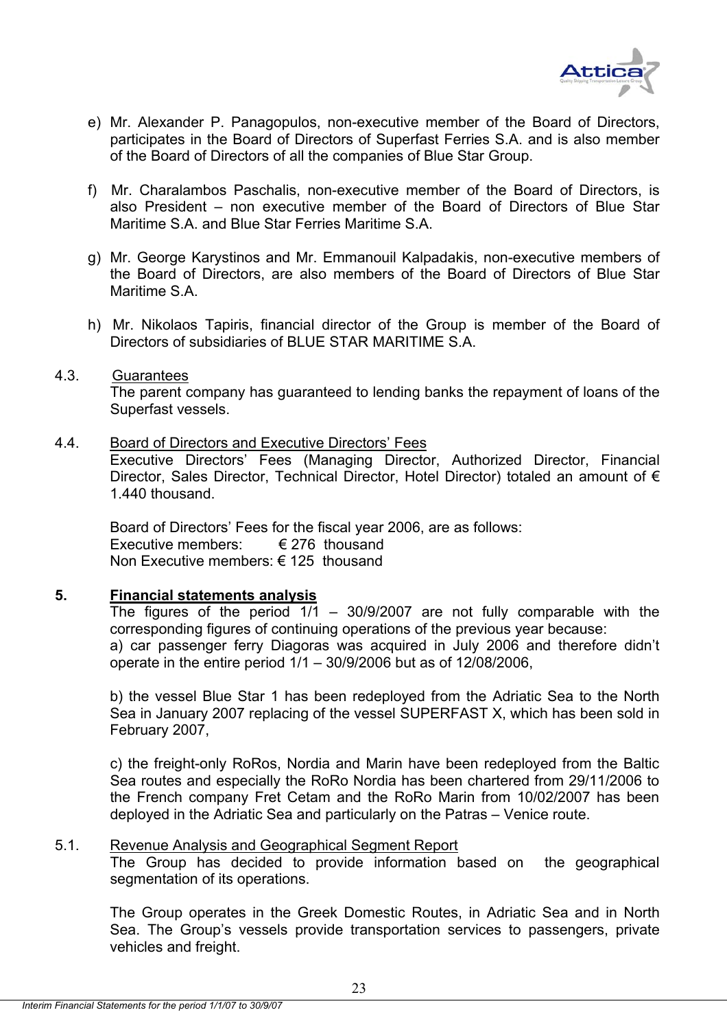e) Mr. Alexander P. Panagopulos, non-executive member of the Board of Directors, participates in the Board of Directors of Superfast Ferries S.A. and is also member of the Board of Directors of all the companies of Blue Star Group.

f) Mr. Charalambos Paschalis, non-executive member of the Board of Directors, is also President – non executive member of the Board of Directors of Blue Star Maritime S.A. and Blue Star Ferries Maritime S.A.

g) Mr. George Karystinos and Mr. Emmanouil Kalpadakis, non-executive members of the Board of Directors, are also members of the Board of Directors of Blue Star Maritime S.A.

h) Mr. Nikolaos Tapiris, financial director of the Group is member of the Board of Directors of subsidiaries of BLUE STAR MARITIME S.A.

4.3. Guarantees

The parent company has guaranteed to lending banks the repayment of loans of the Superfast vessels.

4.4. Board of Directors and Executive Directors' Fees

Executive Directors' Fees (Managing Director, Authorized Director, Financial Director, Sales Director, Technical Director, Hotel Director) totaled an amount of € 1.440 thousand.

Board of Directors' Fees for the fiscal year 2006, are as follows:
Executive members: € 276 thousand
Non Executive members: € 125 thousand

## 5. Financial statements analysis

The figures of the period 1/1 – 30/9/2007 are not fully comparable with the corresponding figures of continuing operations of the previous year because:
a) car passenger ferry Diagoras was acquired in July 2006 and therefore didn't operate in the entire period 1/1 – 30/9/2006 but as of 12/08/2006,

b) the vessel Blue Star 1 has been redeployed from the Adriatic Sea to the North Sea in January 2007 replacing of the vessel SUPERFAST X, which has been sold in February 2007,

c) the freight-only RoRos, Nordia and Marin have been redeployed from the Baltic Sea routes and especially the RoRo Nordia has been chartered from 29/11/2006 to the French company Fret Cetam and the RoRo Marin from 10/02/2007 has been deployed in the Adriatic Sea and particularly on the Patras – Venice route.

5.1. Revenue Analysis and Geographical Segment Report

The Group has decided to provide information based on the geographical segmentation of its operations.

The Group operates in the Greek Domestic Routes, in Adriatic Sea and in North Sea. The Group's vessels provide transportation services to passengers, private vehicles and freight.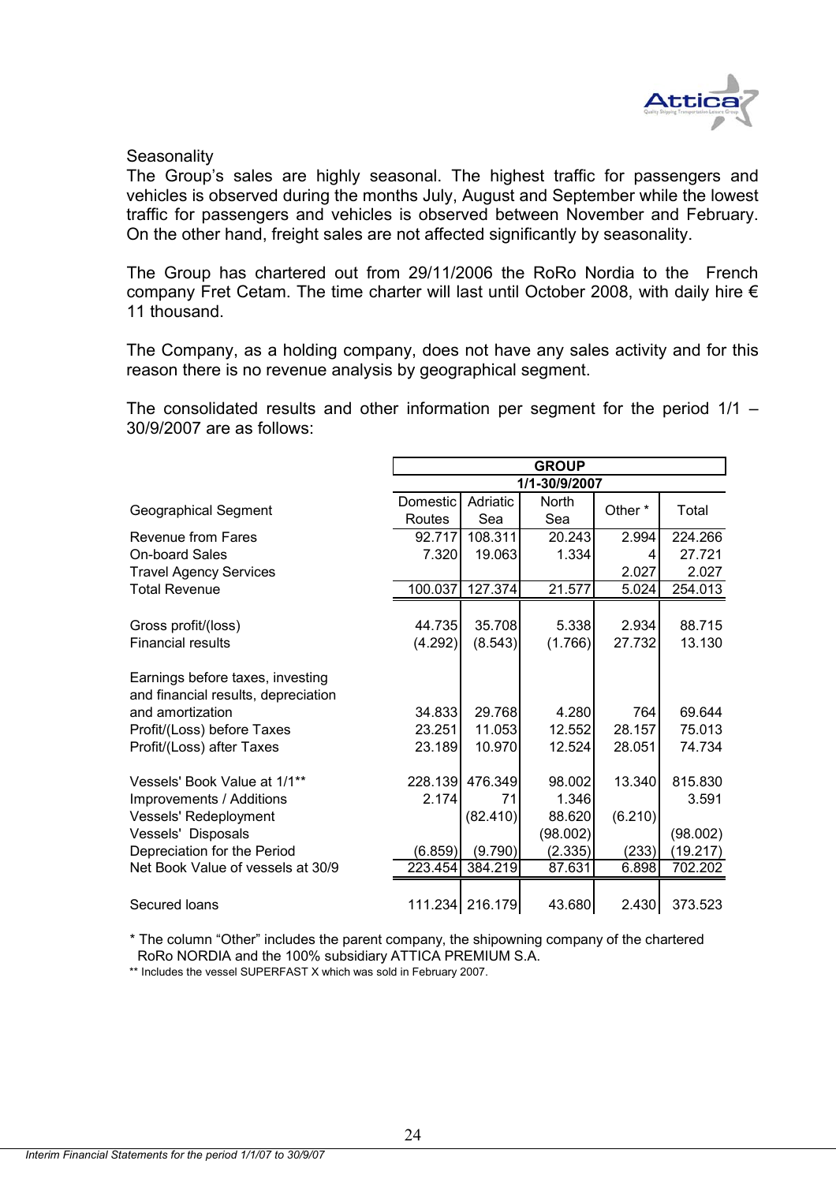Seasonality

The Group's sales are highly seasonal. The highest traffic for passengers and vehicles is observed during the months July, August and September while the lowest traffic for passengers and vehicles is observed between November and February. On the other hand, freight sales are not affected significantly by seasonality.

The Group has chartered out from 29/11/2006 the RoRo Nordia to the French company Fret Cetam. The time charter will last until October 2008, with daily hire € 11 thousand.

The Company, as a holding company, does not have any sales activity and for this reason there is no revenue analysis by geographical segment.

The consolidated results and other information per segment for the period 1/1 – 30/9/2007 are as follows:

| | GROUP | | | | |
|---|---|---|---|---|---|
| | 1/1-30/9/2007 | | | | |
| Geographical Segment | Domestic Routes | Adriatic Sea | North Sea | Other * | Total |
| Revenue from Fares | 92.717 | 108.311 | 20.243 | 2.994 | 224.266 |
| On-board Sales | 7.320 | 19.063 | 1.334 | 4 | 27.721 |
| Travel Agency Services | | | | 2.027 | 2.027 |
| Total Revenue | 100.037 | 127.374 | 21.577 | 5.024 | 254.013 |
| | | | | | |
| Gross profit/(loss) | 44.735 | 35.708 | 5.338 | 2.934 | 88.715 |
| Financial results | (4.292) | (8.543) | (1.766) | 27.732 | 13.130 |
| | | | | | |
| Earnings before taxes, investing and financial results, depreciation and amortization | 34.833 | 29.768 | 4.280 | 764 | 69.644 |
| Profit/(Loss) before Taxes | 23.251 | 11.053 | 12.552 | 28.157 | 75.013 |
| Profit/(Loss) after Taxes | 23.189 | 10.970 | 12.524 | 28.051 | 74.734 |
| | | | | | |
| Vessels' Book Value at 1/1** | 228.139 | 476.349 | 98.002 | 13.340 | 815.830 |
| Improvements / Additions | 2.174 | 71 | 1.346 | | 3.591 |
| Vessels' Redeployment | | (82.410) | 88.620 | (6.210) | |
| Vessels' Disposals | | | (98.002) | | (98.002) |
| Depreciation for the Period | (6.859) | (9.790) | (2.335) | (233) | (19.217) |
| Net Book Value of vessels at 30/9 | 223.454 | 384.219 | 87.631 | 6.898 | 702.202 |
| | | | | | |
| Secured loans | 111.234 | 216.179 | 43.680 | 2.430 | 373.523 |

* The column "Other" includes the parent company, the shipowning company of the chartered RoRo NORDIA and the 100% subsidiary ATTICA PREMIUM S.A.

** Includes the vessel SUPERFAST X which was sold in February 2007.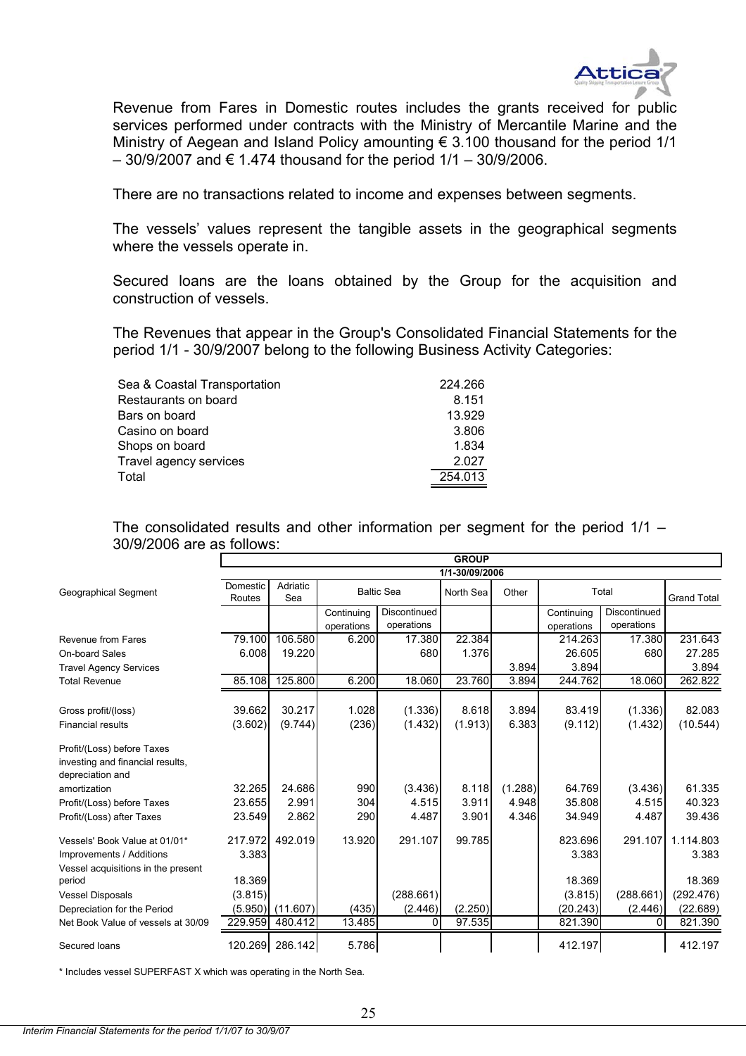Revenue from Fares in Domestic routes includes the grants received for public services performed under contracts with the Ministry of Mercantile Marine and the Ministry of Aegean and Island Policy amounting € 3.100 thousand for the period 1/1 – 30/9/2007 and € 1.474 thousand for the period 1/1 – 30/9/2006.

There are no transactions related to income and expenses between segments.

The vessels' values represent the tangible assets in the geographical segments where the vessels operate in.

Secured loans are the loans obtained by the Group for the acquisition and construction of vessels.

The Revenues that appear in the Group's Consolidated Financial Statements for the period 1/1 - 30/9/2007 belong to the following Business Activity Categories:

| | |
|---|---|
| Sea & Coastal Transportation | 224.266 |
| Restaurants on board | 8.151 |
| Bars on board | 13.929 |
| Casino on board | 3.806 |
| Shops on board | 1.834 |
| Travel agency services | 2.027 |
| Total | 254.013 |

The consolidated results and other information per segment for the period 1/1 – 30/9/2006 are as follows:

| | GROUP | | | | | | | | |
|---|---|---|---|---|---|---|---|---|---|
| | 1/1-30/09/2006 | | | | | | | | |
| Geographical Segment | Domestic Routes | Adriatic Sea | Baltic Sea | | North Sea | Other | Total | | Grand Total |
| | | | Continuing operations | Discontinued operations | | | Continuing operations | Discontinued operations | |
| Revenue from Fares | 79.100 | 106.580 | 6.200 | 17.380 | 22.384 | | 214.263 | 17.380 | 231.643 |
| On-board Sales | 6.008 | 19.220 | | 680 | 1.376 | | 26.605 | 680 | 27.285 |
| Travel Agency Services | | | | | | 3.894 | 3.894 | | 3.894 |
| Total Revenue | 85.108 | 125.800 | 6.200 | 18.060 | 23.760 | 3.894 | 244.762 | 18.060 | 262.822 |
| Gross profit/(loss) | 39.662 | 30.217 | 1.028 | (1.336) | 8.618 | 3.894 | 83.419 | (1.336) | 82.083 |
| Financial results | (3.602) | (9.744) | (236) | (1.432) | (1.913) | 6.383 | (9.112) | (1.432) | (10.544) |
| Profit/(Loss) before Taxes investing and financial results, depreciation and amortization | 32.265 | 24.686 | 990 | (3.436) | 8.118 | (1.288) | 64.769 | (3.436) | 61.335 |
| Profit/(Loss) before Taxes | 23.655 | 2.991 | 304 | 4.515 | 3.911 | 4.948 | 35.808 | 4.515 | 40.323 |
| Profit/(Loss) after Taxes | 23.549 | 2.862 | 290 | 4.487 | 3.901 | 4.346 | 34.949 | 4.487 | 39.436 |
| Vessels' Book Value at 01/01* | 217.972 | 492.019 | 13.920 | 291.107 | 99.785 | | 823.696 | 291.107 | 1.114.803 |
| Improvements / Additions | 3.383 | | | | | | 3.383 | | 3.383 |
| Vessel acquisitions in the present period | 18.369 | | | | | | 18.369 | | 18.369 |
| Vessel Disposals | (3.815) | | | (288.661) | | | (3.815) | (288.661) | (292.476) |
| Depreciation for the Period | (5.950) | (11.607) | (435) | (2.446) | (2.250) | | (20.243) | (2.446) | (22.689) |
| Net Book Value of vessels at 30/09 | 229.959 | 480.412 | 13.485 | 0 | 97.535 | | 821.390 | 0 | 821.390 |
| Secured loans | 120.269 | 286.142 | 5.786 | | | | 412.197 | | 412.197 |

\* Includes vessel SUPERFAST X which was operating in the North Sea.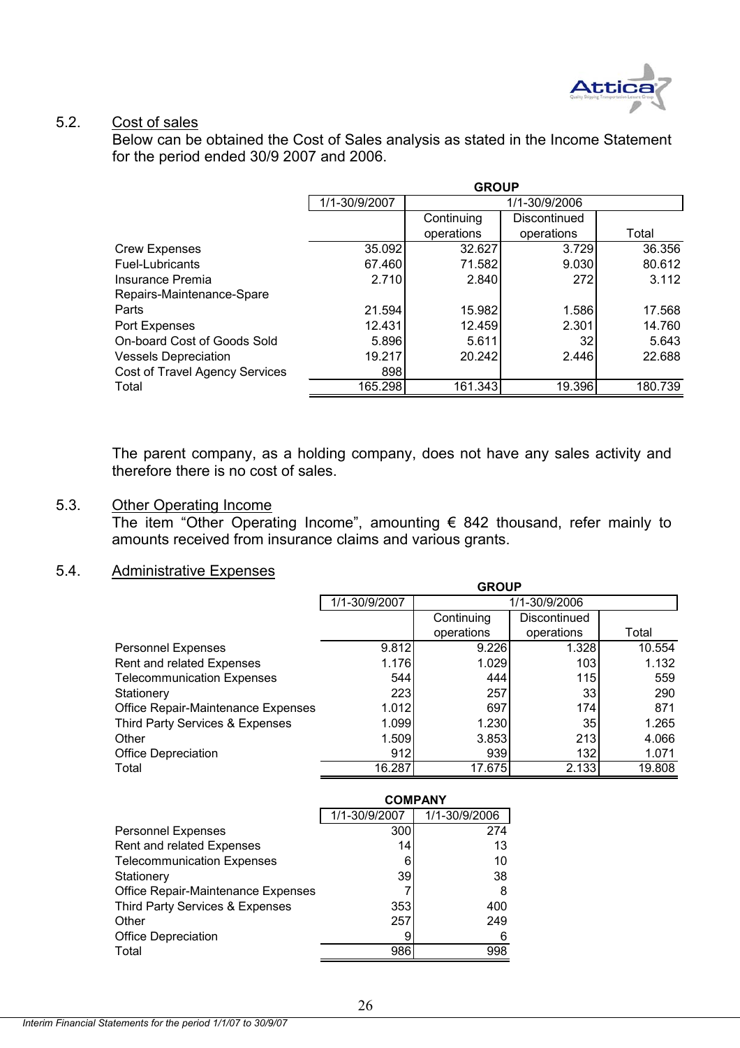### 5.2. Cost of sales

Below can be obtained the Cost of Sales analysis as stated in the Income Statement for the period ended 30/9 2007 and 2006.

| | GROUP | | | |
|---|---|---|---|---|
| | 1/1-30/9/2007 | 1/1-30/9/2006 | | |
| | | Continuing operations | Discontinued operations | Total |
| Crew Expenses | 35.092 | 32.627 | 3.729 | 36.356 |
| Fuel-Lubricants | 67.460 | 71.582 | 9.030 | 80.612 |
| Insurance Premia | 2.710 | 2.840 | 272 | 3.112 |
| Repairs-Maintenance-Spare Parts | 21.594 | 15.982 | 1.586 | 17.568 |
| Port Expenses | 12.431 | 12.459 | 2.301 | 14.760 |
| On-board Cost of Goods Sold | 5.896 | 5.611 | 32 | 5.643 |
| Vessels Depreciation | 19.217 | 20.242 | 2.446 | 22.688 |
| Cost of Travel Agency Services | 898 | | | |
| Total | 165.298 | 161.343 | 19.396 | 180.739 |

The parent company, as a holding company, does not have any sales activity and therefore there is no cost of sales.

### 5.3. Other Operating Income

The item "Other Operating Income", amounting € 842 thousand, refer mainly to amounts received from insurance claims and various grants.

### 5.4. Administrative Expenses

| | GROUP | | | |
|---|---|---|---|---|
| | 1/1-30/9/2007 | 1/1-30/9/2006 | | |
| | | Continuing operations | Discontinued operations | Total |
| Personnel Expenses | 9.812 | 9.226 | 1.328 | 10.554 |
| Rent and related Expenses | 1.176 | 1.029 | 103 | 1.132 |
| Telecommunication Expenses | 544 | 444 | 115 | 559 |
| Stationery | 223 | 257 | 33 | 290 |
| Office Repair-Maintenance Expenses | 1.012 | 697 | 174 | 871 |
| Third Party Services & Expenses | 1.099 | 1.230 | 35 | 1.265 |
| Other | 1.509 | 3.853 | 213 | 4.066 |
| Office Depreciation | 912 | 939 | 132 | 1.071 |
| Total | 16.287 | 17.675 | 2.133 | 19.808 |

| | COMPANY | |
|---|---|---|
| | 1/1-30/9/2007 | 1/1-30/9/2006 |
| Personnel Expenses | 300 | 274 |
| Rent and related Expenses | 14 | 13 |
| Telecommunication Expenses | 6 | 10 |
| Stationery | 39 | 38 |
| Office Repair-Maintenance Expenses | 7 | 8 |
| Third Party Services & Expenses | 353 | 400 |
| Other | 257 | 249 |
| Office Depreciation | 9 | 6 |
| Total | 986 | 998 |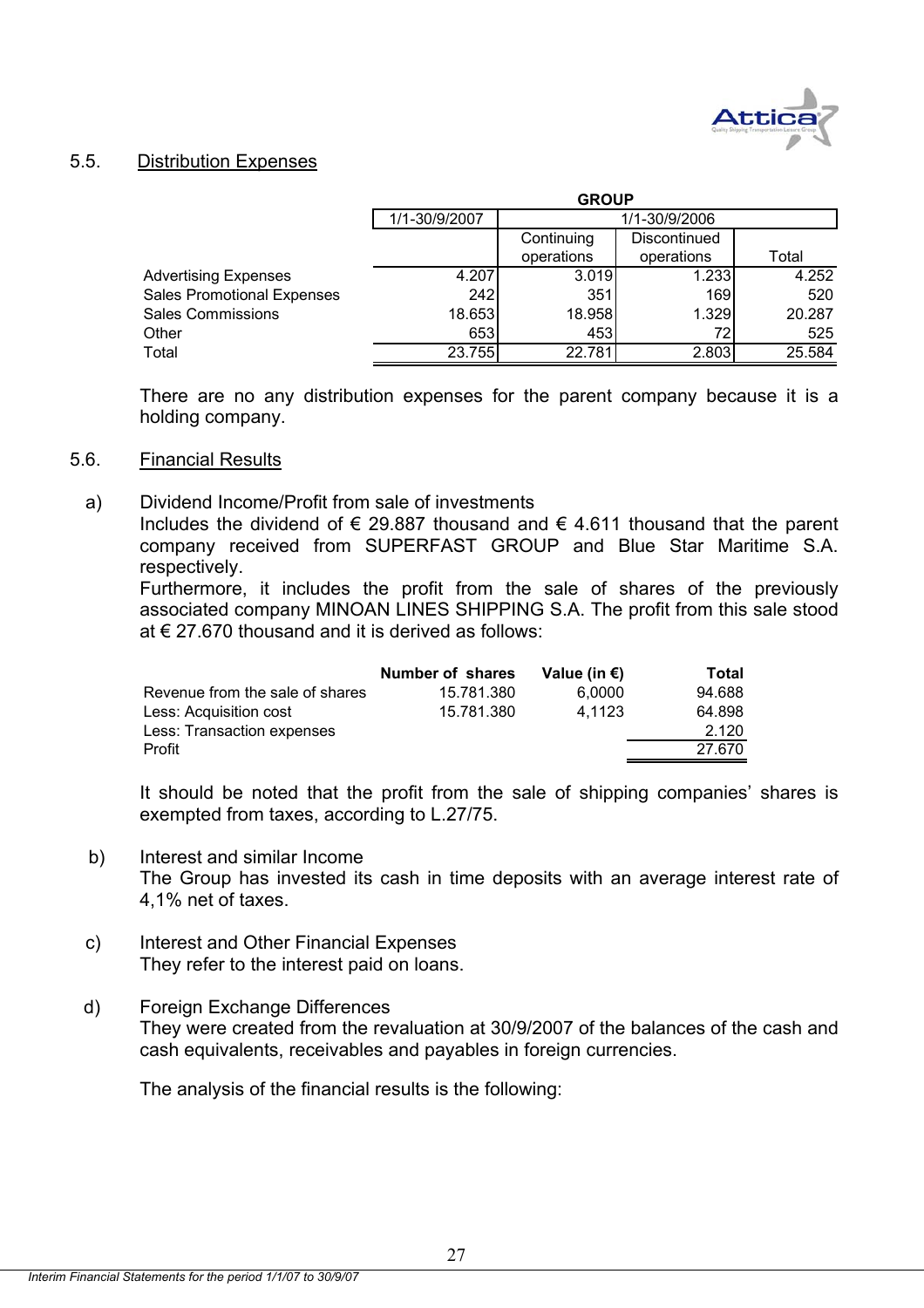### 5.5. Distribution Expenses

| | GROUP | | | |
|---|---|---|---|---|
| | 1/1-30/9/2007 | 1/1-30/9/2006 | | |
| | | Continuing operations | Discontinued operations | Total |
| Advertising Expenses | 4.207 | 3.019 | 1.233 | 4.252 |
| Sales Promotional Expenses | 242 | 351 | 169 | 520 |
| Sales Commissions | 18.653 | 18.958 | 1.329 | 20.287 |
| Other | 653 | 453 | 72 | 525 |
| Total | 23.755 | 22.781 | 2.803 | 25.584 |

There are no any distribution expenses for the parent company because it is a holding company.

### 5.6. Financial Results

a) Dividend Income/Profit from sale of investments

Includes the dividend of € 29.887 thousand and € 4.611 thousand that the parent company received from SUPERFAST GROUP and Blue Star Maritime S.A. respectively.

Furthermore, it includes the profit from the sale of shares of the previously associated company MINOAN LINES SHIPPING S.A. The profit from this sale stood at € 27.670 thousand and it is derived as follows:

| | Number of shares | Value (in €) | Total |
|---|---|---|---|
| Revenue from the sale of shares | 15.781.380 | 6,0000 | 94.688 |
| Less: Acquisition cost | 15.781.380 | 4,1123 | 64.898 |
| Less: Transaction expenses | | | 2.120 |
| Profit | | | 27.670 |

It should be noted that the profit from the sale of shipping companies' shares is exempted from taxes, according to L.27/75.

b) Interest and similar Income

The Group has invested its cash in time deposits with an average interest rate of 4,1% net of taxes.

c) Interest and Other Financial Expenses

They refer to the interest paid on loans.

d) Foreign Exchange Differences

They were created from the revaluation at 30/9/2007 of the balances of the cash and cash equivalents, receivables and payables in foreign currencies.

The analysis of the financial results is the following: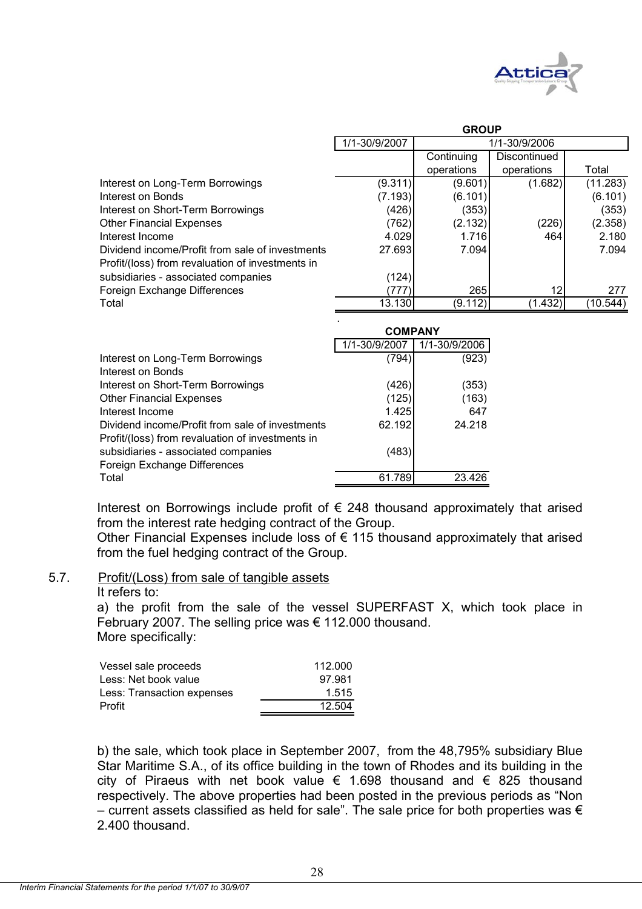| | GROUP | | | |
|---|---|---|---|---|
| | 1/1-30/9/2007 | 1/1-30/9/2006 | | |
| | | Continuing operations | Discontinued operations | Total |
| Interest on Long-Term Borrowings | (9.311) | (9.601) | (1.682) | (11.283) |
| Interest on Bonds | (7.193) | (6.101) | | (6.101) |
| Interest on Short-Term Borrowings | (426) | (353) | | (353) |
| Other Financial Expenses | (762) | (2.132) | (226) | (2.358) |
| Interest Income | 4.029 | 1.716 | 464 | 2.180 |
| Dividend income/Profit from sale of investments | 27.693 | 7.094 | | 7.094 |
| Profit/(loss) from revaluation of investments in subsidiaries - associated companies | (124) | | | |
| Foreign Exchange Differences | (777) | 265 | 12 | 277 |
| Total | 13.130 | (9.112) | (1.432) | (10.544) |

| | COMPANY | |
|---|---|---|
| | 1/1-30/9/2007 | 1/1-30/9/2006 |
| Interest on Long-Term Borrowings | (794) | (923) |
| Interest on Bonds | | |
| Interest on Short-Term Borrowings | (426) | (353) |
| Other Financial Expenses | (125) | (163) |
| Interest Income | 1.425 | 647 |
| Dividend income/Profit from sale of investments | 62.192 | 24.218 |
| Profit/(loss) from revaluation of investments in subsidiaries - associated companies | (483) | |
| Foreign Exchange Differences | | |
| Total | 61.789 | 23.426 |

Interest on Borrowings include profit of € 248 thousand approximately that arised from the interest rate hedging contract of the Group.
Other Financial Expenses include loss of € 115 thousand approximately that arised from the fuel hedging contract of the Group.

## 5.7. Profit/(Loss) from sale of tangible assets

It refers to:

a) the profit from the sale of the vessel SUPERFAST X, which took place in February 2007. The selling price was € 112.000 thousand.
More specifically:

| | |
|---|---|
| Vessel sale proceeds | 112.000 |
| Less: Net book value | 97.981 |
| Less: Transaction expenses | 1.515 |
| Profit | 12.504 |

b) the sale, which took place in September 2007, from the 48,795% subsidiary Blue Star Maritime S.A., of its office building in the town of Rhodes and its building in the city of Piraeus with net book value € 1.698 thousand and € 825 thousand respectively. The above properties had been posted in the previous periods as "Non – current assets classified as held for sale". The sale price for both properties was € 2.400 thousand.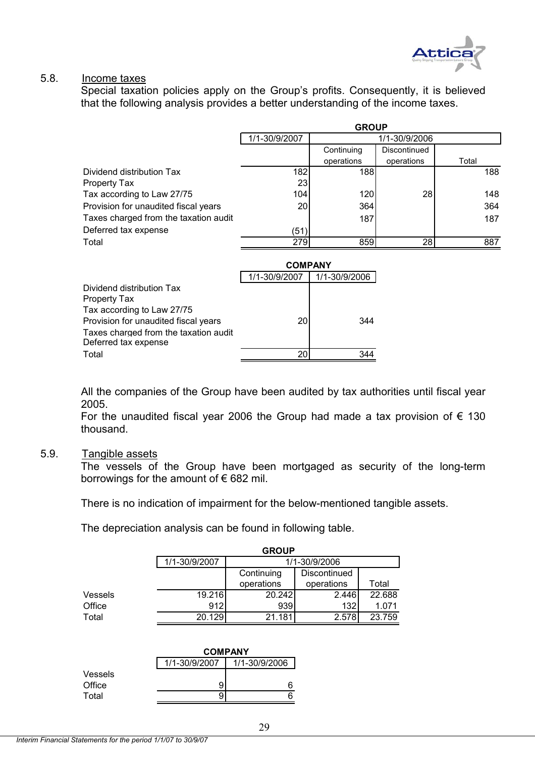### 5.8. Income taxes

Special taxation policies apply on the Group's profits. Consequently, it is believed that the following analysis provides a better understanding of the income taxes.

| | GROUP | | | |
|---|---|---|---|---|
| | 1/1-30/9/2007 | 1/1-30/9/2006 | | |
| | | Continuing operations | Discontinued operations | Total |
| Dividend distribution Tax | 182 | 188 | | 188 |
| Property Tax | 23 | | | |
| Tax according to Law 27/75 | 104 | 120 | 28 | 148 |
| Provision for unaudited fiscal years | 20 | 364 | | 364 |
| Taxes charged from the taxation audit | | 187 | | 187 |
| Deferred tax expense | (51) | | | |
| Total | 279 | 859 | 28 | 887 |

| | COMPANY | |
|---|---|---|
| | 1/1-30/9/2007 | 1/1-30/9/2006 |
| Dividend distribution Tax | | |
| Property Tax | | |
| Tax according to Law 27/75 | | |
| Provision for unaudited fiscal years | 20 | 344 |
| Taxes charged from the taxation audit | | |
| Deferred tax expense | | |
| Total | 20 | 344 |

All the companies of the Group have been audited by tax authorities until fiscal year 2005.

For the unaudited fiscal year 2006 the Group had made a tax provision of € 130 thousand.

### 5.9. Tangible assets

The vessels of the Group have been mortgaged as security of the long-term borrowings for the amount of € 682 mil.

There is no indication of impairment for the below-mentioned tangible assets.

The depreciation analysis can be found in following table.

| | GROUP | | | |
|---|---|---|---|---|
| | 1/1-30/9/2007 | 1/1-30/9/2006 | | |
| | | Continuing operations | Discontinued operations | Total |
| Vessels | 19.216 | 20.242 | 2.446 | 22.688 |
| Office | 912 | 939 | 132 | 1.071 |
| Total | 20.129 | 21.181 | 2.578 | 23.759 |

| | COMPANY | |
|---|---|---|
| | 1/1-30/9/2007 | 1/1-30/9/2006 |
| Vessels | | |
| Office | 9 | 6 |
| Total | 9 | 6 |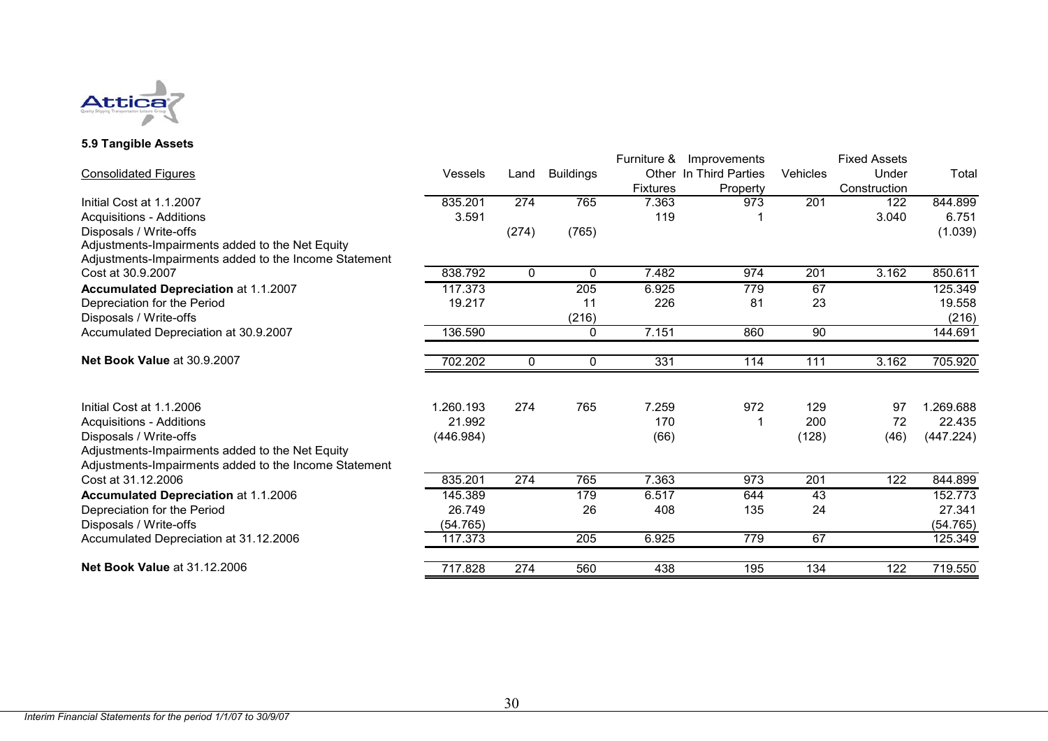### 5.9 Tangible Assets

| Consolidated Figures | Vessels | Land | Buildings | Furniture & Other Fixtures | Improvements In Third Parties Property | Vehicles | Fixed Assets Under Construction | Total |
|---|---|---|---|---|---|---|---|---|
| Initial Cost at 1.1.2007 | 835.201 | 274 | 765 | 7.363 | 973 | 201 | 122 | 844.899 |
| Acquisitions - Additions | 3.591 | | | 119 | 1 | | 3.040 | 6.751 |
| Disposals / Write-offs | | (274) | (765) | | | | | (1.039) |
| Adjustments-Impairments added to the Net Equity | | | | | | | | |
| Adjustments-Impairments added to the Income Statement | | | | | | | | |
| Cost at 30.9.2007 | 838.792 | 0 | 0 | 7.482 | 974 | 201 | 3.162 | 850.611 |
| **Accumulated Depreciation** at 1.1.2007 | 117.373 | | 205 | 6.925 | 779 | 67 | | 125.349 |
| Depreciation for the Period | 19.217 | | 11 | 226 | 81 | 23 | | 19.558 |
| Disposals / Write-offs | | | (216) | | | | | (216) |
| Accumulated Depreciation at 30.9.2007 | 136.590 | | 0 | 7.151 | 860 | 90 | | 144.691 |
| **Net Book Value** at 30.9.2007 | 702.202 | 0 | 0 | 331 | 114 | 111 | 3.162 | 705.920 |
| | | | | | | | | |
| Initial Cost at 1.1.2006 | 1.260.193 | 274 | 765 | 7.259 | 972 | 129 | 97 | 1.269.688 |
| Acquisitions - Additions | 21.992 | | | 170 | 1 | 200 | 72 | 22.435 |
| Disposals / Write-offs | (446.984) | | | (66) | | (128) | (46) | (447.224) |
| Adjustments-Impairments added to the Net Equity | | | | | | | | |
| Adjustments-Impairments added to the Income Statement | | | | | | | | |
| Cost at 31.12.2006 | 835.201 | 274 | 765 | 7.363 | 973 | 201 | 122 | 844.899 |
| **Accumulated Depreciation** at 1.1.2006 | 145.389 | | 179 | 6.517 | 644 | 43 | | 152.773 |
| Depreciation for the Period | 26.749 | | 26 | 408 | 135 | 24 | | 27.341 |
| Disposals / Write-offs | (54.765) | | | | | | | (54.765) |
| Accumulated Depreciation at 31.12.2006 | 117.373 | | 205 | 6.925 | 779 | 67 | | 125.349 |
| **Net Book Value** at 31.12.2006 | 717.828 | 274 | 560 | 438 | 195 | 134 | 122 | 719.550 |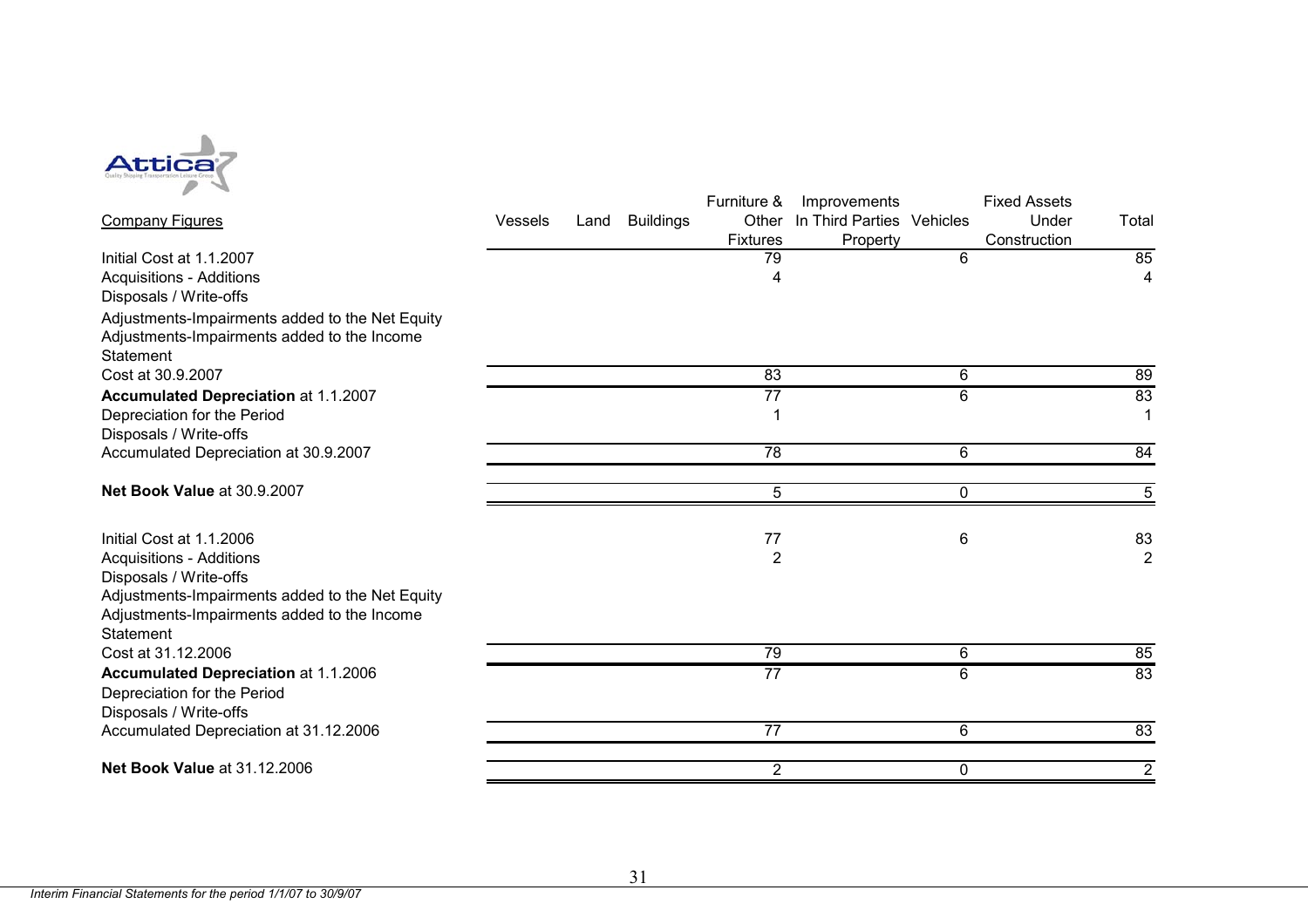| Company Figures | Vessels | Land | Buildings | Furniture & Other Fixtures | Improvements In Third Parties Property | Vehicles | Fixed Assets Under Construction | Total |
|---|---|---|---|---|---|---|---|---|
| Initial Cost at 1.1.2007 | | | | 79 | | 6 | | 85 |
| Acquisitions - Additions | | | | 4 | | | | 4 |
| Disposals / Write-offs | | | | | | | | |
| Adjustments-Impairments added to the Net Equity | | | | | | | | |
| Adjustments-Impairments added to the Income Statement | | | | | | | | |
| Cost at 30.9.2007 | | | | 83 | | 6 | | 89 |
| **Accumulated Depreciation** at 1.1.2007 | | | | 77 | | 6 | | 83 |
| Depreciation for the Period | | | | 1 | | | | 1 |
| Disposals / Write-offs | | | | | | | | |
| Accumulated Depreciation at 30.9.2007 | | | | 78 | | 6 | | 84 |
| **Net Book Value** at 30.9.2007 | | | | 5 | | 0 | | 5 |
| Initial Cost at 1.1.2006 | | | | 77 | | 6 | | 83 |
| Acquisitions - Additions | | | | 2 | | | | 2 |
| Disposals / Write-offs | | | | | | | | |
| Adjustments-Impairments added to the Net Equity | | | | | | | | |
| Adjustments-Impairments added to the Income Statement | | | | | | | | |
| Cost at 31.12.2006 | | | | 79 | | 6 | | 85 |
| **Accumulated Depreciation** at 1.1.2006 | | | | 77 | | 6 | | 83 |
| Depreciation for the Period | | | | | | | | |
| Disposals / Write-offs | | | | | | | | |
| Accumulated Depreciation at 31.12.2006 | | | | 77 | | 6 | | 83 |
| **Net Book Value** at 31.12.2006 | | | | 2 | | 0 | | 2 |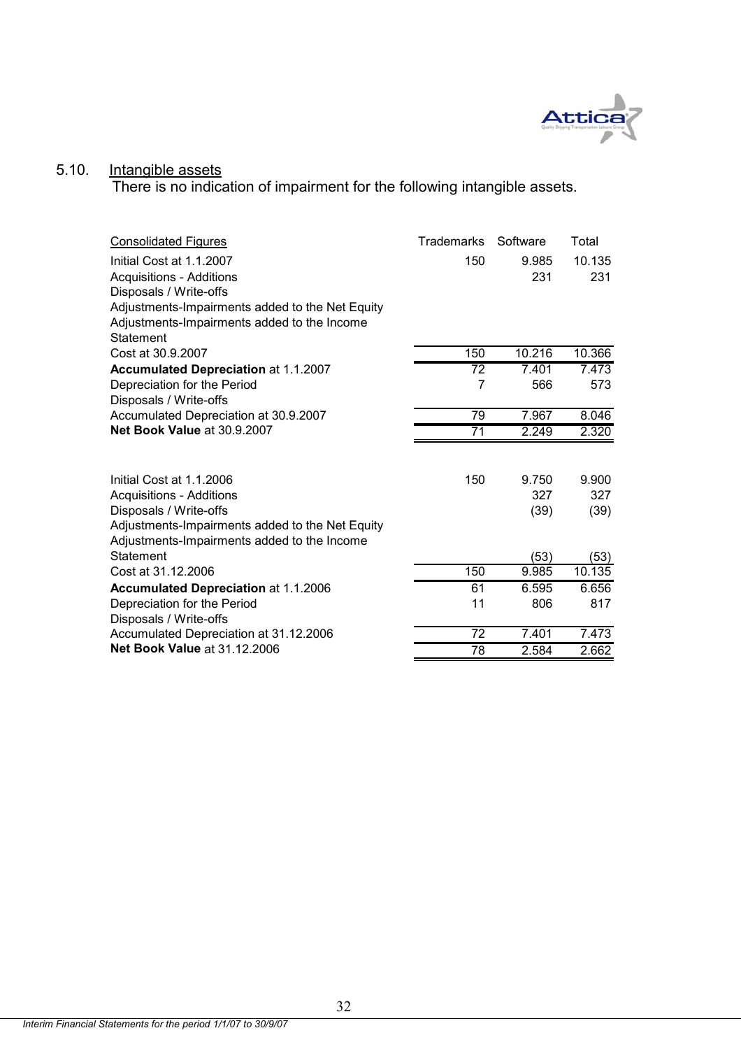## 5.10. Intangible assets

There is no indication of impairment for the following intangible assets.

| Consolidated Figures | Trademarks | Software | Total |
|---|---|---|---|
| Initial Cost at 1.1.2007 | 150 | 9.985 | 10.135 |
| Acquisitions - Additions | | 231 | 231 |
| Disposals / Write-offs | | | |
| Adjustments-Impairments added to the Net Equity | | | |
| Adjustments-Impairments added to the Income Statement | | | |
| Cost at 30.9.2007 | 150 | 10.216 | 10.366 |
| **Accumulated Depreciation** at 1.1.2007 | 72 | 7.401 | 7.473 |
| Depreciation for the Period | 7 | 566 | 573 |
| Disposals / Write-offs | | | |
| Accumulated Depreciation at 30.9.2007 | 79 | 7.967 | 8.046 |
| **Net Book Value** at 30.9.2007 | 71 | 2.249 | 2.320 |
| | | | |
| Initial Cost at 1.1.2006 | 150 | 9.750 | 9.900 |
| Acquisitions - Additions | | 327 | 327 |
| Disposals / Write-offs | | (39) | (39) |
| Adjustments-Impairments added to the Net Equity | | | |
| Adjustments-Impairments added to the Income Statement | | (53) | (53) |
| Cost at 31.12.2006 | 150 | 9.985 | 10.135 |
| **Accumulated Depreciation** at 1.1.2006 | 61 | 6.595 | 6.656 |
| Depreciation for the Period | 11 | 806 | 817 |
| Disposals / Write-offs | | | |
| Accumulated Depreciation at 31.12.2006 | 72 | 7.401 | 7.473 |
| **Net Book Value** at 31.12.2006 | 78 | 2.584 | 2.662 |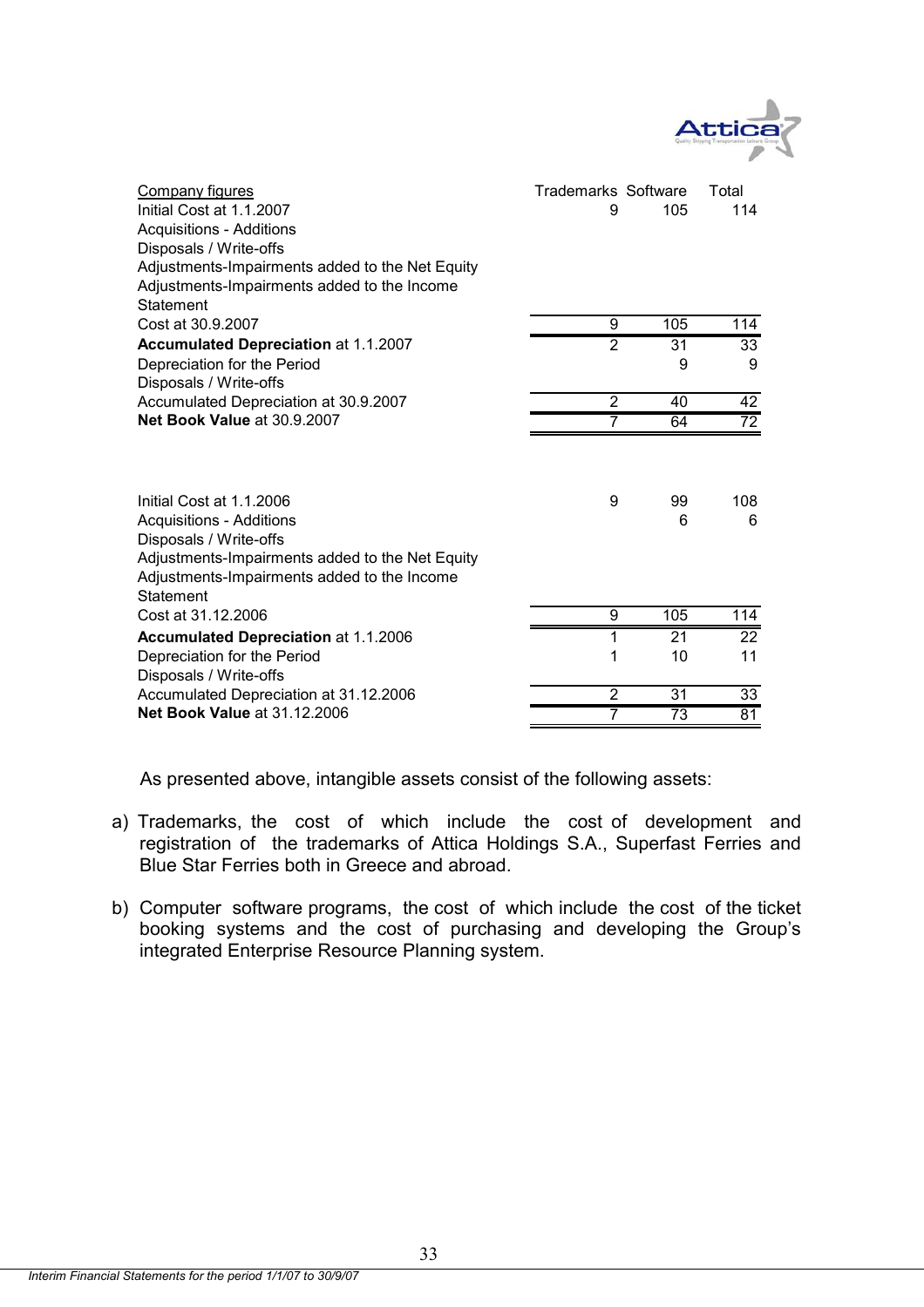| Company figures | Trademarks | Software | Total |
|---|---|---|---|
| Initial Cost at 1.1.2007 | 9 | 105 | 114 |
| Acquisitions - Additions | | | |
| Disposals / Write-offs | | | |
| Adjustments-Impairments added to the Net Equity | | | |
| Adjustments-Impairments added to the Income Statement | | | |
| Cost at 30.9.2007 | 9 | 105 | 114 |
| **Accumulated Depreciation** at 1.1.2007 | 2 | 31 | 33 |
| Depreciation for the Period | | 9 | 9 |
| Disposals / Write-offs | | | |
| Accumulated Depreciation at 30.9.2007 | 2 | 40 | 42 |
| **Net Book Value** at 30.9.2007 | 7 | 64 | 72 |
| | | | |
| Initial Cost at 1.1.2006 | 9 | 99 | 108 |
| Acquisitions - Additions | | 6 | 6 |
| Disposals / Write-offs | | | |
| Adjustments-Impairments added to the Net Equity | | | |
| Adjustments-Impairments added to the Income Statement | | | |
| Cost at 31.12.2006 | 9 | 105 | 114 |
| **Accumulated Depreciation** at 1.1.2006 | 1 | 21 | 22 |
| Depreciation for the Period | 1 | 10 | 11 |
| Disposals / Write-offs | | | |
| Accumulated Depreciation at 31.12.2006 | 2 | 31 | 33 |
| **Net Book Value** at 31.12.2006 | 7 | 73 | 81 |

As presented above, intangible assets consist of the following assets:

a) Trademarks, the cost of which include the cost of development and registration of the trademarks of Attica Holdings S.A., Superfast Ferries and Blue Star Ferries both in Greece and abroad.

b) Computer software programs, the cost of which include the cost of the ticket booking systems and the cost of purchasing and developing the Group's integrated Enterprise Resource Planning system.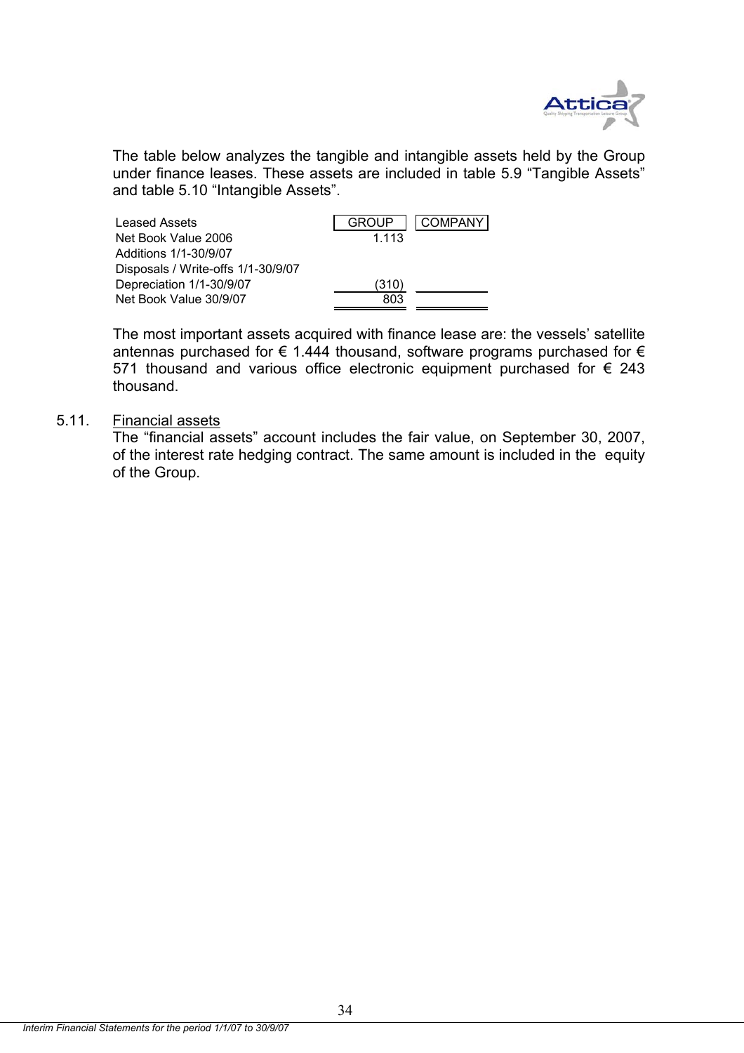The table below analyzes the tangible and intangible assets held by the Group under finance leases. These assets are included in table 5.9 "Tangible Assets" and table 5.10 "Intangible Assets".

| Leased Assets | GROUP | COMPANY |
|---|---|---|
| Net Book Value 2006 | 1.113 | |
| Additions 1/1-30/9/07 | | |
| Disposals / Write-offs 1/1-30/9/07 | | |
| Depreciation 1/1-30/9/07 | (310) | |
| Net Book Value 30/9/07 | 803 | |

The most important assets acquired with finance lease are: the vessels' satellite antennas purchased for € 1.444 thousand, software programs purchased for € 571 thousand and various office electronic equipment purchased for € 243 thousand.

## 5.11. Financial assets

The "financial assets" account includes the fair value, on September 30, 2007, of the interest rate hedging contract. The same amount is included in the equity of the Group.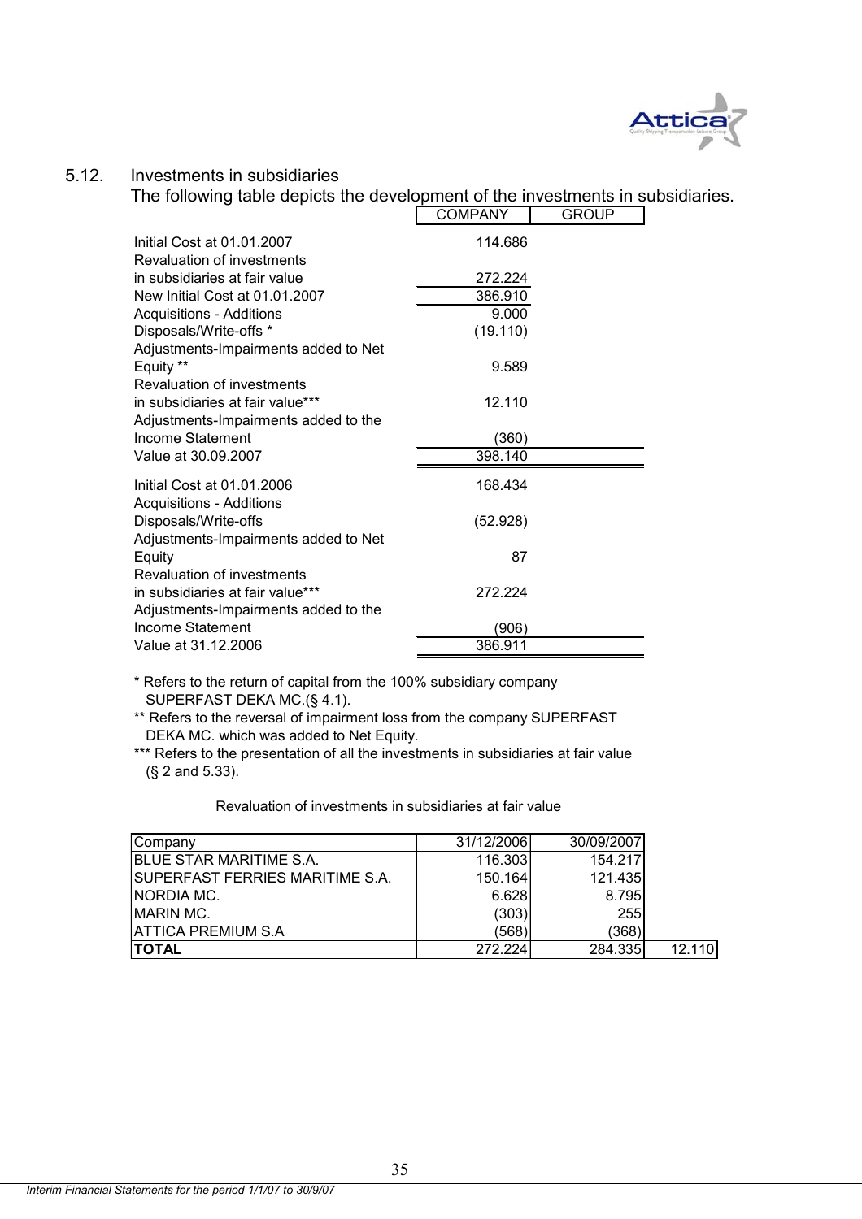## 5.12. Investments in subsidiaries

The following table depicts the development of the investments in subsidiaries.

| | COMPANY | GROUP |
|---|---|---|
| Initial Cost at 01.01.2007 | 114.686 | |
| Revaluation of investments in subsidiaries at fair value | 272.224 | |
| New Initial Cost at 01.01.2007 | 386.910 | |
| Acquisitions - Additions | 9.000 | |
| Disposals/Write-offs * | (19.110) | |
| Adjustments-Impairments added to Net Equity ** | 9.589 | |
| Revaluation of investments in subsidiaries at fair value*** | 12.110 | |
| Adjustments-Impairments added to the Income Statement | (360) | |
| Value at 30.09.2007 | 398.140 | |
| Initial Cost at 01.01.2006 | 168.434 | |
| Acquisitions - Additions | | |
| Disposals/Write-offs | (52.928) | |
| Adjustments-Impairments added to Net Equity | 87 | |
| Revaluation of investments in subsidiaries at fair value*** | 272.224 | |
| Adjustments-Impairments added to the Income Statement | (906) | |
| Value at 31.12.2006 | 386.911 | |

\* Refers to the return of capital from the 100% subsidiary company SUPERFAST DEKA MC.(§ 4.1).

\** Refers to the reversal of impairment loss from the company SUPERFAST DEKA MC. which was added to Net Equity.

\*** Refers to the presentation of all the investments in subsidiaries at fair value (§ 2 and 5.33).

Revaluation of investments in subsidiaries at fair value

| Company | 31/12/2006 | 30/09/2007 | |
|---|---|---|---|
| BLUE STAR MARITIME S.A. | 116.303 | 154.217 | |
| SUPERFAST FERRIES MARITIME S.A. | 150.164 | 121.435 | |
| NORDIA MC. | 6.628 | 8.795 | |
| MARIN MC. | (303) | 255 | |
| ATTICA PREMIUM S.A | (568) | (368) | |
| **TOTAL** | 272.224 | 284.335 | 12.110 |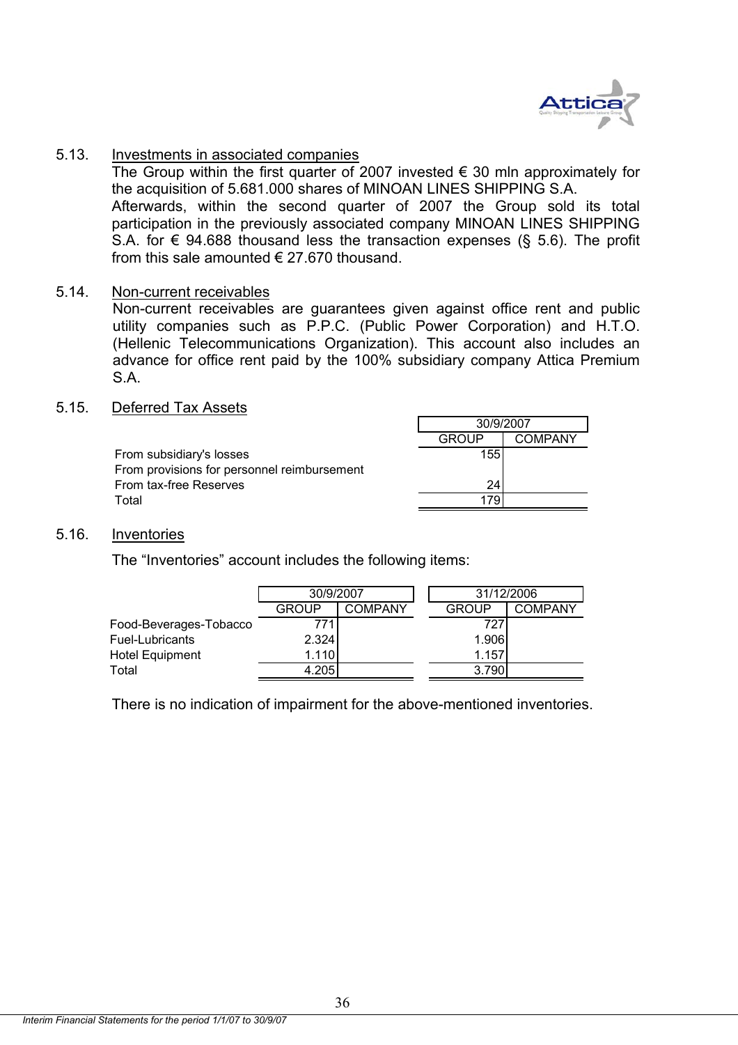### 5.13. Investments in associated companies

The Group within the first quarter of 2007 invested € 30 mln approximately for the acquisition of 5.681.000 shares of MINOAN LINES SHIPPING S.A.

Afterwards, within the second quarter of 2007 the Group sold its total participation in the previously associated company MINOAN LINES SHIPPING S.A. for € 94.688 thousand less the transaction expenses (§ 5.6). The profit from this sale amounted € 27.670 thousand.

### 5.14. Non-current receivables

Non-current receivables are guarantees given against office rent and public utility companies such as P.P.C. (Public Power Corporation) and H.T.O. (Hellenic Telecommunications Organization). This account also includes an advance for office rent paid by the 100% subsidiary company Attica Premium S.A.

### 5.15. Deferred Tax Assets

| | 30/9/2007 | |
|---|---|---|
| | GROUP | COMPANY |
| From subsidiary's losses | 155 | |
| From provisions for personnel reimbursement | | |
| From tax-free Reserves | 24 | |
| Total | 179 | |

### 5.16. Inventories

The “Inventories” account includes the following items:

| | 30/9/2007 | | 31/12/2006 | |
|---|---|---|---|---|
| | GROUP | COMPANY | GROUP | COMPANY |
| Food-Beverages-Tobacco | 771 | | 727 | |
| Fuel-Lubricants | 2.324 | | 1.906 | |
| Hotel Equipment | 1.110 | | 1.157 | |
| Total | 4.205 | | 3.790 | |

There is no indication of impairment for the above-mentioned inventories.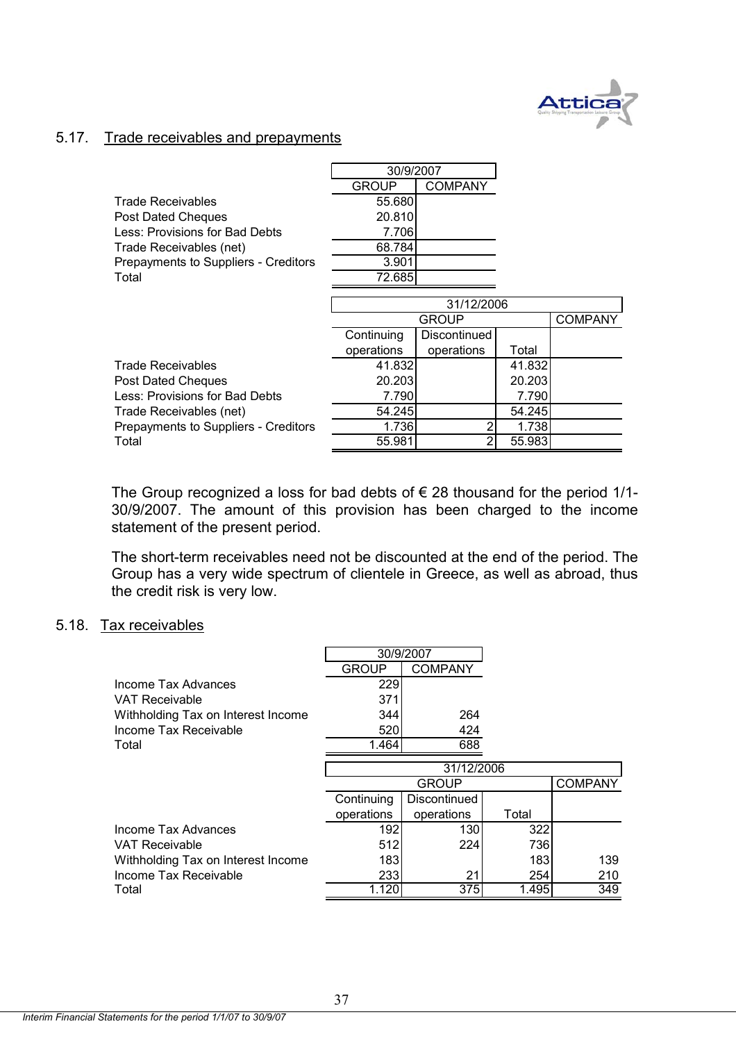## 5.17. Trade receivables and prepayments

| | 30/9/2007 | |
|---|---|---|
| | GROUP | COMPANY |
| Trade Receivables | 55.680 | |
| Post Dated Cheques | 20.810 | |
| Less: Provisions for Bad Debts | 7.706 | |
| Trade Receivables (net) | 68.784 | |
| Prepayments to Suppliers - Creditors | 3.901 | |
| Total | 72.685 | |

| | 31/12/2006 | | | |
|---|---|---|---|---|
| | GROUP | | | COMPANY |
| | Continuing operations | Discontinued operations | Total | |
| Trade Receivables | 41.832 | | 41.832 | |
| Post Dated Cheques | 20.203 | | 20.203 | |
| Less: Provisions for Bad Debts | 7.790 | | 7.790 | |
| Trade Receivables (net) | 54.245 | | 54.245 | |
| Prepayments to Suppliers - Creditors | 1.736 | 2 | 1.738 | |
| Total | 55.981 | 2 | 55.983 | |

The Group recognized a loss for bad debts of € 28 thousand for the period 1/1-30/9/2007. The amount of this provision has been charged to the income statement of the present period.

The short-term receivables need not be discounted at the end of the period. The Group has a very wide spectrum of clientele in Greece, as well as abroad, thus the credit risk is very low.

## 5.18. Tax receivables

| | 30/9/2007 | |
|---|---|---|
| | GROUP | COMPANY |
| Income Tax Advances | 229 | |
| VAT Receivable | 371 | |
| Withholding Tax on Interest Income | 344 | 264 |
| Income Tax Receivable | 520 | 424 |
| Total | 1.464 | 688 |

| | 31/12/2006 | | | |
|---|---|---|---|---|
| | GROUP | | | COMPANY |
| | Continuing operations | Discontinued operations | Total | |
| Income Tax Advances | 192 | 130 | 322 | |
| VAT Receivable | 512 | 224 | 736 | |
| Withholding Tax on Interest Income | 183 | | 183 | 139 |
| Income Tax Receivable | 233 | 21 | 254 | 210 |
| Total | 1.120 | 375 | 1.495 | 349 |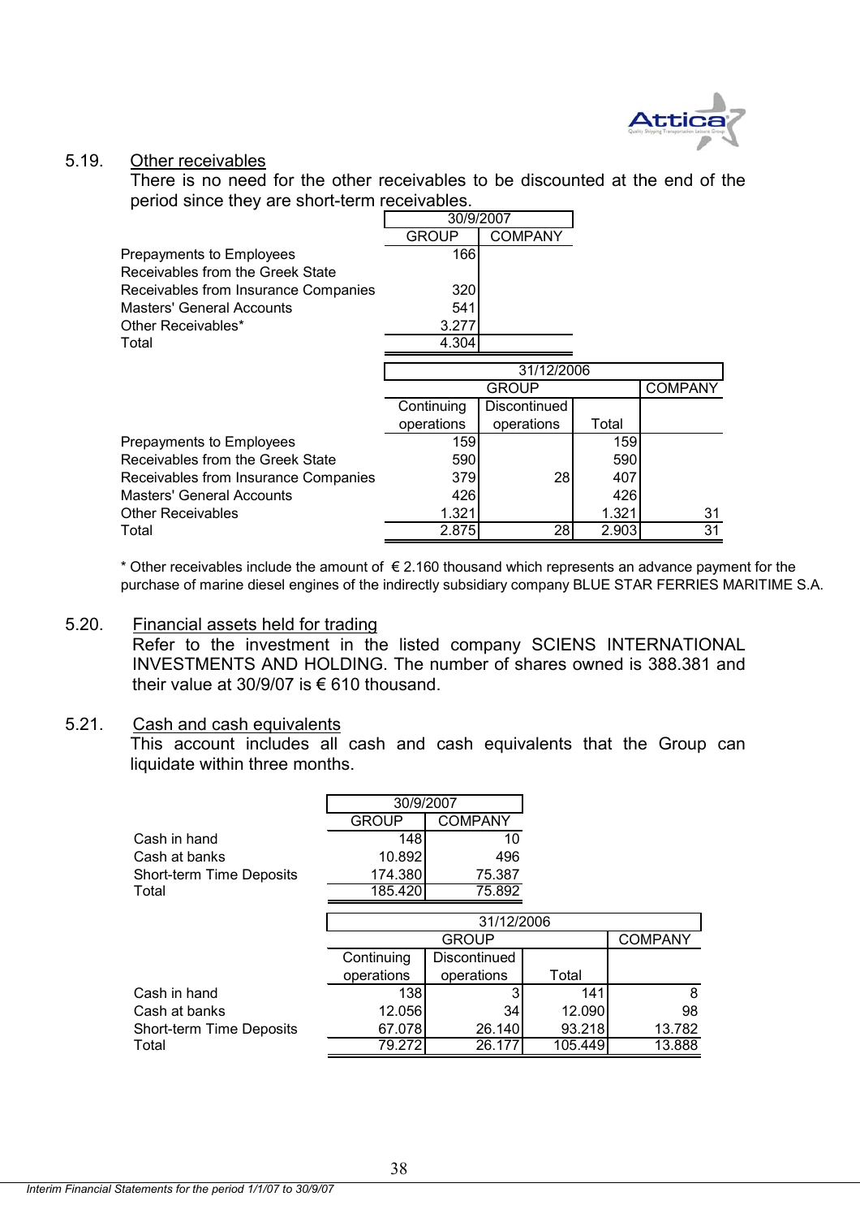5.19. Other receivables

There is no need for the other receivables to be discounted at the end of the period since they are short-term receivables.

| | 30/9/2007 | |
|---|---|---|
| | GROUP | COMPANY |
| Prepayments to Employees | 166 | |
| Receivables from the Greek State | | |
| Receivables from Insurance Companies | 320 | |
| Masters' General Accounts | 541 | |
| Other Receivables* | 3.277 | |
| Total | 4.304 | |

| | 31/12/2006 | | | |
|---|---|---|---|---|
| | GROUP | | | COMPANY |
| | Continuing operations | Discontinued operations | Total | |
| Prepayments to Employees | 159 | | 159 | |
| Receivables from the Greek State | 590 | | 590 | |
| Receivables from Insurance Companies | 379 | 28 | 407 | |
| Masters' General Accounts | 426 | | 426 | |
| Other Receivables | 1.321 | | 1.321 | 31 |
| Total | 2.875 | 28 | 2.903 | 31 |

* Other receivables include the amount of € 2.160 thousand which represents an advance payment for the purchase of marine diesel engines of the indirectly subsidiary company BLUE STAR FERRIES MARITIME S.A.

5.20. Financial assets held for trading

Refer to the investment in the listed company SCIENS INTERNATIONAL INVESTMENTS AND HOLDING. The number of shares owned is 388.381 and their value at 30/9/07 is € 610 thousand.

5.21. Cash and cash equivalents

This account includes all cash and cash equivalents that the Group can liquidate within three months.

| | 30/9/2007 | |
|---|---|---|
| | GROUP | COMPANY |
| Cash in hand | 148 | 10 |
| Cash at banks | 10.892 | 496 |
| Short-term Time Deposits | 174.380 | 75.387 |
| Total | 185.420 | 75.892 |

| | 31/12/2006 | | | |
|---|---|---|---|---|
| | GROUP | | | COMPANY |
| | Continuing operations | Discontinued operations | Total | |
| Cash in hand | 138 | 3 | 141 | 8 |
| Cash at banks | 12.056 | 34 | 12.090 | 98 |
| Short-term Time Deposits | 67.078 | 26.140 | 93.218 | 13.782 |
| Total | 79.272 | 26.177 | 105.449 | 13.888 |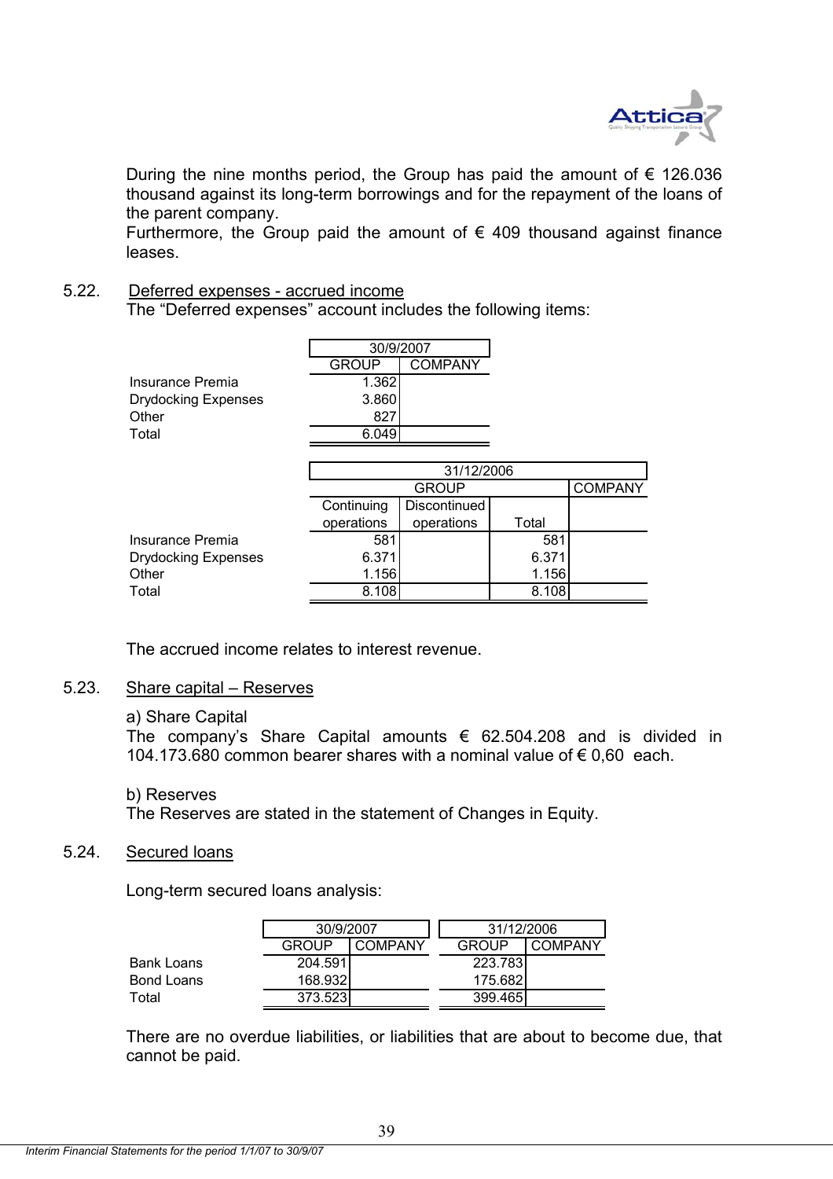During the nine months period, the Group has paid the amount of € 126.036 thousand against its long-term borrowings and for the repayment of the loans of the parent company.
Furthermore, the Group paid the amount of € 409 thousand against finance leases.

## 5.22. Deferred expenses - accrued income

The "Deferred expenses" account includes the following items:

| | 30/9/2007 | |
|---|---|---|
| | GROUP | COMPANY |
| Insurance Premia | 1.362 | |
| Drydocking Expenses | 3.860 | |
| Other | 827 | |
| Total | 6.049 | |

| | 31/12/2006 | | | |
|---|---|---|---|---|
| | GROUP | | | COMPANY |
| | Continuing operations | Discontinued operations | Total | |
| Insurance Premia | 581 | | 581 | |
| Drydocking Expenses | 6.371 | | 6.371 | |
| Other | 1.156 | | 1.156 | |
| Total | 8.108 | | 8.108 | |

The accrued income relates to interest revenue.

## 5.23. Share capital – Reserves

a) Share Capital
The company's Share Capital amounts € 62.504.208 and is divided in 104.173.680 common bearer shares with a nominal value of € 0,60 each.

b) Reserves
The Reserves are stated in the statement of Changes in Equity.

## 5.24. Secured loans

Long-term secured loans analysis:

| | 30/9/2007 | | 31/12/2006 | |
|---|---|---|---|---|
| | GROUP | COMPANY | GROUP | COMPANY |
| Bank Loans | 204.591 | | 223.783 | |
| Bond Loans | 168.932 | | 175.682 | |
| Total | 373.523 | | 399.465 | |

There are no overdue liabilities, or liabilities that are about to become due, that cannot be paid.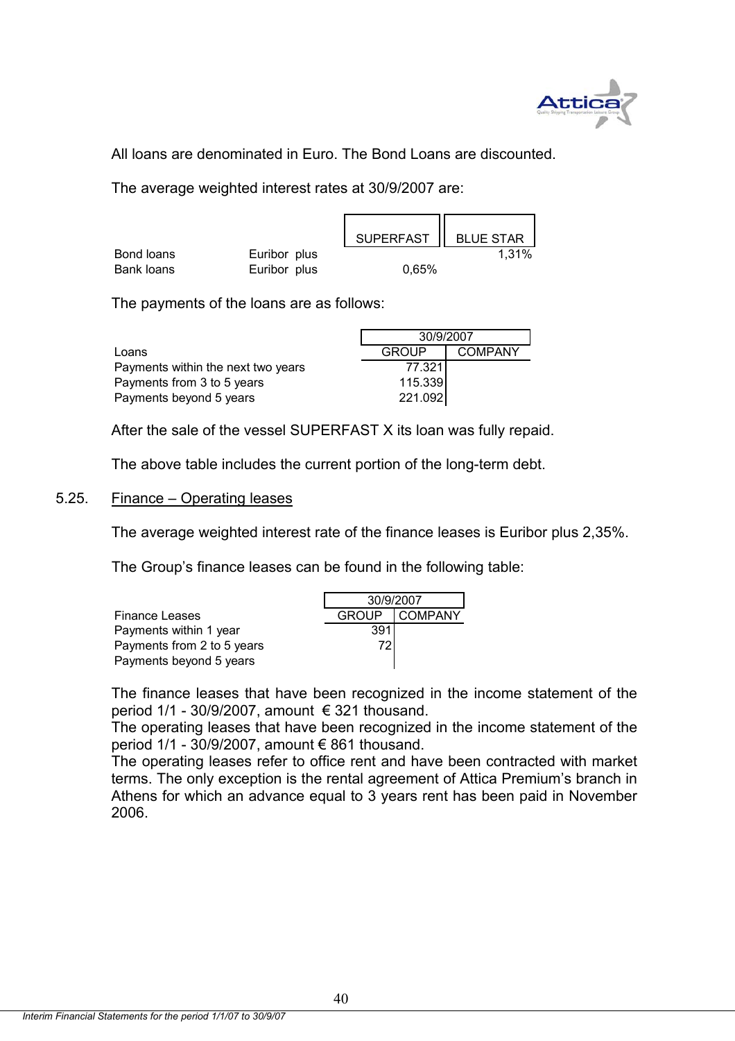All loans are denominated in Euro. The Bond Loans are discounted.

The average weighted interest rates at 30/9/2007 are:

| | | SUPERFAST | BLUE STAR |
|---|---|---|---|
| Bond loans | Euribor plus | | 1,31% |
| Bank loans | Euribor plus | 0,65% | |

The payments of the loans are as follows:

| | 30/9/2007 | |
|---|---|---|
| Loans | GROUP | COMPANY |
| Payments within the next two years | 77.321 | |
| Payments from 3 to 5 years | 115.339 | |
| Payments beyond 5 years | 221.092 | |

After the sale of the vessel SUPERFAST X its loan was fully repaid.

The above table includes the current portion of the long-term debt.

## 5.25. Finance – Operating leases

The average weighted interest rate of the finance leases is Euribor plus 2,35%.

The Group's finance leases can be found in the following table:

| | 30/9/2007 | |
|---|---|---|
| Finance Leases | GROUP | COMPANY |
| Payments within 1 year | 391 | |
| Payments from 2 to 5 years | 72 | |
| Payments beyond 5 years | | |

The finance leases that have been recognized in the income statement of the period 1/1 - 30/9/2007, amount € 321 thousand.
The operating leases that have been recognized in the income statement of the period 1/1 - 30/9/2007, amount € 861 thousand.
The operating leases refer to office rent and have been contracted with market terms. The only exception is the rental agreement of Attica Premium's branch in Athens for which an advance equal to 3 years rent has been paid in November 2006.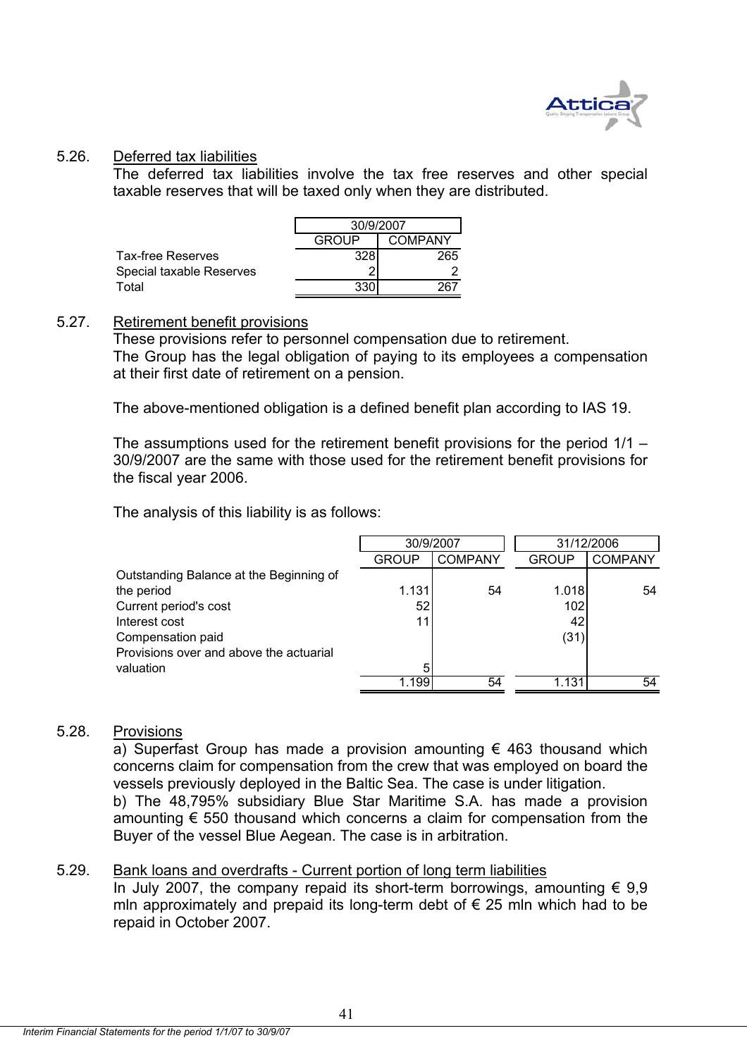5.26. Deferred tax liabilities

The deferred tax liabilities involve the tax free reserves and other special taxable reserves that will be taxed only when they are distributed.

| | 30/9/2007 | |
|---|---|---|
| | GROUP | COMPANY |
| Tax-free Reserves | 328 | 265 |
| Special taxable Reserves | 2 | 2 |
| Total | 330 | 267 |

5.27. Retirement benefit provisions

These provisions refer to personnel compensation due to retirement.
The Group has the legal obligation of paying to its employees a compensation at their first date of retirement on a pension.

The above-mentioned obligation is a defined benefit plan according to IAS 19.

The assumptions used for the retirement benefit provisions for the period 1/1 – 30/9/2007 are the same with those used for the retirement benefit provisions for the fiscal year 2006.

The analysis of this liability is as follows:

| | 30/9/2007 | | 31/12/2006 | |
|---|---|---|---|---|
| | GROUP | COMPANY | GROUP | COMPANY |
| Outstanding Balance at the Beginning of the period | 1.131 | 54 | 1.018 | 54 |
| Current period's cost | 52 | | 102 | |
| Interest cost | 11 | | 42 | |
| Compensation paid | | | (31) | |
| Provisions over and above the actuarial valuation | 5 | | | |
| | 1.199 | 54 | 1.131 | 54 |

5.28. Provisions

a) Superfast Group has made a provision amounting € 463 thousand which concerns claim for compensation from the crew that was employed on board the vessels previously deployed in the Baltic Sea. The case is under litigation.
b) The 48,795% subsidiary Blue Star Maritime S.A. has made a provision amounting € 550 thousand which concerns a claim for compensation from the Buyer of the vessel Blue Aegean. The case is in arbitration.

5.29. Bank loans and overdrafts - Current portion of long term liabilities

In July 2007, the company repaid its short-term borrowings, amounting € 9,9 mln approximately and prepaid its long-term debt of € 25 mln which had to be repaid in October 2007.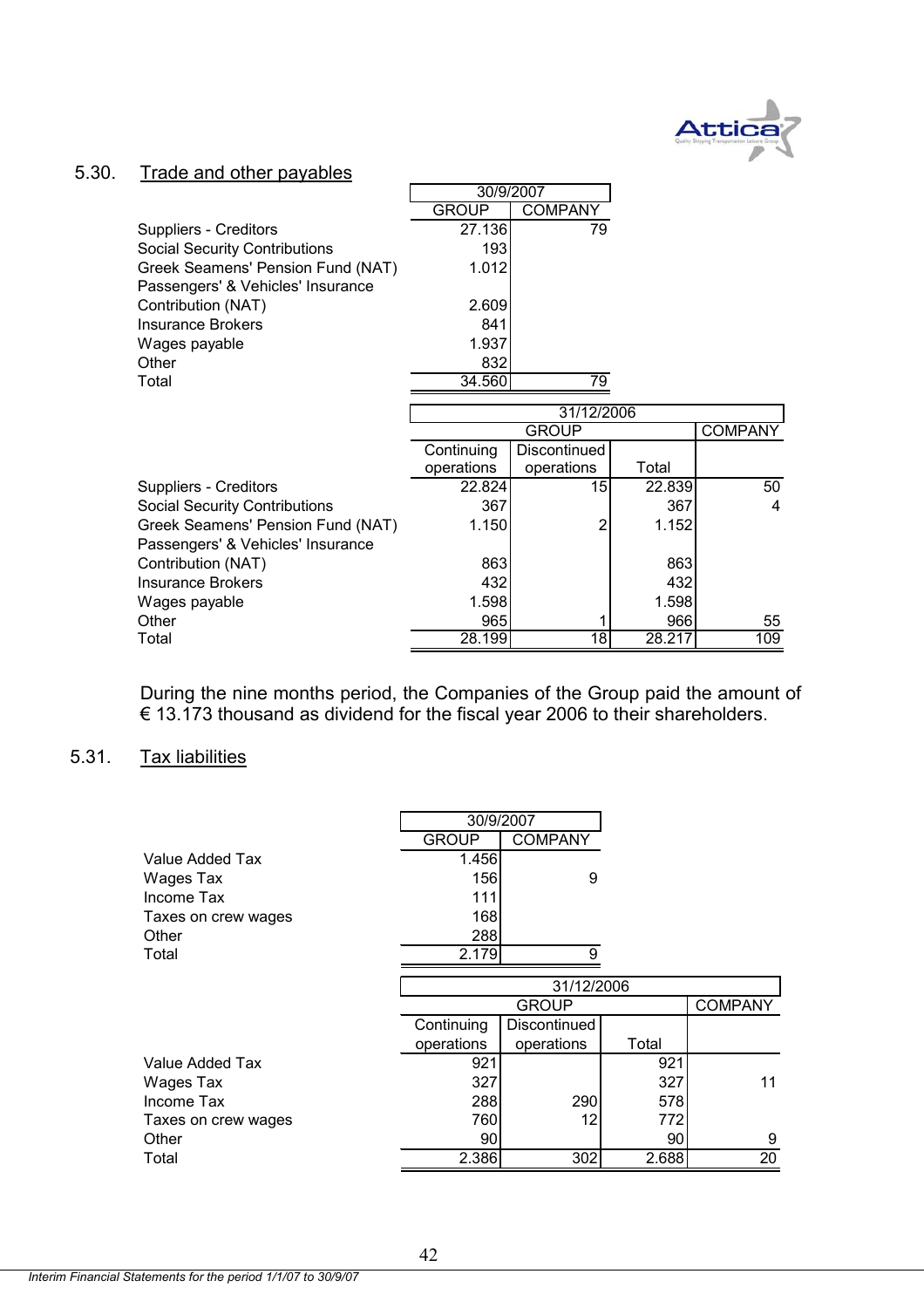## 5.30. Trade and other payables

| | 30/9/2007 | |
|---|---|---|
| | GROUP | COMPANY |
| Suppliers - Creditors | 27.136 | 79 |
| Social Security Contributions | 193 | |
| Greek Seamens' Pension Fund (NAT) | 1.012 | |
| Passengers' & Vehicles' Insurance Contribution (NAT) | 2.609 | |
| Insurance Brokers | 841 | |
| Wages payable | 1.937 | |
| Other | 832 | |
| Total | 34.560 | 79 |

| | 31/12/2006 | | | |
|---|---|---|---|---|
| | GROUP | | | COMPANY |
| | Continuing operations | Discontinued operations | Total | |
| Suppliers - Creditors | 22.824 | 15 | 22.839 | 50 |
| Social Security Contributions | 367 | | 367 | 4 |
| Greek Seamens' Pension Fund (NAT) | 1.150 | 2 | 1.152 | |
| Passengers' & Vehicles' Insurance Contribution (NAT) | 863 | | 863 | |
| Insurance Brokers | 432 | | 432 | |
| Wages payable | 1.598 | | 1.598 | |
| Other | 965 | 1 | 966 | 55 |
| Total | 28.199 | 18 | 28.217 | 109 |

During the nine months period, the Companies of the Group paid the amount of € 13.173 thousand as dividend for the fiscal year 2006 to their shareholders.

## 5.31. Tax liabilities

| | 30/9/2007 | |
|---|---|---|
| | GROUP | COMPANY |
| Value Added Tax | 1.456 | |
| Wages Tax | 156 | 9 |
| Income Tax | 111 | |
| Taxes on crew wages | 168 | |
| Other | 288 | |
| Total | 2.179 | 9 |

| | 31/12/2006 | | | |
|---|---|---|---|---|
| | GROUP | | | COMPANY |
| | Continuing operations | Discontinued operations | Total | |
| Value Added Tax | 921 | | 921 | |
| Wages Tax | 327 | | 327 | 11 |
| Income Tax | 288 | 290 | 578 | |
| Taxes on crew wages | 760 | 12 | 772 | |
| Other | 90 | | 90 | 9 |
| Total | 2.386 | 302 | 2.688 | 20 |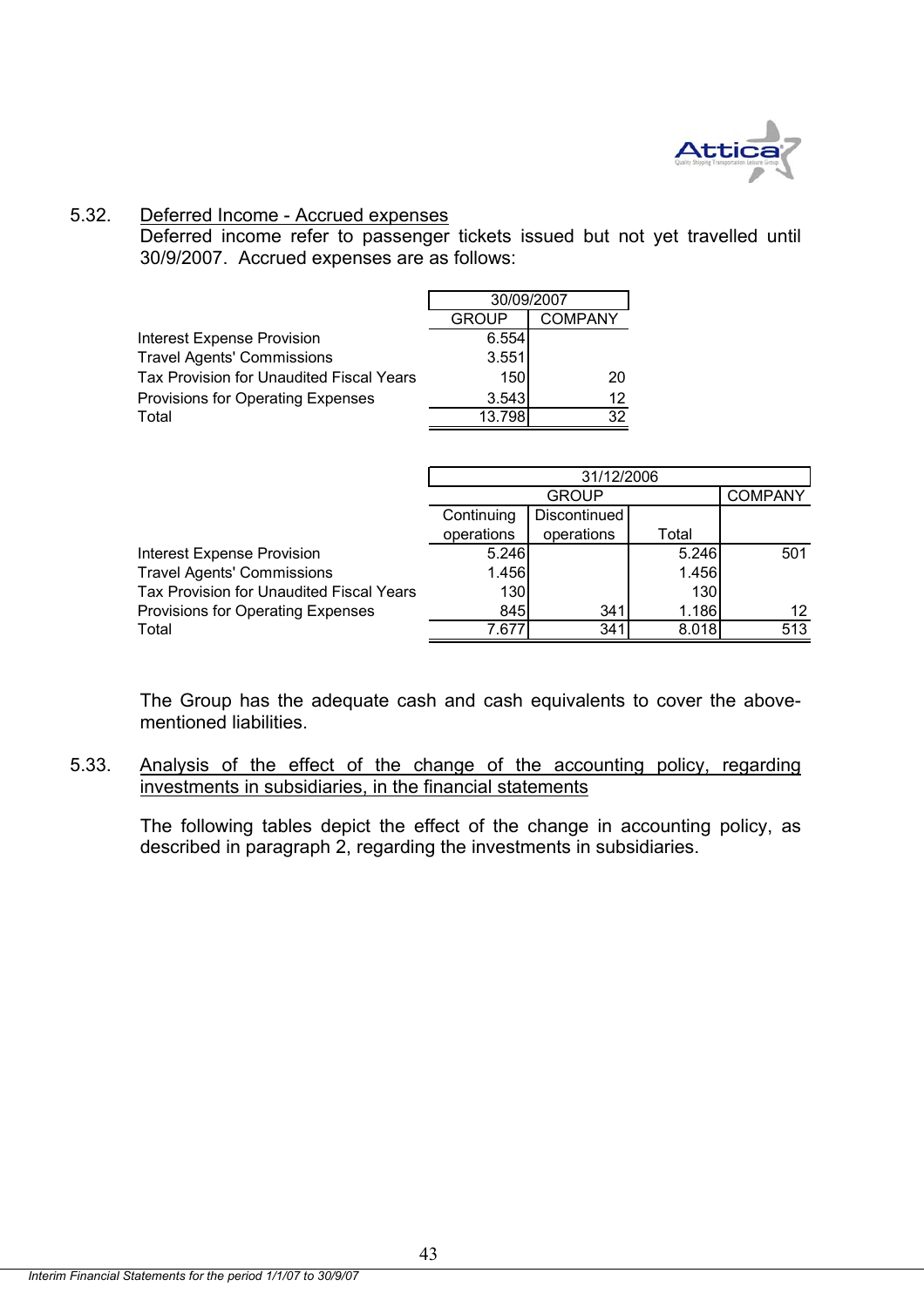## 5.32. Deferred Income - Accrued expenses

Deferred income refer to passenger tickets issued but not yet travelled until 30/9/2007. Accrued expenses are as follows:

| | 30/09/2007 | |
|---|---|---|
| | GROUP | COMPANY |
| Interest Expense Provision | 6.554 | |
| Travel Agents' Commissions | 3.551 | |
| Tax Provision for Unaudited Fiscal Years | 150 | 20 |
| Provisions for Operating Expenses | 3.543 | 12 |
| Total | 13.798 | 32 |

| | 31/12/2006 | | | |
|---|---|---|---|---|
| | GROUP | | | COMPANY |
| | Continuing operations | Discontinued operations | Total | |
| Interest Expense Provision | 5.246 | | 5.246 | 501 |
| Travel Agents' Commissions | 1.456 | | 1.456 | |
| Tax Provision for Unaudited Fiscal Years | 130 | | 130 | |
| Provisions for Operating Expenses | 845 | 341 | 1.186 | 12 |
| Total | 7.677 | 341 | 8.018 | 513 |

The Group has the adequate cash and cash equivalents to cover the above-mentioned liabilities.

## 5.33. Analysis of the effect of the change of the accounting policy, regarding investments in subsidiaries, in the financial statements

The following tables depict the effect of the change in accounting policy, as described in paragraph 2, regarding the investments in subsidiaries.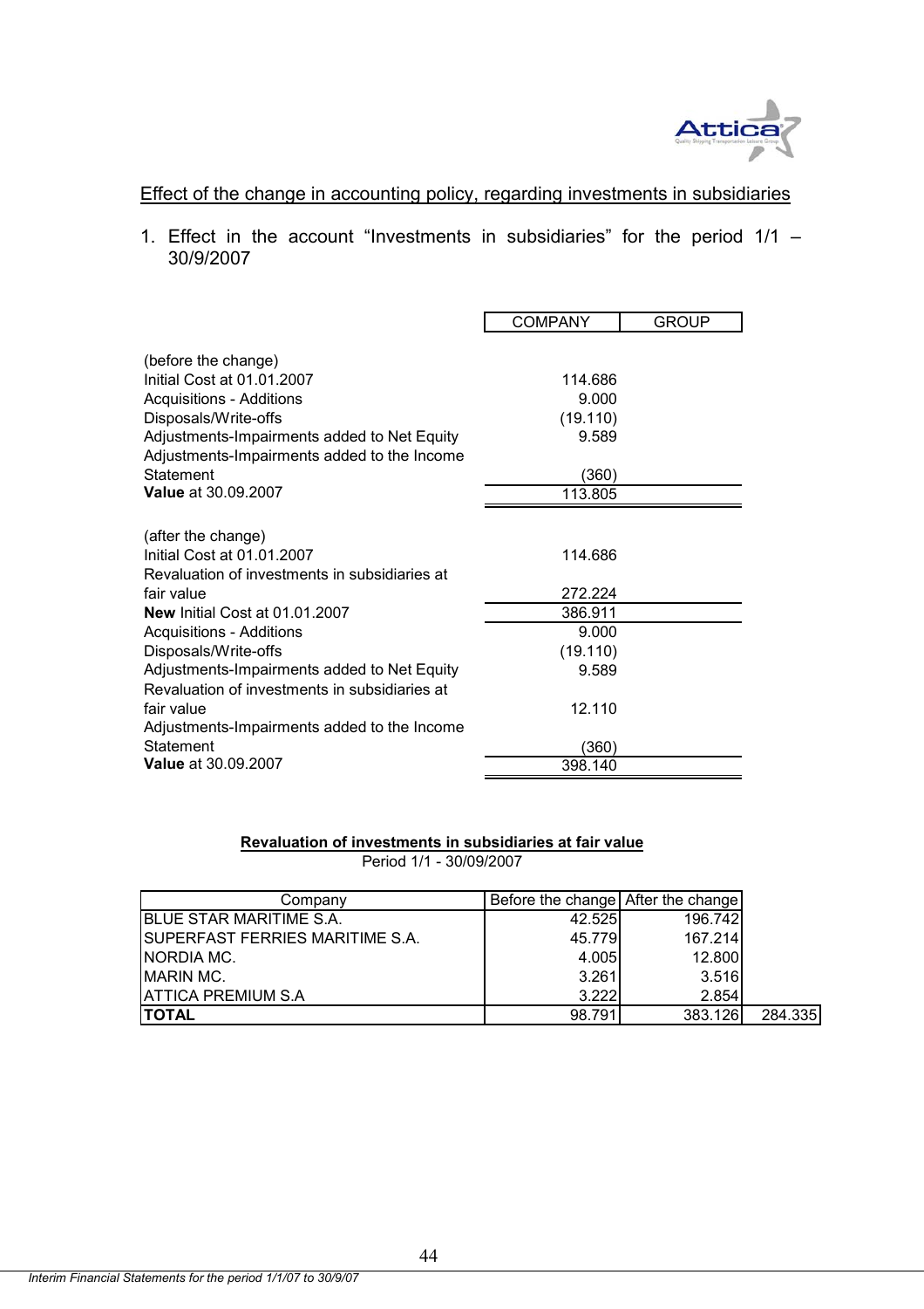## Effect of the change in accounting policy, regarding investments in subsidiaries

1. Effect in the account "Investments in subsidiaries" for the period 1/1 – 30/9/2007

| | COMPANY | GROUP |
|---|---|---|
| (before the change) | | |
| Initial Cost at 01.01.2007 | 114.686 | |
| Acquisitions - Additions | 9.000 | |
| Disposals/Write-offs | (19.110) | |
| Adjustments-Impairments added to Net Equity | 9.589 | |
| Adjustments-Impairments added to the Income Statement | (360) | |
| **Value** at 30.09.2007 | 113.805 | |
| | | |
| (after the change) | | |
| Initial Cost at 01.01.2007 | 114.686 | |
| Revaluation of investments in subsidiaries at fair value | 272.224 | |
| **New** Initial Cost at 01.01.2007 | 386.911 | |
| Acquisitions - Additions | 9.000 | |
| Disposals/Write-offs | (19.110) | |
| Adjustments-Impairments added to Net Equity | 9.589 | |
| Revaluation of investments in subsidiaries at fair value | 12.110 | |
| Adjustments-Impairments added to the Income Statement | (360) | |
| **Value** at 30.09.2007 | 398.140 | |

**Revaluation of investments in subsidiaries at fair value**

Period 1/1 - 30/09/2007

| Company | Before the change | After the change | |
|---|---|---|---|
| BLUE STAR MARITIME S.A. | 42.525 | 196.742 | |
| SUPERFAST FERRIES MARITIME S.A. | 45.779 | 167.214 | |
| NORDIA MC. | 4.005 | 12.800 | |
| MARIN MC. | 3.261 | 3.516 | |
| ATTICA PREMIUM S.A | 3.222 | 2.854 | |
| **TOTAL** | 98.791 | 383.126 | 284.335 |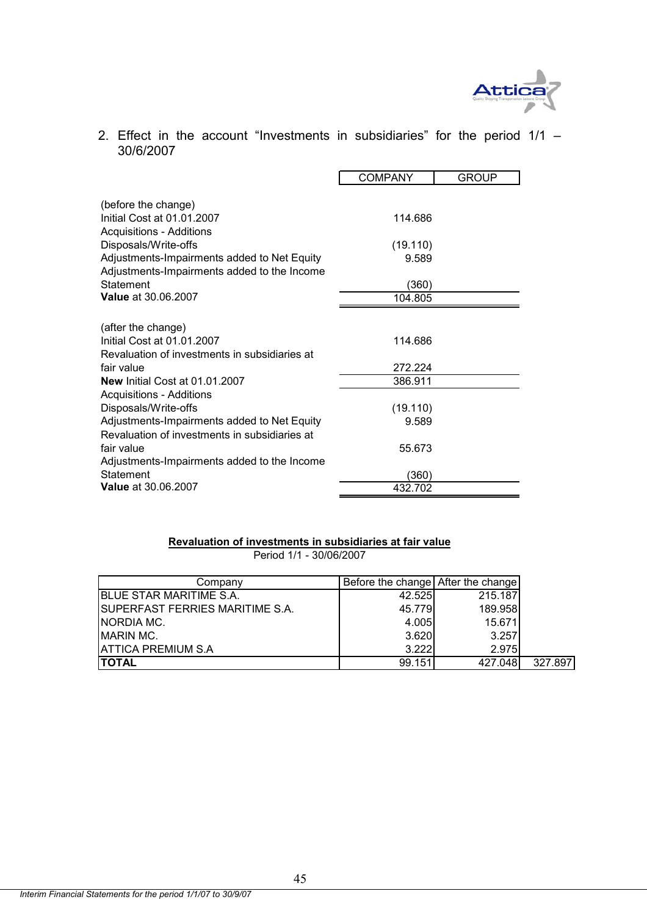2. Effect in the account "Investments in subsidiaries" for the period 1/1 – 30/6/2007

| | COMPANY | GROUP |
|---|---|---|
| (before the change) | | |
| Initial Cost at 01.01.2007 | 114.686 | |
| Acquisitions - Additions | | |
| Disposals/Write-offs | (19.110) | |
| Adjustments-Impairments added to Net Equity | 9.589 | |
| Adjustments-Impairments added to the Income Statement | (360) | |
| **Value** at 30.06.2007 | 104.805 | |
| | | |
| (after the change) | | |
| Initial Cost at 01.01.2007 | 114.686 | |
| Revaluation of investments in subsidiaries at fair value | 272.224 | |
| **New** Initial Cost at 01.01.2007 | 386.911 | |
| Acquisitions - Additions | | |
| Disposals/Write-offs | (19.110) | |
| Adjustments-Impairments added to Net Equity | 9.589 | |
| Revaluation of investments in subsidiaries at fair value | 55.673 | |
| Adjustments-Impairments added to the Income Statement | (360) | |
| **Value** at 30.06.2007 | 432.702 | |

**Revaluation of investments in subsidiaries at fair value**

Period 1/1 - 30/06/2007

| Company | Before the change | After the change | |
|---|---|---|---|
| BLUE STAR MARITIME S.A. | 42.525 | 215.187 | |
| SUPERFAST FERRIES MARITIME S.A. | 45.779 | 189.958 | |
| NORDIA MC. | 4.005 | 15.671 | |
| MARIN MC. | 3.620 | 3.257 | |
| ATTICA PREMIUM S.A | 3.222 | 2.975 | |
| **TOTAL** | 99.151 | 427.048 | 327.897 |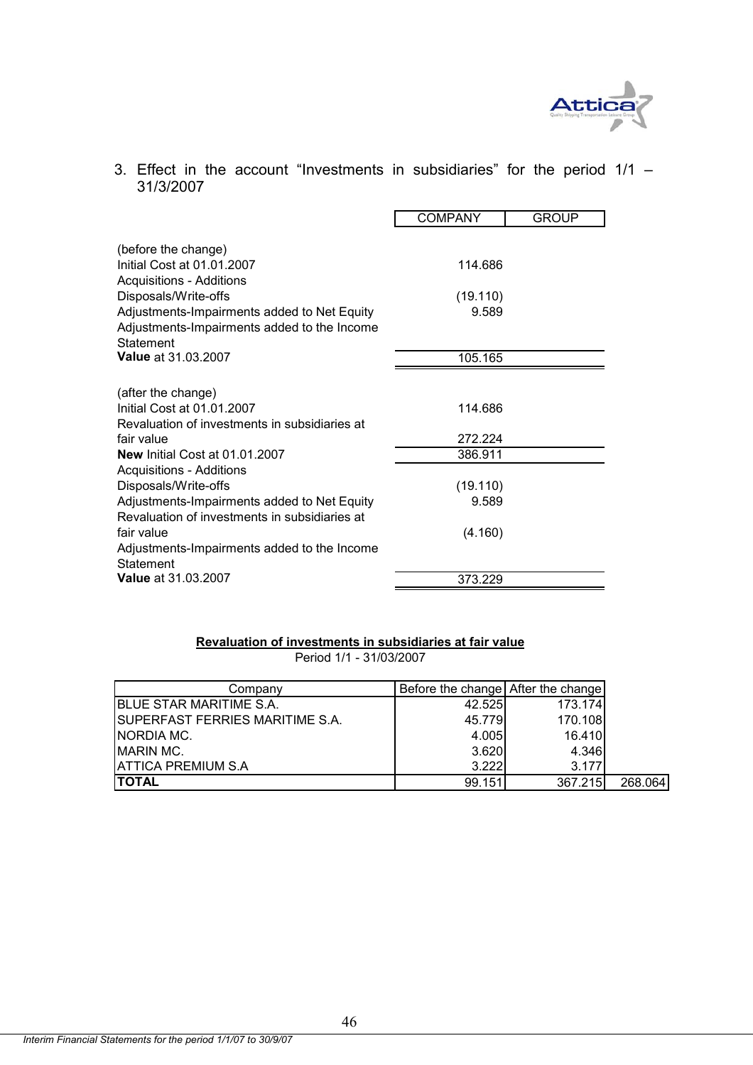3. Effect in the account "Investments in subsidiaries" for the period 1/1 – 31/3/2007

| | COMPANY | GROUP |
|---|---|---|
| (before the change) | | |
| Initial Cost at 01.01.2007 | 114.686 | |
| Acquisitions - Additions | | |
| Disposals/Write-offs | (19.110) | |
| Adjustments-Impairments added to Net Equity | 9.589 | |
| Adjustments-Impairments added to the Income Statement | | |
| **Value** at 31.03.2007 | 105.165 | |
| | | |
| (after the change) | | |
| Initial Cost at 01.01.2007 | 114.686 | |
| Revaluation of investments in subsidiaries at fair value | 272.224 | |
| **New** Initial Cost at 01.01.2007 | 386.911 | |
| Acquisitions - Additions | | |
| Disposals/Write-offs | (19.110) | |
| Adjustments-Impairments added to Net Equity | 9.589 | |
| Revaluation of investments in subsidiaries at fair value | (4.160) | |
| Adjustments-Impairments added to the Income Statement | | |
| **Value** at 31.03.2007 | 373.229 | |

**Revaluation of investments in subsidiaries at fair value**

Period 1/1 - 31/03/2007

| Company | Before the change | After the change | |
|---|---|---|---|
| BLUE STAR MARITIME S.A. | 42.525 | 173.174 | |
| SUPERFAST FERRIES MARITIME S.A. | 45.779 | 170.108 | |
| NORDIA MC. | 4.005 | 16.410 | |
| MARIN MC. | 3.620 | 4.346 | |
| ATTICA PREMIUM S.A | 3.222 | 3.177 | |
| **TOTAL** | 99.151 | 367.215 | 268.064 |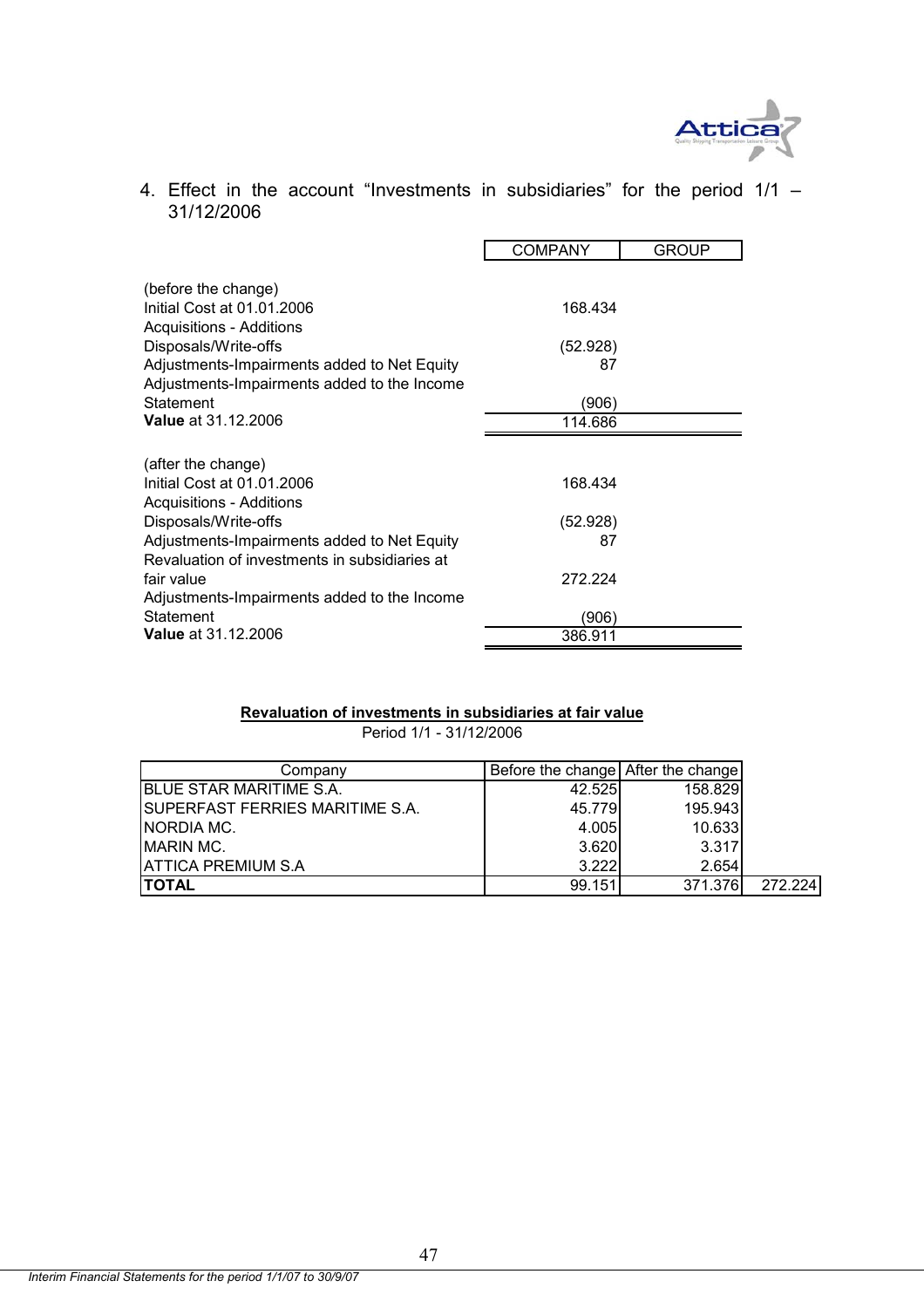4. Effect in the account "Investments in subsidiaries" for the period 1/1 – 31/12/2006

| | COMPANY | GROUP |
|---|---|---|
| (before the change) | | |
| Initial Cost at 01.01.2006 | 168.434 | |
| Acquisitions - Additions | | |
| Disposals/Write-offs | (52.928) | |
| Adjustments-Impairments added to Net Equity | 87 | |
| Adjustments-Impairments added to the Income Statement | (906) | |
| **Value** at 31.12.2006 | 114.686 | |
| | | |
| (after the change) | | |
| Initial Cost at 01.01.2006 | 168.434 | |
| Acquisitions - Additions | | |
| Disposals/Write-offs | (52.928) | |
| Adjustments-Impairments added to Net Equity | 87 | |
| Revaluation of investments in subsidiaries at fair value | 272.224 | |
| Adjustments-Impairments added to the Income Statement | (906) | |
| **Value** at 31.12.2006 | 386.911 | |

**Revaluation of investments in subsidiaries at fair value**

Period 1/1 - 31/12/2006

| Company | Before the change | After the change | |
|---|---|---|---|
| BLUE STAR MARITIME S.A. | 42.525 | 158.829 | |
| SUPERFAST FERRIES MARITIME S.A. | 45.779 | 195.943 | |
| NORDIA MC. | 4.005 | 10.633 | |
| MARIN MC. | 3.620 | 3.317 | |
| ATTICA PREMIUM S.A | 3.222 | 2.654 | |
| **TOTAL** | 99.151 | 371.376 | 272.224 |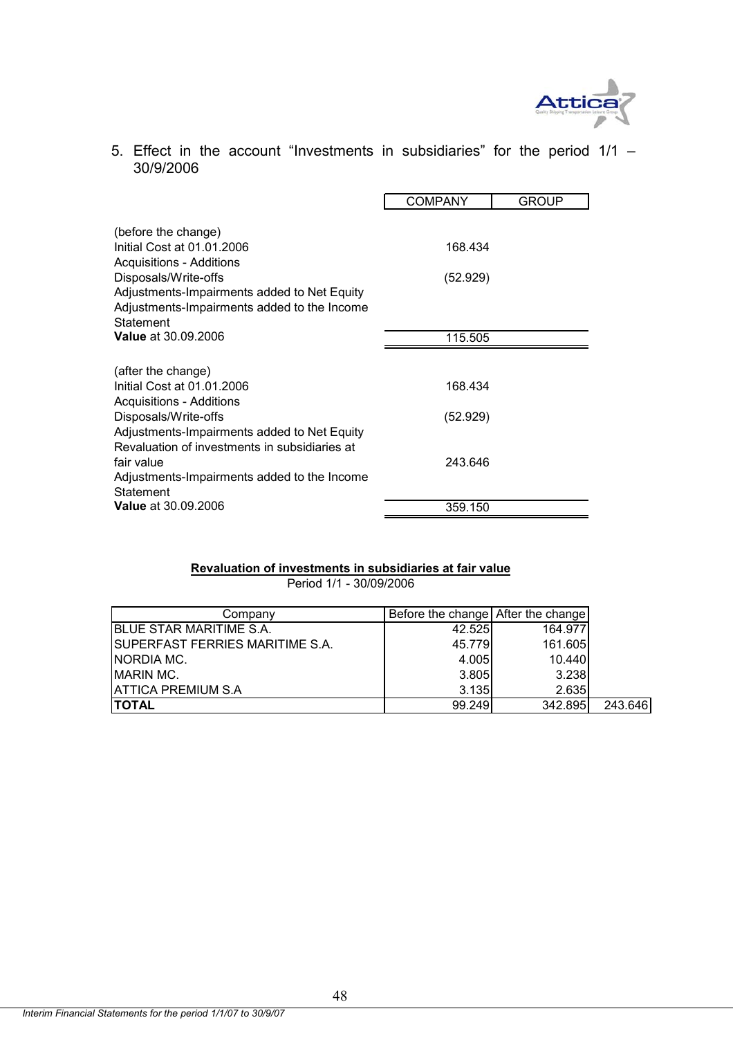5. Effect in the account “Investments in subsidiaries” for the period 1/1 – 30/9/2006

| | COMPANY | GROUP |
|---|---|---|
| (before the change) | | |
| Initial Cost at 01.01.2006 | 168.434 | |
| Acquisitions - Additions | | |
| Disposals/Write-offs | (52.929) | |
| Adjustments-Impairments added to Net Equity | | |
| Adjustments-Impairments added to the Income Statement | | |
| **Value** at 30.09.2006 | 115.505 | |
| | | |
| (after the change) | | |
| Initial Cost at 01.01.2006 | 168.434 | |
| Acquisitions - Additions | | |
| Disposals/Write-offs | (52.929) | |
| Adjustments-Impairments added to Net Equity | | |
| Revaluation of investments in subsidiaries at fair value | 243.646 | |
| Adjustments-Impairments added to the Income Statement | | |
| **Value** at 30.09.2006 | 359.150 | |

**Revaluation of investments in subsidiaries at fair value**

Period 1/1 - 30/09/2006

| Company | Before the change | After the change | |
|---|---|---|---|
| BLUE STAR MARITIME S.A. | 42.525 | 164.977 | |
| SUPERFAST FERRIES MARITIME S.A. | 45.779 | 161.605 | |
| NORDIA MC. | 4.005 | 10.440 | |
| MARIN MC. | 3.805 | 3.238 | |
| ATTICA PREMIUM S.A | 3.135 | 2.635 | |
| **TOTAL** | 99.249 | 342.895 | 243.646 |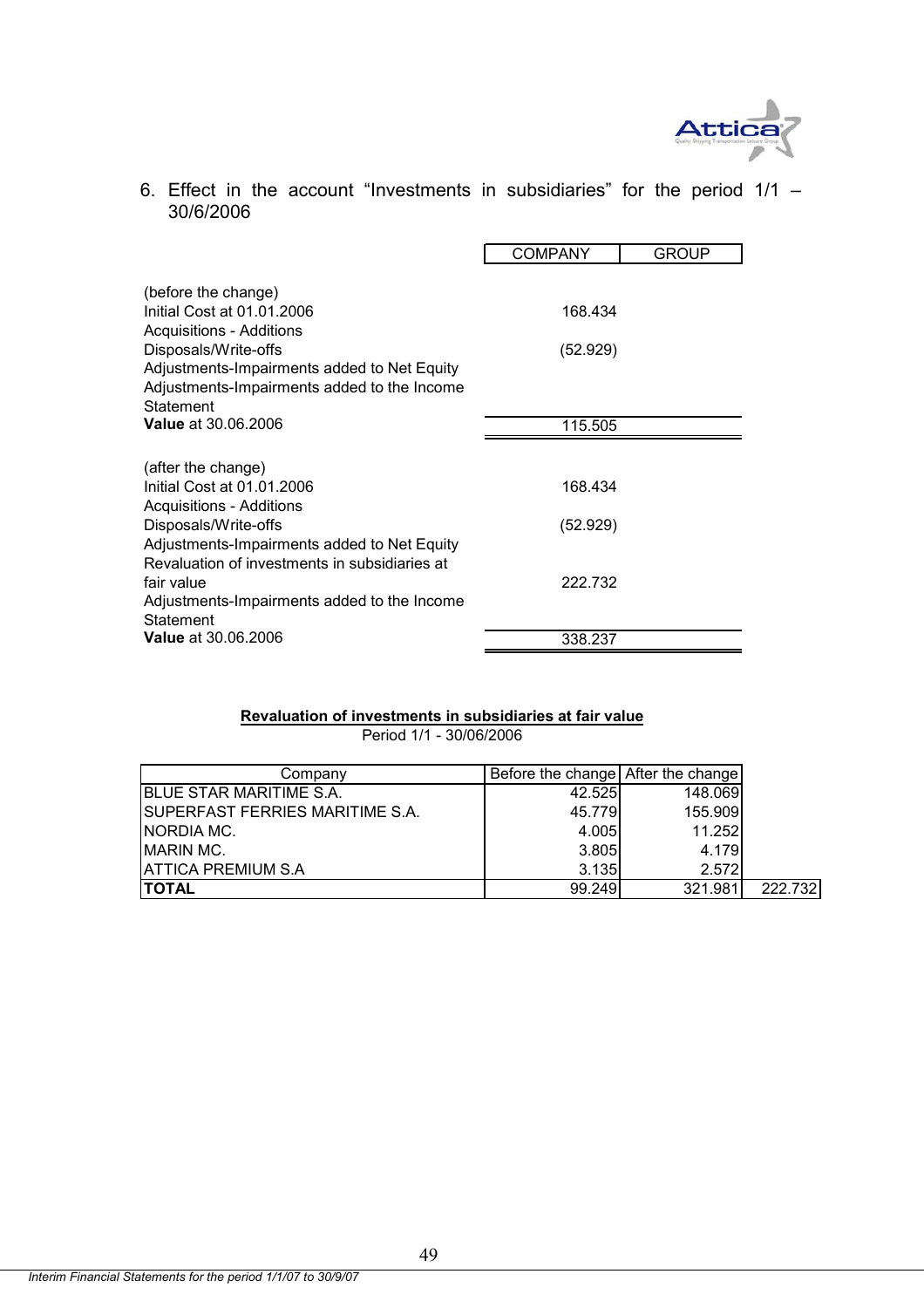6. Effect in the account “Investments in subsidiaries” for the period 1/1 – 30/6/2006

| | COMPANY | GROUP |
|---|---|---|
| (before the change) | | |
| Initial Cost at 01.01.2006 | 168.434 | |
| Acquisitions - Additions | | |
| Disposals/Write-offs | (52.929) | |
| Adjustments-Impairments added to Net Equity | | |
| Adjustments-Impairments added to the Income Statement | | |
| **Value** at 30.06.2006 | 115.505 | |
| | | |
| (after the change) | | |
| Initial Cost at 01.01.2006 | 168.434 | |
| Acquisitions - Additions | | |
| Disposals/Write-offs | (52.929) | |
| Adjustments-Impairments added to Net Equity | | |
| Revaluation of investments in subsidiaries at fair value | 222.732 | |
| Adjustments-Impairments added to the Income Statement | | |
| **Value** at 30.06.2006 | 338.237 | |

**Revaluation of investments in subsidiaries at fair value**

Period 1/1 - 30/06/2006

| Company | Before the change | After the change | |
|---|---|---|---|
| BLUE STAR MARITIME S.A. | 42.525 | 148.069 | |
| SUPERFAST FERRIES MARITIME S.A. | 45.779 | 155.909 | |
| NORDIA MC. | 4.005 | 11.252 | |
| MARIN MC. | 3.805 | 4.179 | |
| ATTICA PREMIUM S.A | 3.135 | 2.572 | |
| **TOTAL** | 99.249 | 321.981 | 222.732 |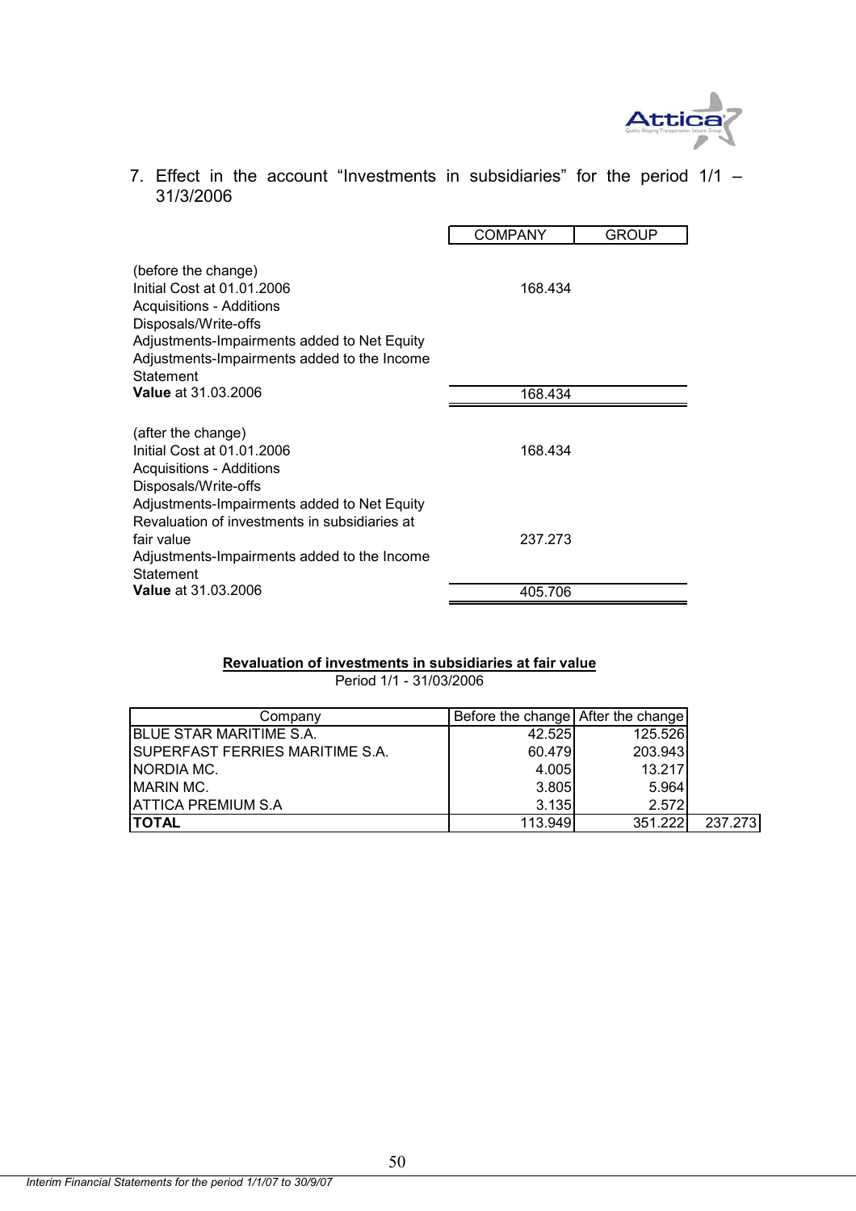7. Effect in the account "Investments in subsidiaries" for the period 1/1 – 31/3/2006

| | COMPANY | GROUP |
|---|---|---|
| (before the change) | | |
| Initial Cost at 01.01.2006 | 168.434 | |
| Acquisitions - Additions | | |
| Disposals/Write-offs | | |
| Adjustments-Impairments added to Net Equity | | |
| Adjustments-Impairments added to the Income Statement | | |
| **Value** at 31.03.2006 | 168.434 | |
| (after the change) | | |
| Initial Cost at 01.01.2006 | 168.434 | |
| Acquisitions - Additions | | |
| Disposals/Write-offs | | |
| Adjustments-Impairments added to Net Equity | | |
| Revaluation of investments in subsidiaries at fair value | 237.273 | |
| Adjustments-Impairments added to the Income Statement | | |
| **Value** at 31.03.2006 | 405.706 | |

**Revaluation of investments in subsidiaries at fair value**

Period 1/1 - 31/03/2006

| Company | Before the change | After the change | |
|---|---|---|---|
| BLUE STAR MARITIME S.A. | 42.525 | 125.526 | |
| SUPERFAST FERRIES MARITIME S.A. | 60.479 | 203.943 | |
| NORDIA MC. | 4.005 | 13.217 | |
| MARIN MC. | 3.805 | 5.964 | |
| ATTICA PREMIUM S.A | 3.135 | 2.572 | |
| **TOTAL** | 113.949 | 351.222 | 237.273 |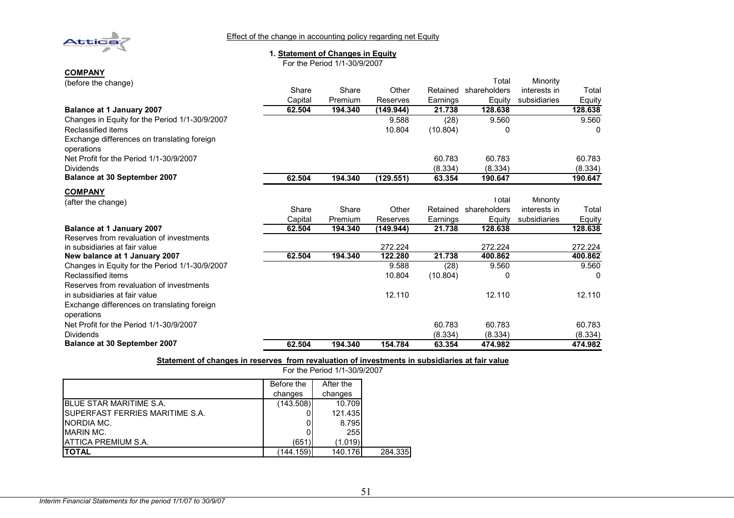Effect of the change in accounting policy regarding net Equity

### 1. Statement of Changes in Equity

For the Period 1/1-30/9/2007

**COMPANY**

(before the change)

| | Share Capital | Share Premium | Other Reserves | Retained Earnings | Total shareholders Equity | Minority interests in subsidiaries | Total Equity |
|---|---|---|---|---|---|---|---|
| **Balance at 1 January 2007** | **62.504** | **194.340** | **(149.944)** | **21.738** | **128.638** | | **128.638** |
| Changes in Equity for the Period 1/1-30/9/2007 | | | 9.588 | (28) | 9.560 | | 9.560 |
| Reclassified items | | | 10.804 | (10.804) | 0 | | 0 |
| Exchange differences on translating foreign operations | | | | | | | |
| Net Profit for the Period 1/1-30/9/2007 | | | | 60.783 | 60.783 | | 60.783 |
| Dividends | | | | (8.334) | (8.334) | | (8.334) |
| **Balance at 30 September 2007** | **62.504** | **194.340** | **(129.551)** | **63.354** | **190.647** | | **190.647** |

**COMPANY**

(after the change)

| | Share Capital | Share Premium | Other Reserves | Retained Earnings | Total shareholders Equity | Minority interests in subsidiaries | Total Equity |
|---|---|---|---|---|---|---|---|
| **Balance at 1 January 2007** | **62.504** | **194.340** | **(149.944)** | **21.738** | **128.638** | | **128.638** |
| Reserves from revaluation of investments in subsidiaries at fair value | | | 272.224 | | 272.224 | | 272.224 |
| **New balance at 1 January 2007** | **62.504** | **194.340** | **122.280** | **21.738** | **400.862** | | **400.862** |
| Changes in Equity for the Period 1/1-30/9/2007 | | | 9.588 | (28) | 9.560 | | 9.560 |
| Reclassified items | | | 10.804 | (10.804) | 0 | | 0 |
| Reserves from revaluation of investments in subsidiaries at fair value | | | 12.110 | | 12.110 | | 12.110 |
| Exchange differences on translating foreign operations | | | | | | | |
| Net Profit for the Period 1/1-30/9/2007 | | | | 60.783 | 60.783 | | 60.783 |
| Dividends | | | | (8.334) | (8.334) | | (8.334) |
| **Balance at 30 September 2007** | **62.504** | **194.340** | **154.784** | **63.354** | **474.982** | | **474.982** |

**Statement of changes in reserves from revaluation of investments in subsidiaries at fair value**

For the Period 1/1-30/9/2007

| | Before the changes | After the changes | |
|---|---|---|---|
| BLUE STAR MARITIME S.A. | (143.508) | 10.709 | |
| SUPERFAST FERRIES MARITIME S.A. | 0 | 121.435 | |
| NORDIA MC. | 0 | 8.795 | |
| MARIN MC. | 0 | 255 | |
| ATTICA PREMIUM S.A. | (651) | (1.019) | |
| **TOTAL** | (144.159) | 140.176 | 284.335 |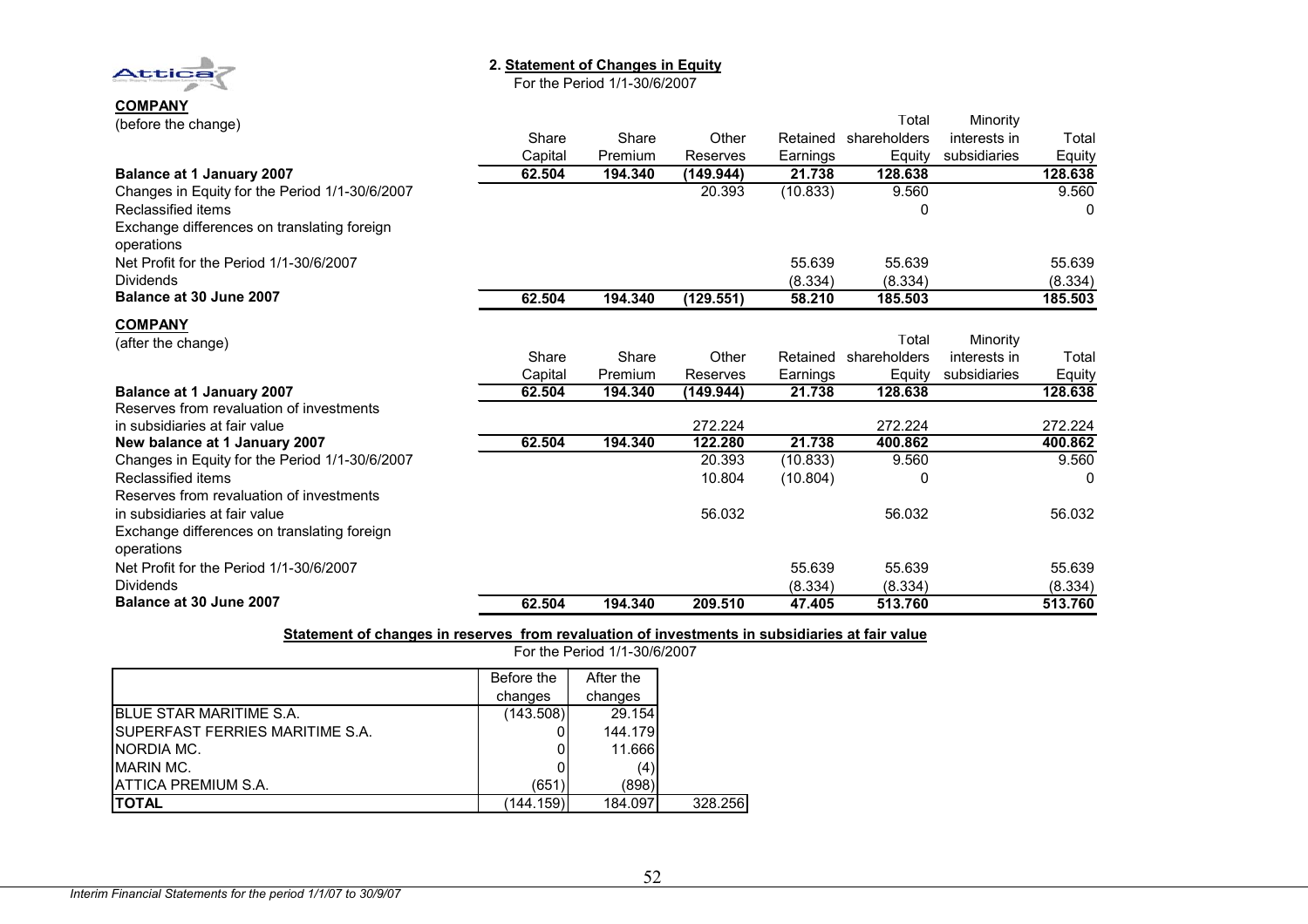## 2. Statement of Changes in Equity

For the Period 1/1-30/6/2007

**COMPANY**

(before the change)

| | Share Capital | Share Premium | Other Reserves | Retained Earnings | Total shareholders Equity | Minority interests in subsidiaries | Total Equity |
|---|---|---|---|---|---|---|---|
| **Balance at 1 January 2007** | **62.504** | **194.340** | **(149.944)** | **21.738** | **128.638** | | **128.638** |
| Changes in Equity for the Period 1/1-30/6/2007 | | | 20.393 | (10.833) | 9.560 | | 9.560 |
| Reclassified items | | | | | 0 | | 0 |
| Exchange differences on translating foreign operations | | | | | | | |
| Net Profit for the Period 1/1-30/6/2007 | | | | 55.639 | 55.639 | | 55.639 |
| Dividends | | | | (8.334) | (8.334) | | (8.334) |
| **Balance at 30 June 2007** | **62.504** | **194.340** | **(129.551)** | **58.210** | **185.503** | | **185.503** |

**COMPANY**

(after the change)

| | Share Capital | Share Premium | Other Reserves | Retained Earnings | Total shareholders Equity | Minority interests in subsidiaries | Total Equity |
|---|---|---|---|---|---|---|---|
| **Balance at 1 January 2007** | **62.504** | **194.340** | **(149.944)** | **21.738** | **128.638** | | **128.638** |
| Reserves from revaluation of investments in subsidiaries at fair value | | | 272.224 | | 272.224 | | 272.224 |
| **New balance at 1 January 2007** | **62.504** | **194.340** | **122.280** | **21.738** | **400.862** | | **400.862** |
| Changes in Equity for the Period 1/1-30/6/2007 | | | 20.393 | (10.833) | 9.560 | | 9.560 |
| Reclassified items | | | 10.804 | (10.804) | 0 | | 0 |
| Reserves from revaluation of investments in subsidiaries at fair value | | | 56.032 | | 56.032 | | 56.032 |
| Exchange differences on translating foreign operations | | | | | | | |
| Net Profit for the Period 1/1-30/6/2007 | | | | 55.639 | 55.639 | | 55.639 |
| Dividends | | | | (8.334) | (8.334) | | (8.334) |
| **Balance at 30 June 2007** | **62.504** | **194.340** | **209.510** | **47.405** | **513.760** | | **513.760** |

**Statement of changes in reserves from revaluation of investments in subsidiaries at fair value**

For the Period 1/1-30/6/2007

| | Before the changes | After the changes | |
|---|---|---|---|
| BLUE STAR MARITIME S.A. | (143.508) | 29.154 | |
| SUPERFAST FERRIES MARITIME S.A. | 0 | 144.179 | |
| NORDIA MC. | 0 | 11.666 | |
| MARIN MC. | 0 | (4) | |
| ATTICA PREMIUM S.A. | (651) | (898) | |
| **TOTAL** | (144.159) | 184.097 | 328.256 |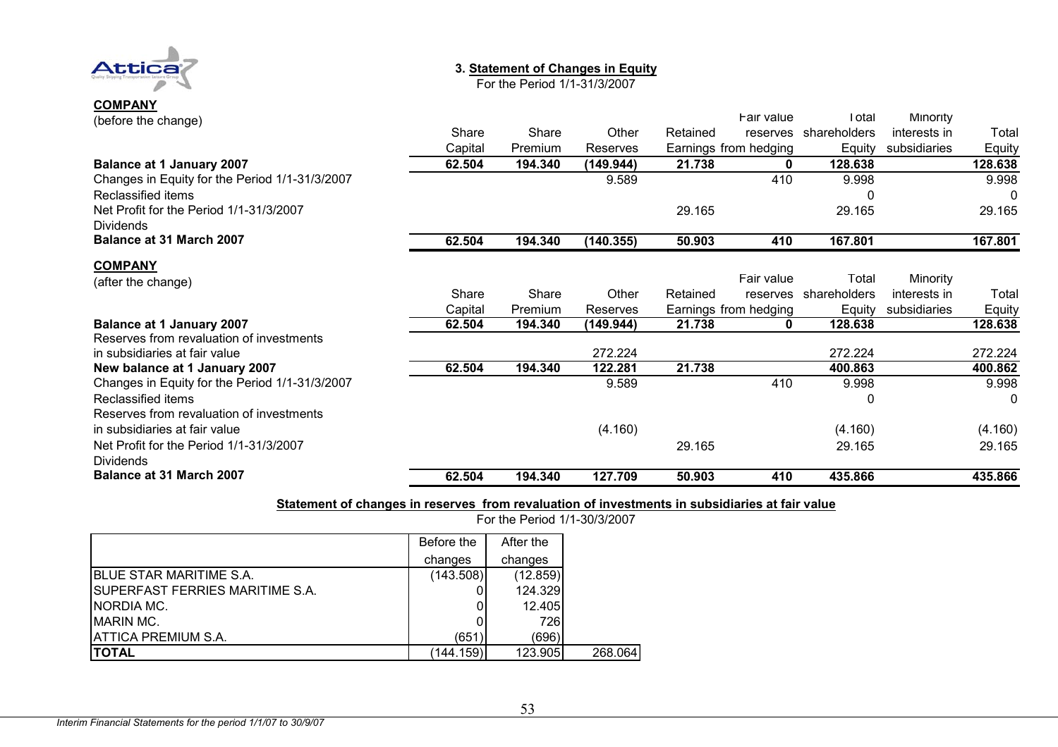### 3. Statement of Changes in Equity

For the Period 1/1-31/3/2007

**COMPANY**

(before the change)

| | Share Capital | Share Premium | Other Reserves | Retained Earnings | Fair value reserves from hedging | Total shareholders Equity | Minority interests in subsidiaries | Total Equity |
|---|---|---|---|---|---|---|---|---|
| **Balance at 1 January 2007** | **62.504** | **194.340** | **(149.944)** | **21.738** | **0** | **128.638** | | **128.638** |
| Changes in Equity for the Period 1/1-31/3/2007 | | | 9.589 | | 410 | 9.998 | | 9.998 |
| Reclassified items | | | | | | 0 | | 0 |
| Net Profit for the Period 1/1-31/3/2007 | | | | 29.165 | | 29.165 | | 29.165 |
| Dividends | | | | | | | | |
| **Balance at 31 March 2007** | **62.504** | **194.340** | **(140.355)** | **50.903** | **410** | **167.801** | | **167.801** |

**COMPANY**

(after the change)

| | Share Capital | Share Premium | Other Reserves | Retained Earnings | Fair value reserves from hedging | Total shareholders Equity | Minority interests in subsidiaries | Total Equity |
|---|---|---|---|---|---|---|---|---|
| **Balance at 1 January 2007** | **62.504** | **194.340** | **(149.944)** | **21.738** | **0** | **128.638** | | **128.638** |
| Reserves from revaluation of investments in subsidiaries at fair value | | | 272.224 | | | 272.224 | | 272.224 |
| **New balance at 1 January 2007** | **62.504** | **194.340** | **122.281** | **21.738** | | **400.863** | | **400.862** |
| Changes in Equity for the Period 1/1-31/3/2007 | | | 9.589 | | 410 | 9.998 | | 9.998 |
| Reclassified items | | | | | | 0 | | 0 |
| Reserves from revaluation of investments in subsidiaries at fair value | | | (4.160) | | | (4.160) | | (4.160) |
| Net Profit for the Period 1/1-31/3/2007 | | | | 29.165 | | 29.165 | | 29.165 |
| Dividends | | | | | | | | |
| **Balance at 31 March 2007** | **62.504** | **194.340** | **127.709** | **50.903** | **410** | **435.866** | | **435.866** |

**Statement of changes in reserves from revaluation of investments in subsidiaries at fair value**

For the Period 1/1-30/3/2007

| | Before the changes | After the changes | |
|---|---|---|---|
| BLUE STAR MARITIME S.A. | (143.508) | (12.859) | |
| SUPERFAST FERRIES MARITIME S.A. | 0 | 124.329 | |
| NORDIA MC. | 0 | 12.405 | |
| MARIN MC. | 0 | 726 | |
| ATTICA PREMIUM S.A. | (651) | (696) | |
| **TOTAL** | (144.159) | 123.905 | 268.064 |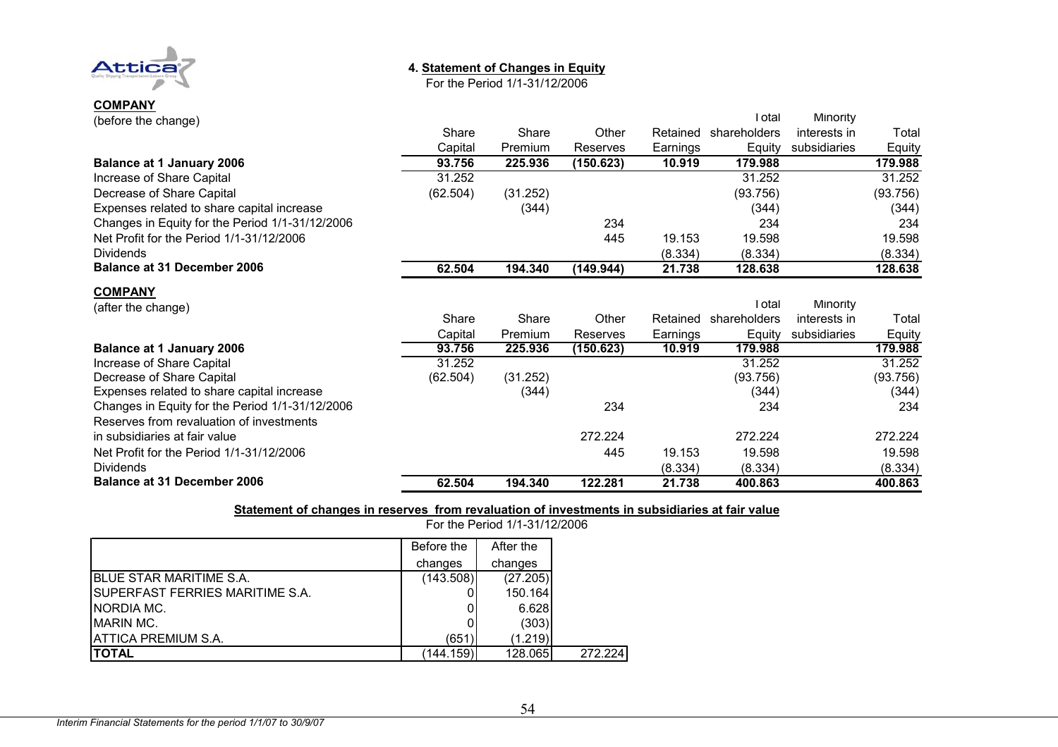## 4. Statement of Changes in Equity

For the Period 1/1-31/12/2006

**COMPANY**
(before the change)

| | Share Capital | Share Premium | Other Reserves | Retained Earnings | Total shareholders Equity | Minority interests in subsidiaries | Total Equity |
|---|---|---|---|---|---|---|---|
| **Balance at 1 January 2006** | **93.756** | **225.936** | **(150.623)** | **10.919** | **179.988** | | **179.988** |
| Increase of Share Capital | 31.252 | | | | 31.252 | | 31.252 |
| Decrease of Share Capital | (62.504) | (31.252) | | | (93.756) | | (93.756) |
| Expenses related to share capital increase | | (344) | | | (344) | | (344) |
| Changes in Equity for the Period 1/1-31/12/2006 | | | 234 | | 234 | | 234 |
| Net Profit for the Period 1/1-31/12/2006 | | | 445 | 19.153 | 19.598 | | 19.598 |
| Dividends | | | | (8.334) | (8.334) | | (8.334) |
| **Balance at 31 December 2006** | **62.504** | **194.340** | **(149.944)** | **21.738** | **128.638** | | **128.638** |

**COMPANY**
(after the change)

| | Share Capital | Share Premium | Other Reserves | Retained Earnings | Total shareholders Equity | Minority interests in subsidiaries | Total Equity |
|---|---|---|---|---|---|---|---|
| **Balance at 1 January 2006** | **93.756** | **225.936** | **(150.623)** | **10.919** | **179.988** | | **179.988** |
| Increase of Share Capital | 31.252 | | | | 31.252 | | 31.252 |
| Decrease of Share Capital | (62.504) | (31.252) | | | (93.756) | | (93.756) |
| Expenses related to share capital increase | | (344) | | | (344) | | (344) |
| Changes in Equity for the Period 1/1-31/12/2006 | | | 234 | | 234 | | 234 |
| Reserves from revaluation of investments in subsidiaries at fair value | | | 272.224 | | 272.224 | | 272.224 |
| Net Profit for the Period 1/1-31/12/2006 | | | 445 | 19.153 | 19.598 | | 19.598 |
| Dividends | | | | (8.334) | (8.334) | | (8.334) |
| **Balance at 31 December 2006** | **62.504** | **194.340** | **122.281** | **21.738** | **400.863** | | **400.863** |

**Statement of changes in reserves from revaluation of investments in subsidiaries at fair value**

For the Period 1/1-31/12/2006

| | Before the changes | After the changes | |
|---|---|---|---|
| BLUE STAR MARITIME S.A. | (143.508) | (27.205) | |
| SUPERFAST FERRIES MARITIME S.A. | 0 | 150.164 | |
| NORDIA MC. | 0 | 6.628 | |
| MARIN MC. | 0 | (303) | |
| ATTICA PREMIUM S.A. | (651) | (1.219) | |
| **TOTAL** | (144.159) | 128.065 | 272.224 |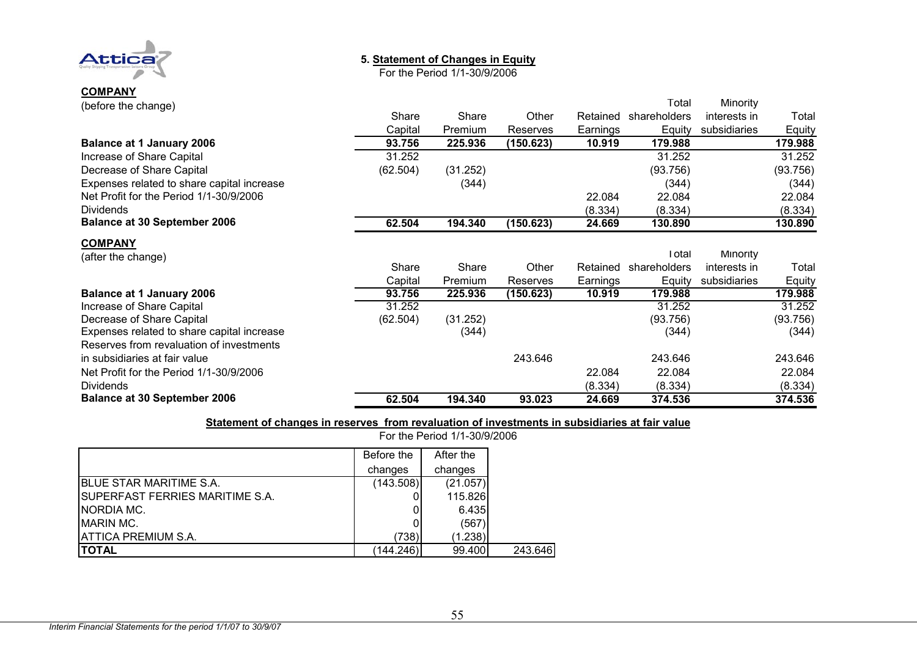## 5. Statement of Changes in Equity

For the Period 1/1-30/9/2006

**COMPANY**

(before the change)

| | Share Capital | Share Premium | Other Reserves | Retained Earnings | Total shareholders Equity | Minority interests in subsidiaries | Total Equity |
|---|---|---|---|---|---|---|---|
| **Balance at 1 January 2006** | **93.756** | **225.936** | **(150.623)** | **10.919** | **179.988** | | **179.988** |
| Increase of Share Capital | 31.252 | | | | 31.252 | | 31.252 |
| Decrease of Share Capital | (62.504) | (31.252) | | | (93.756) | | (93.756) |
| Expenses related to share capital increase | | (344) | | | (344) | | (344) |
| Net Profit for the Period 1/1-30/9/2006 | | | | 22.084 | 22.084 | | 22.084 |
| Dividends | | | | (8.334) | (8.334) | | (8.334) |
| **Balance at 30 September 2006** | **62.504** | **194.340** | **(150.623)** | **24.669** | **130.890** | | **130.890** |

**COMPANY**

(after the change)

| | Share Capital | Share Premium | Other Reserves | Retained Earnings | Total shareholders Equity | Minority interests in subsidiaries | Total Equity |
|---|---|---|---|---|---|---|---|
| **Balance at 1 January 2006** | **93.756** | **225.936** | **(150.623)** | **10.919** | **179.988** | | **179.988** |
| Increase of Share Capital | 31.252 | | | | 31.252 | | 31.252 |
| Decrease of Share Capital | (62.504) | (31.252) | | | (93.756) | | (93.756) |
| Expenses related to share capital increase | | (344) | | | (344) | | (344) |
| Reserves from revaluation of investments in subsidiaries at fair value | | | 243.646 | | 243.646 | | 243.646 |
| Net Profit for the Period 1/1-30/9/2006 | | | | 22.084 | 22.084 | | 22.084 |
| Dividends | | | | (8.334) | (8.334) | | (8.334) |
| **Balance at 30 September 2006** | **62.504** | **194.340** | **93.023** | **24.669** | **374.536** | | **374.536** |

**Statement of changes in reserves from revaluation of investments in subsidiaries at fair value**

For the Period 1/1-30/9/2006

| | Before the changes | After the changes | |
|---|---|---|---|
| BLUE STAR MARITIME S.A. | (143.508) | (21.057) | |
| SUPERFAST FERRIES MARITIME S.A. | 0 | 115.826 | |
| NORDIA MC. | 0 | 6.435 | |
| MARIN MC. | 0 | (567) | |
| ATTICA PREMIUM S.A. | (738) | (1.238) | |
| **TOTAL** | (144.246) | 99.400 | 243.646 |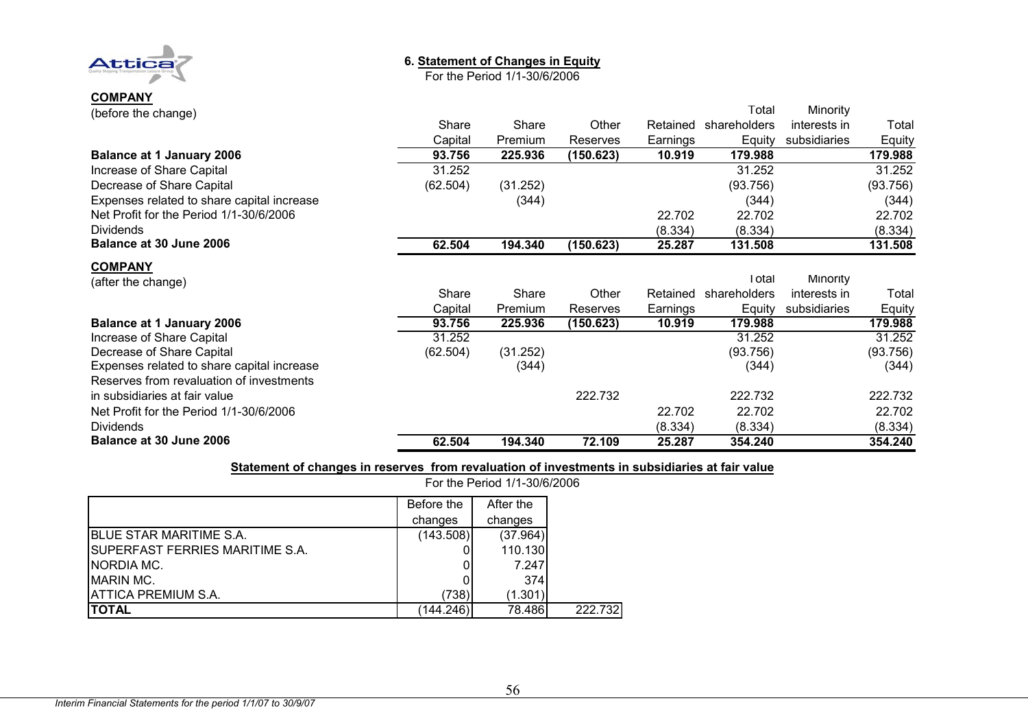## 6. Statement of Changes in Equity

For the Period 1/1-30/6/2006

**COMPANY**

(before the change)

| | Share Capital | Share Premium | Other Reserves | Retained Earnings | Total shareholders Equity | Minority interests in subsidiaries | Total Equity |
|---|---|---|---|---|---|---|---|
| **Balance at 1 January 2006** | **93.756** | **225.936** | **(150.623)** | **10.919** | **179.988** | | **179.988** |
| Increase of Share Capital | 31.252 | | | | 31.252 | | 31.252 |
| Decrease of Share Capital | (62.504) | (31.252) | | | (93.756) | | (93.756) |
| Expenses related to share capital increase | | (344) | | | (344) | | (344) |
| Net Profit for the Period 1/1-30/6/2006 | | | | 22.702 | 22.702 | | 22.702 |
| Dividends | | | | (8.334) | (8.334) | | (8.334) |
| **Balance at 30 June 2006** | **62.504** | **194.340** | **(150.623)** | **25.287** | **131.508** | | **131.508** |

**COMPANY**

(after the change)

| | Share Capital | Share Premium | Other Reserves | Retained Earnings | Total shareholders Equity | Minority interests in subsidiaries | Total Equity |
|---|---|---|---|---|---|---|---|
| **Balance at 1 January 2006** | **93.756** | **225.936** | **(150.623)** | **10.919** | **179.988** | | **179.988** |
| Increase of Share Capital | 31.252 | | | | 31.252 | | 31.252 |
| Decrease of Share Capital | (62.504) | (31.252) | | | (93.756) | | (93.756) |
| Expenses related to share capital increase | | (344) | | | (344) | | (344) |
| Reserves from revaluation of investments in subsidiaries at fair value | | | 222.732 | | 222.732 | | 222.732 |
| Net Profit for the Period 1/1-30/6/2006 | | | | 22.702 | 22.702 | | 22.702 |
| Dividends | | | | (8.334) | (8.334) | | (8.334) |
| **Balance at 30 June 2006** | **62.504** | **194.340** | **72.109** | **25.287** | **354.240** | | **354.240** |

**Statement of changes in reserves from revaluation of investments in subsidiaries at fair value**

For the Period 1/1-30/6/2006

| | Before the changes | After the changes | |
|---|---|---|---|
| BLUE STAR MARITIME S.A. | (143.508) | (37.964) | |
| SUPERFAST FERRIES MARITIME S.A. | 0 | 110.130 | |
| NORDIA MC. | 0 | 7.247 | |
| MARIN MC. | 0 | 374 | |
| ATTICA PREMIUM S.A. | (738) | (1.301) | |
| **TOTAL** | (144.246) | 78.486 | 222.732 |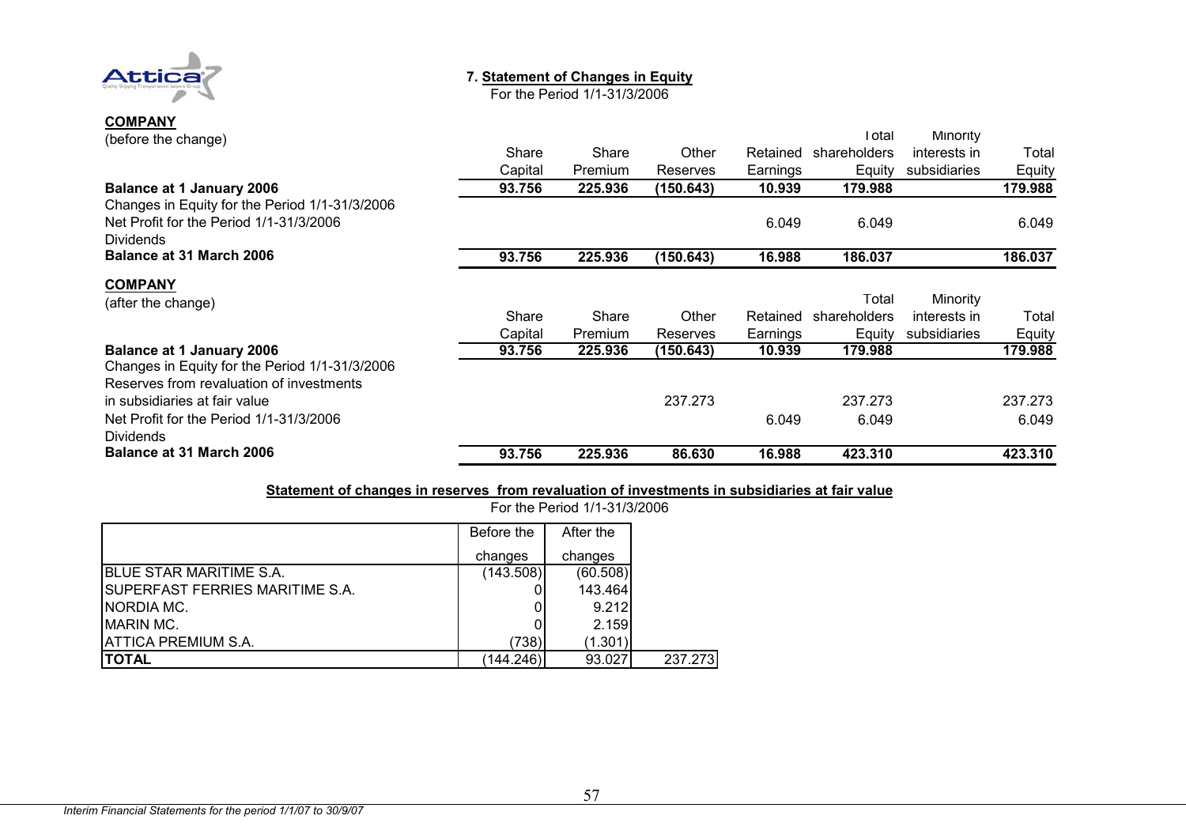## 7. Statement of Changes in Equity

For the Period 1/1-31/3/2006

**COMPANY**

(before the change)

| | Share Capital | Share Premium | Other Reserves | Retained Earnings | Total shareholders Equity | Minority interests in subsidiaries | Total Equity |
|---|---|---|---|---|---|---|---|
| **Balance at 1 January 2006** | **93.756** | **225.936** | **(150.643)** | **10.939** | **179.988** | | **179.988** |
| Changes in Equity for the Period 1/1-31/3/2006 | | | | | | | |
| Net Profit for the Period 1/1-31/3/2006 | | | | 6.049 | 6.049 | | 6.049 |
| Dividends | | | | | | | |
| **Balance at 31 March 2006** | **93.756** | **225.936** | **(150.643)** | **16.988** | **186.037** | | **186.037** |

**COMPANY**

(after the change)

| | Share Capital | Share Premium | Other Reserves | Retained Earnings | Total shareholders Equity | Minority interests in subsidiaries | Total Equity |
|---|---|---|---|---|---|---|---|
| **Balance at 1 January 2006** | **93.756** | **225.936** | **(150.643)** | **10.939** | **179.988** | | **179.988** |
| Changes in Equity for the Period 1/1-31/3/2006 | | | | | | | |
| Reserves from revaluation of investments in subsidiaries at fair value | | | 237.273 | | 237.273 | | 237.273 |
| Net Profit for the Period 1/1-31/3/2006 | | | | 6.049 | 6.049 | | 6.049 |
| Dividends | | | | | | | |
| **Balance at 31 March 2006** | **93.756** | **225.936** | **86.630** | **16.988** | **423.310** | | **423.310** |

**Statement of changes in reserves from revaluation of investments in subsidiaries at fair value**

For the Period 1/1-31/3/2006

| | Before the changes | After the changes | |
|---|---|---|---|
| BLUE STAR MARITIME S.A. | (143.508) | (60.508) | |
| SUPERFAST FERRIES MARITIME S.A. | 0 | 143.464 | |
| NORDIA MC. | 0 | 9.212 | |
| MARIN MC. | 0 | 2.159 | |
| ATTICA PREMIUM S.A. | (738) | (1.301) | |
| **TOTAL** | (144.246) | 93.027 | 237.273 |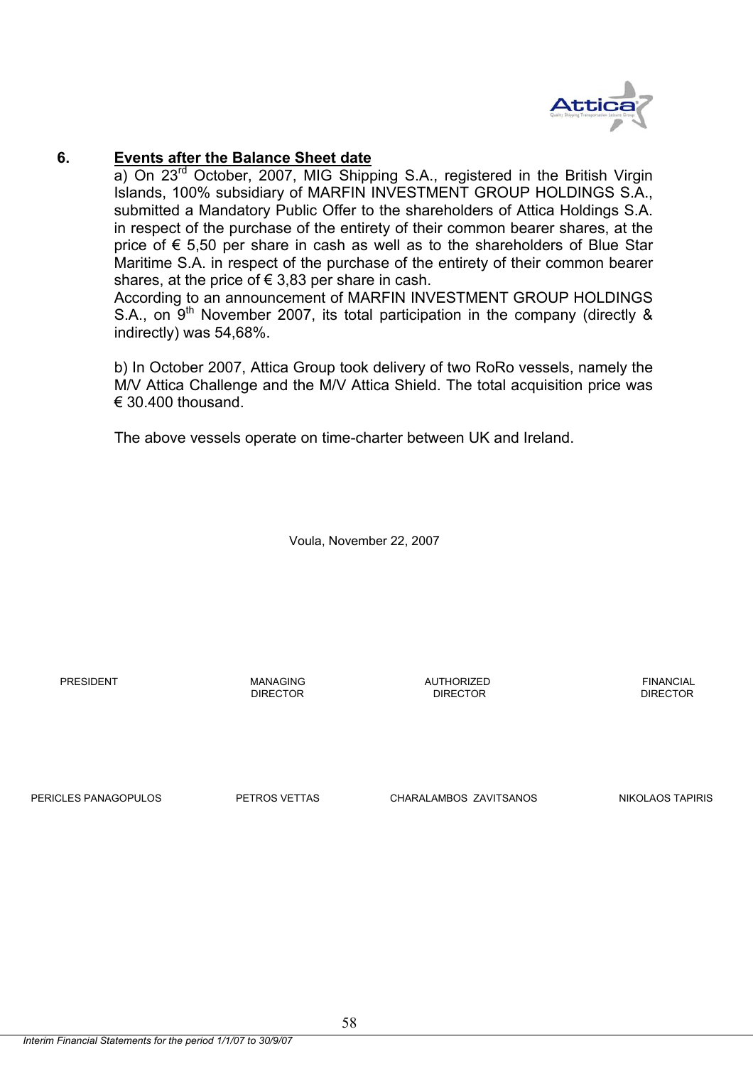## 6. Events after the Balance Sheet date

a) On 23rd October, 2007, MIG Shipping S.A., registered in the British Virgin Islands, 100% subsidiary of MARFIN INVESTMENT GROUP HOLDINGS S.A., submitted a Mandatory Public Offer to the shareholders of Attica Holdings S.A. in respect of the purchase of the entirety of their common bearer shares, at the price of € 5,50 per share in cash as well as to the shareholders of Blue Star Maritime S.A. in respect of the purchase of the entirety of their common bearer shares, at the price of € 3,83 per share in cash.
According to an announcement of MARFIN INVESTMENT GROUP HOLDINGS S.A., on 9th November 2007, its total participation in the company (directly & indirectly) was 54,68%.

b) In October 2007, Attica Group took delivery of two RoRo vessels, namely the M/V Attica Challenge and the M/V Attica Shield. The total acquisition price was € 30.400 thousand.

The above vessels operate on time-charter between UK and Ireland.

Voula, November 22, 2007

| PRESIDENT | MANAGING DIRECTOR | AUTHORIZED DIRECTOR | FINANCIAL DIRECTOR |
|---|---|---|---|
| PERICLES PANAGOPULOS | PETROS VETTAS | CHARALAMBOS ZAVITSANOS | NIKOLAOS TAPIRIS |